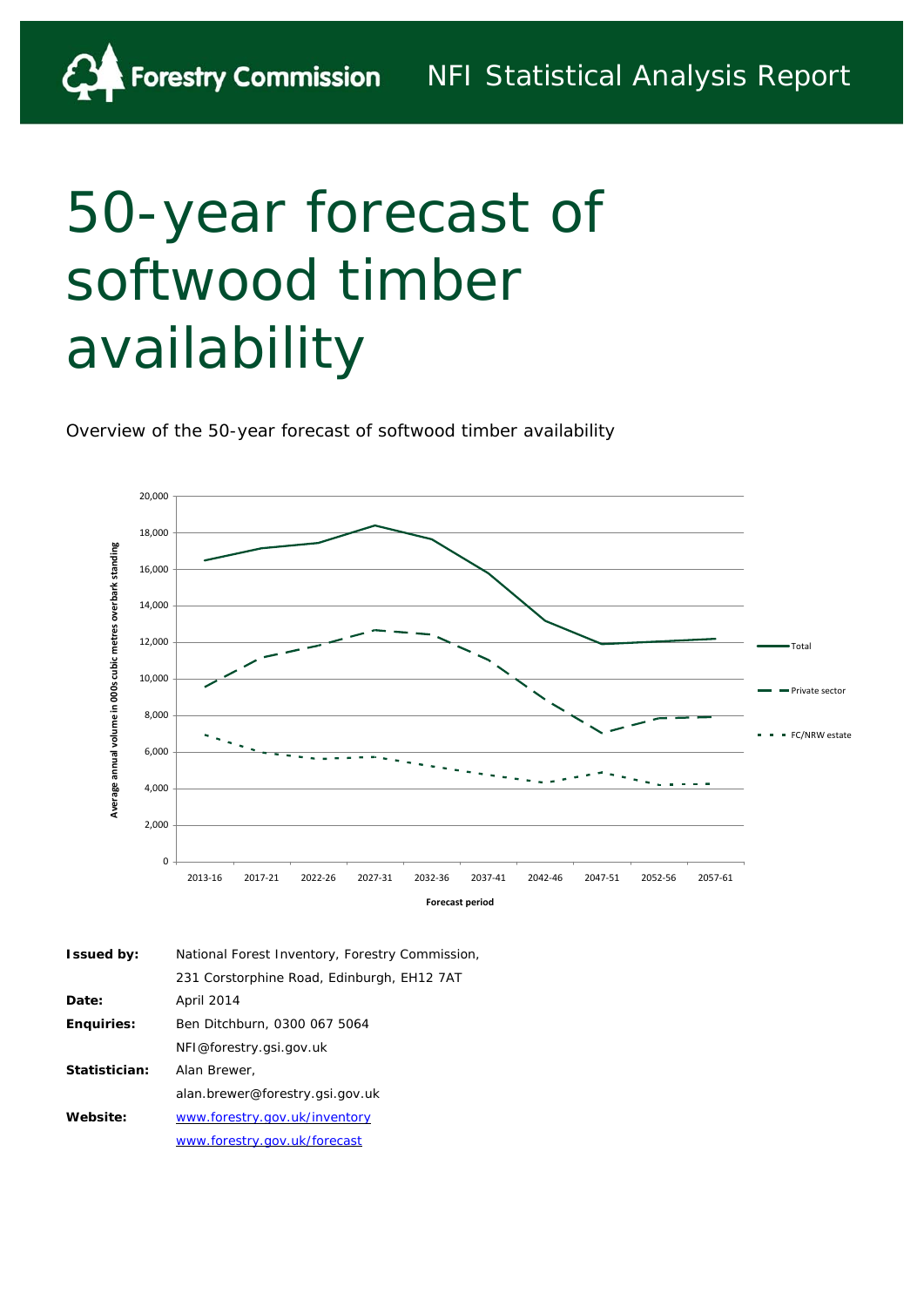Forestry Commission    NFI Statistical Analysis Report

# 50-year forecast of softwood timber availability

Overview of the 50-year forecast of softwood timber availability

| | |
|---|---|
| **Issued by:** | National Forest Inventory, Forestry Commission, 231 Corstorphine Road, Edinburgh, EH12 7AT |
| **Date:** | April 2014 |
| **Enquiries:** | Ben Ditchburn, 0300 067 5064 NFI@forestry.gsi.gov.uk |
| **Statistician:** | Alan Brewer, alan.brewer@forestry.gsi.gov.uk |
| **Website:** | www.forestry.gov.uk/inventory www.forestry.gov.uk/forecast |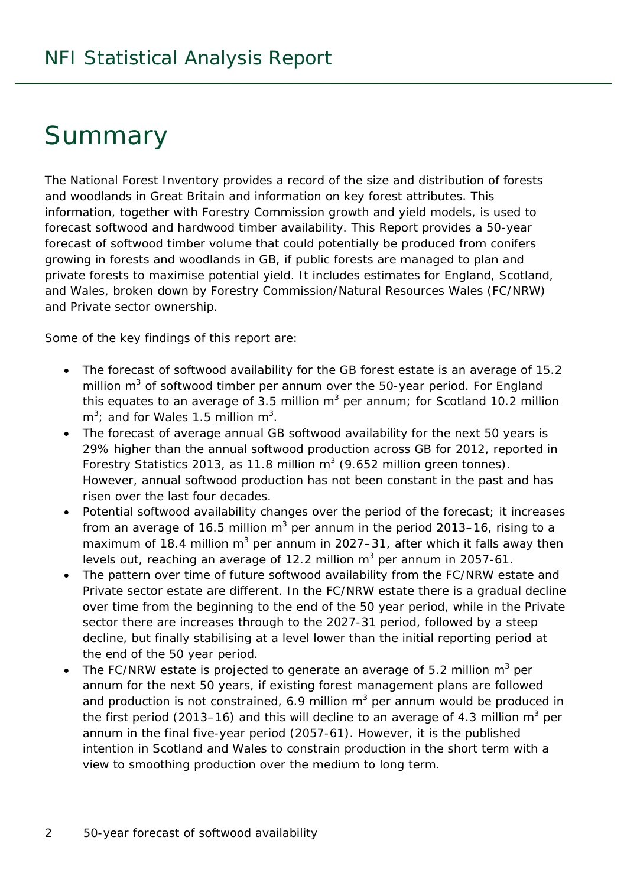# Summary

The National Forest Inventory provides a record of the size and distribution of forests and woodlands in Great Britain and information on key forest attributes. This information, together with Forestry Commission growth and yield models, is used to forecast softwood and hardwood timber availability. This Report provides a 50-year forecast of softwood timber volume that could potentially be produced from conifers growing in forests and woodlands in GB, if public forests are managed to plan and private forests to maximise potential yield. It includes estimates for England, Scotland, and Wales, broken down by Forestry Commission/Natural Resources Wales (FC/NRW) and Private sector ownership.

Some of the key findings of this report are:

- The forecast of softwood availability for the GB forest estate is an average of 15.2 million $m^3$ of softwood timber per annum over the 50-year period. For England this equates to an average of 3.5 million $m^3$ per annum; for Scotland 10.2 million $m^3$; and for Wales 1.5 million $m^3$.
- The forecast of average annual GB softwood availability for the next 50 years is 29% higher than the annual softwood production across GB for 2012, reported in Forestry Statistics 2013, as 11.8 million $m^3$ (9.652 million green tonnes). However, annual softwood production has not been constant in the past and has risen over the last four decades.
- Potential softwood availability changes over the period of the forecast; it increases from an average of 16.5 million $m^3$ per annum in the period 2013–16, rising to a maximum of 18.4 million $m^3$ per annum in 2027–31, after which it falls away then levels out, reaching an average of 12.2 million $m^3$ per annum in 2057-61.
- The pattern over time of future softwood availability from the FC/NRW estate and Private sector estate are different. In the FC/NRW estate there is a gradual decline over time from the beginning to the end of the 50 year period, while in the Private sector there are increases through to the 2027-31 period, followed by a steep decline, but finally stabilising at a level lower than the initial reporting period at the end of the 50 year period.
- The FC/NRW estate is projected to generate an average of 5.2 million $m^3$ per annum for the next 50 years, if existing forest management plans are followed and production is not constrained, 6.9 million $m^3$ per annum would be produced in the first period (2013–16) and this will decline to an average of 4.3 million $m^3$ per annum in the final five-year period (2057-61). However, it is the published intention in Scotland and Wales to constrain production in the short term with a view to smoothing production over the medium to long term.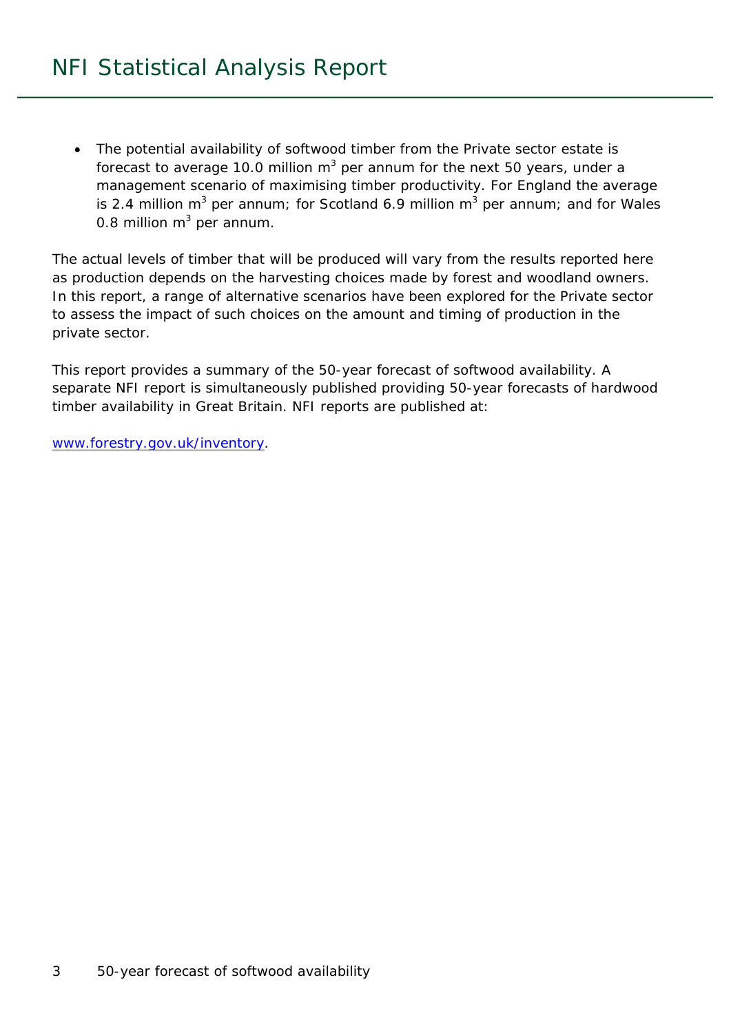- The potential availability of softwood timber from the Private sector estate is forecast to average 10.0 million $m^3$ per annum for the next 50 years, under a management scenario of maximising timber productivity. For England the average is 2.4 million $m^3$ per annum; for Scotland 6.9 million $m^3$ per annum; and for Wales 0.8 million $m^3$ per annum.

The actual levels of timber that will be produced will vary from the results reported here as production depends on the harvesting choices made by forest and woodland owners. In this report, a range of alternative scenarios have been explored for the Private sector to assess the impact of such choices on the amount and timing of production in the private sector.

This report provides a summary of the 50-year forecast of softwood availability. A separate NFI report is simultaneously published providing 50-year forecasts of hardwood timber availability in Great Britain. NFI reports are published at:

www.forestry.gov.uk/inventory.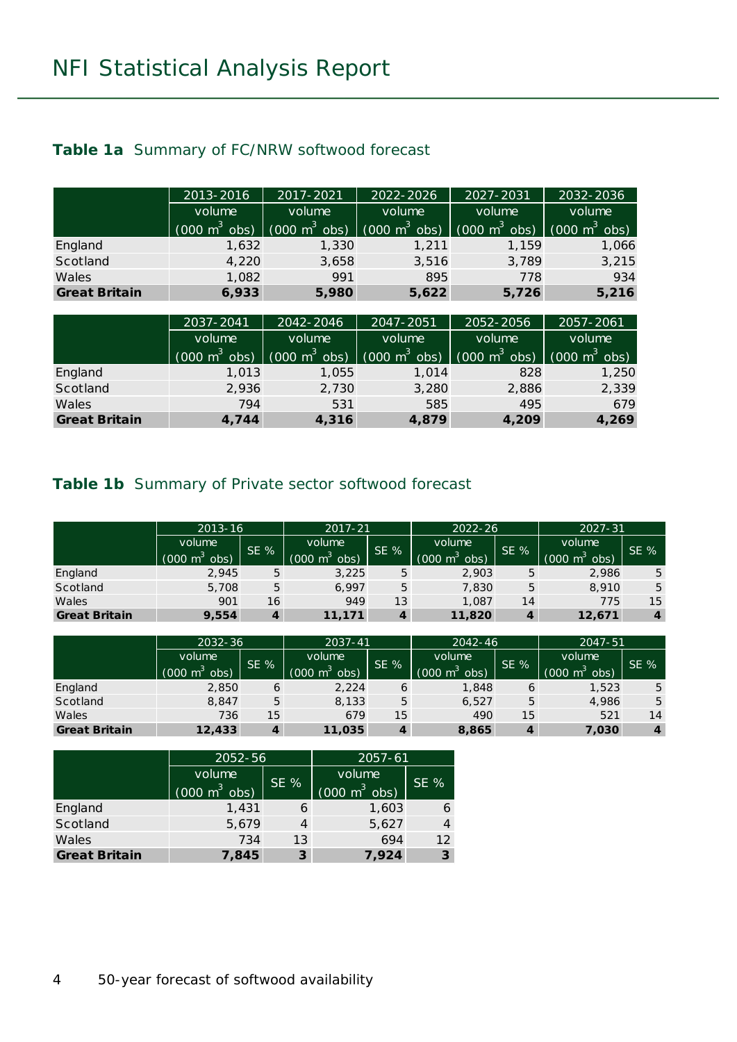# NFI Statistical Analysis Report

**Table 1a** Summary of FC/NRW softwood forecast

| | 2013-2016 | 2017-2021 | 2022-2026 | 2027-2031 | 2032-2036 |
|---|---|---|---|---|---|
| | volume (000 $m^3$ obs) | volume (000 $m^3$ obs) | volume (000 $m^3$ obs) | volume (000 $m^3$ obs) | volume (000 $m^3$ obs) |
| England | 1,632 | 1,330 | 1,211 | 1,159 | 1,066 |
| Scotland | 4,220 | 3,658 | 3,516 | 3,789 | 3,215 |
| Wales | 1,082 | 991 | 895 | 778 | 934 |
| **Great Britain** | **6,933** | **5,980** | **5,622** | **5,726** | **5,216** |

| | 2037-2041 | 2042-2046 | 2047-2051 | 2052-2056 | 2057-2061 |
|---|---|---|---|---|---|
| | volume (000 $m^3$ obs) | volume (000 $m^3$ obs) | volume (000 $m^3$ obs) | volume (000 $m^3$ obs) | volume (000 $m^3$ obs) |
| England | 1,013 | 1,055 | 1,014 | 828 | 1,250 |
| Scotland | 2,936 | 2,730 | 3,280 | 2,886 | 2,339 |
| Wales | 794 | 531 | 585 | 495 | 679 |
| **Great Britain** | **4,744** | **4,316** | **4,879** | **4,209** | **4,269** |

**Table 1b** Summary of Private sector softwood forecast

| | 2013-16 | | 2017-21 | | 2022-26 | | 2027-31 | |
|---|---|---|---|---|---|---|---|---|
| | volume (000 $m^3$ obs) | SE % | volume (000 $m^3$ obs) | SE % | volume (000 $m^3$ obs) | SE % | volume (000 $m^3$ obs) | SE % |
| England | 2,945 | 5 | 3,225 | 5 | 2,903 | 5 | 2,986 | 5 |
| Scotland | 5,708 | 5 | 6,997 | 5 | 7,830 | 5 | 8,910 | 5 |
| Wales | 901 | 16 | 949 | 13 | 1,087 | 14 | 775 | 15 |
| **Great Britain** | **9,554** | **4** | **11,171** | **4** | **11,820** | **4** | **12,671** | **4** |

| | 2032-36 | | 2037-41 | | 2042-46 | | 2047-51 | |
|---|---|---|---|---|---|---|---|---|
| | volume (000 $m^3$ obs) | SE % | volume (000 $m^3$ obs) | SE % | volume (000 $m^3$ obs) | SE % | volume (000 $m^3$ obs) | SE % |
| England | 2,850 | 6 | 2,224 | 6 | 1,848 | 6 | 1,523 | 5 |
| Scotland | 8,847 | 5 | 8,133 | 5 | 6,527 | 5 | 4,986 | 5 |
| Wales | 736 | 15 | 679 | 15 | 490 | 15 | 521 | 14 |
| **Great Britain** | **12,433** | **4** | **11,035** | **4** | **8,865** | **4** | **7,030** | **4** |

| | 2052-56 | | 2057-61 | |
|---|---|---|---|---|
| | volume (000 $m^3$ obs) | SE % | volume (000 $m^3$ obs) | SE % |
| England | 1,431 | 6 | 1,603 | 6 |
| Scotland | 5,679 | 4 | 5,627 | 4 |
| Wales | 734 | 13 | 694 | 12 |
| **Great Britain** | **7,845** | **3** | **7,924** | **3** |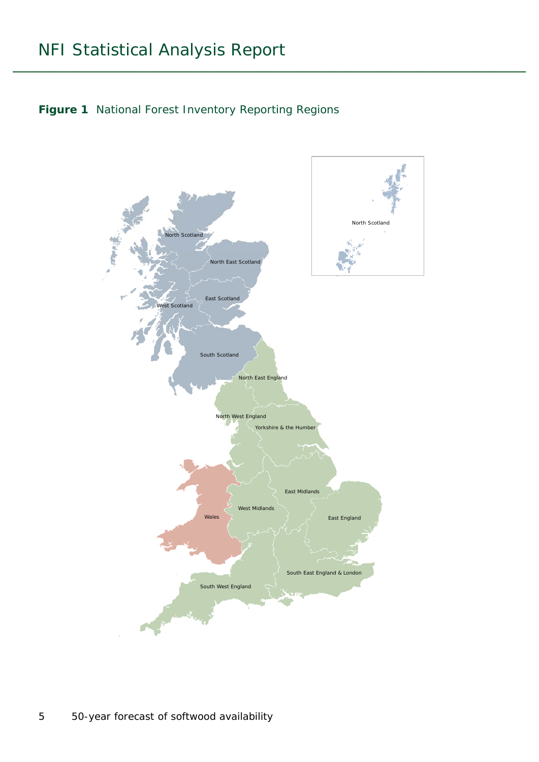**Figure 1** National Forest Inventory Reporting Regions

North Scotland

North Scotland

North East Scotland

East Scotland

West Scotland

South Scotland

North East England

North West England

Yorkshire & the Humber

East Midlands

West Midlands

Wales

East England

South East England & London

South West England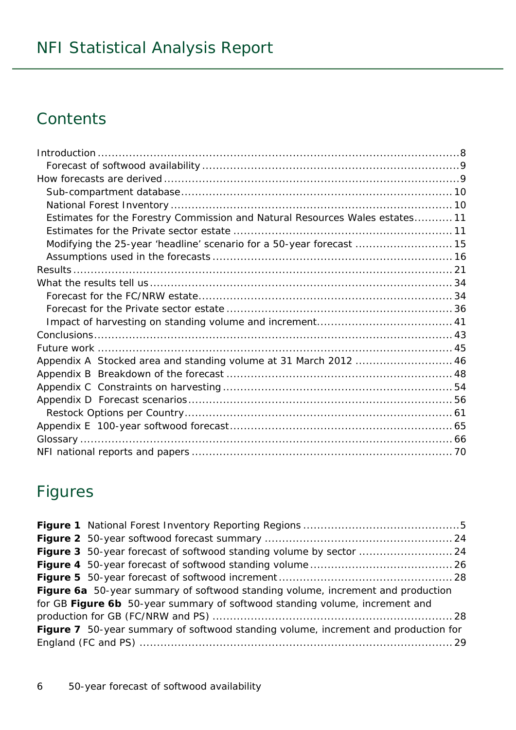# NFI Statistical Analysis Report

## Contents

Introduction ........................................................................................................8
  Forecast of softwood availability .........................................................................9
How forecasts are derived ....................................................................................9
  Sub-compartment database ..............................................................................10
  National Forest Inventory .................................................................................10
  Estimates for the Forestry Commission and Natural Resources Wales estates ...........11
  Estimates for the Private sector estate ................................................................11
  Modifying the 25-year ‘headline’ scenario for a 50-year forecast ............................15
  Assumptions used in the forecasts .....................................................................16
Results ..............................................................................................................21
What the results tell us ........................................................................................34
  Forecast for the FC/NRW estate .........................................................................34
  Forecast for the Private sector estate .................................................................36
  Impact of harvesting on standing volume and increment .......................................41
Conclusions ........................................................................................................43
Future work .......................................................................................................45
Appendix A Stocked area and standing volume at 31 March 2012 ............................46
Appendix B Breakdown of the forecast .................................................................48
Appendix C Constraints on harvesting ..................................................................54
Appendix D Forecast scenarios .............................................................................56
  Restock Options per Country .............................................................................61
Appendix E 100-year softwood forecast .................................................................65
Glossary ............................................................................................................66
NFI national reports and papers ...........................................................................70

## Figures

**Figure 1** National Forest Inventory Reporting Regions .............................................5
**Figure 2** 50-year softwood forecast summary ......................................................24
**Figure 3** 50-year forecast of softwood standing volume by sector ...........................24
**Figure 4** 50-year forecast of softwood standing volume .........................................26
**Figure 5** 50-year forecast of softwood increment ..................................................28
**Figure 6a** 50-year summary of softwood standing volume, increment and production for GB **Figure 6b** 50-year summary of softwood standing volume, increment and production for GB (FC/NRW and PS) .....................................................................28
**Figure 7** 50-year summary of softwood standing volume, increment and production for England (FC and PS) ..........................................................................................29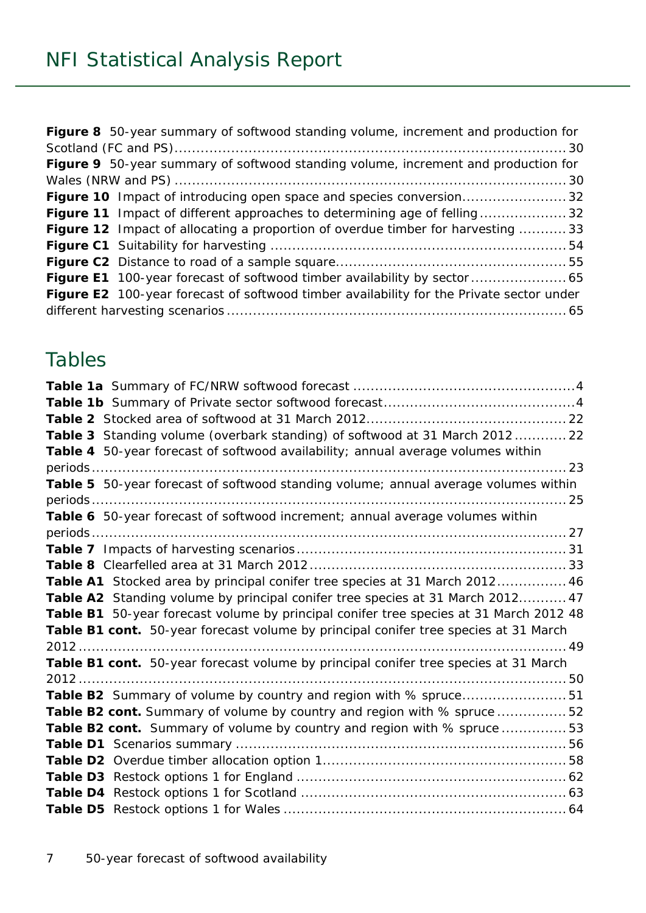**Figure 8** 50-year summary of softwood standing volume, increment and production for Scotland (FC and PS)........................................................................................30
**Figure 9** 50-year summary of softwood standing volume, increment and production for Wales (NRW and PS) ........................................................................................30
**Figure 10** Impact of introducing open space and species conversion........................32
**Figure 11** Impact of different approaches to determining age of felling....................32
**Figure 12** Impact of allocating a proportion of overdue timber for harvesting ...........33
**Figure C1** Suitability for harvesting ...................................................................54
**Figure C2** Distance to road of a sample square.....................................................55
**Figure E1** 100-year forecast of softwood timber availability by sector......................65
**Figure E2** 100-year forecast of softwood timber availability for the Private sector under different harvesting scenarios ..............................................................................65

## Tables

**Table 1a** Summary of FC/NRW softwood forecast ...................................................4
**Table 1b** Summary of Private sector softwood forecast............................................4
**Table 2** Stocked area of softwood at 31 March 2012.............................................22
**Table 3** Standing volume (overbark standing) of softwood at 31 March 2012............22
**Table 4** 50-year forecast of softwood availability; annual average volumes within periods.......................................................................................................23
**Table 5** 50-year forecast of softwood standing volume; annual average volumes within periods.......................................................................................................25
**Table 6** 50-year forecast of softwood increment; annual average volumes within periods.......................................................................................................27
**Table 7** Impacts of harvesting scenarios..............................................................31
**Table 8** Clearfelled area at 31 March 2012...........................................................33
**Table A1** Stocked area by principal conifer tree species at 31 March 2012................46
**Table A2** Standing volume by principal conifer tree species at 31 March 2012...........47
**Table B1** 50-year forecast volume by principal conifer tree species at 31 March 2012 48
**Table B1 cont.** 50-year forecast volume by principal conifer tree species at 31 March 2012.........................................................................................................49
**Table B1 cont.** 50-year forecast volume by principal conifer tree species at 31 March 2012.........................................................................................................50
**Table B2** Summary of volume by country and region with % spruce........................51
**Table B2 cont.** Summary of volume by country and region with % spruce ................52
**Table B2 cont.** Summary of volume by country and region with % spruce ...............53
**Table D1** Scenarios summary ...........................................................................56
**Table D2** Overdue timber allocation option 1.......................................................58
**Table D3** Restock options 1 for England .............................................................62
**Table D4** Restock options 1 for Scotland ............................................................63
**Table D5** Restock options 1 for Wales ................................................................64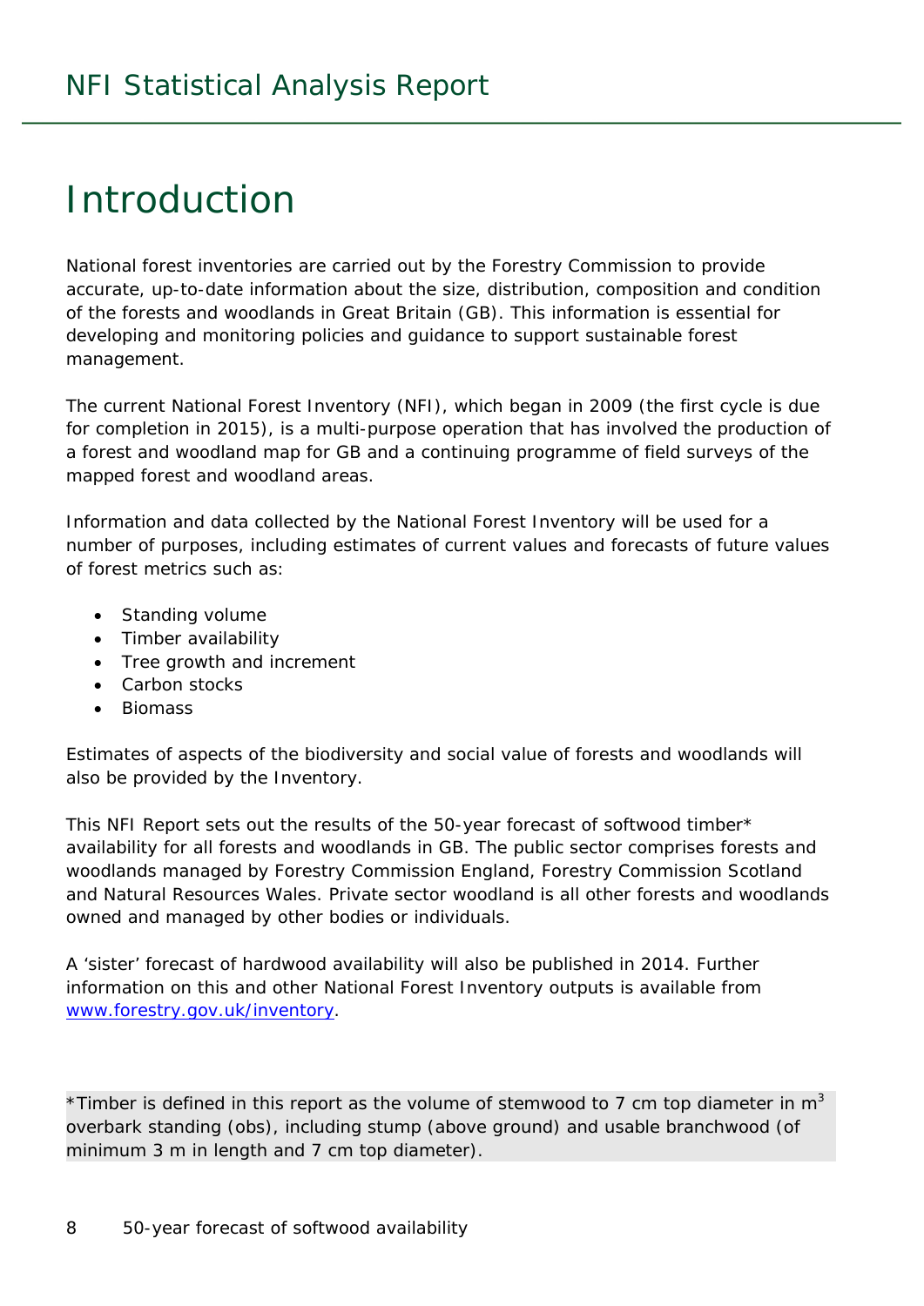# Introduction

National forest inventories are carried out by the Forestry Commission to provide accurate, up-to-date information about the size, distribution, composition and condition of the forests and woodlands in Great Britain (GB). This information is essential for developing and monitoring policies and guidance to support sustainable forest management.

The current National Forest Inventory (NFI), which began in 2009 (the first cycle is due for completion in 2015), is a multi-purpose operation that has involved the production of a forest and woodland map for GB and a continuing programme of field surveys of the mapped forest and woodland areas.

Information and data collected by the National Forest Inventory will be used for a number of purposes, including estimates of current values and forecasts of future values of forest metrics such as:

- Standing volume
- Timber availability
- Tree growth and increment
- Carbon stocks
- Biomass

Estimates of aspects of the biodiversity and social value of forests and woodlands will also be provided by the Inventory.

This NFI Report sets out the results of the 50-year forecast of softwood timber* availability for all forests and woodlands in GB. The public sector comprises forests and woodlands managed by Forestry Commission England, Forestry Commission Scotland and Natural Resources Wales. Private sector woodland is all other forests and woodlands owned and managed by other bodies or individuals.

A 'sister' forecast of hardwood availability will also be published in 2014. Further information on this and other National Forest Inventory outputs is available from www.forestry.gov.uk/inventory.

*Timber is defined in this report as the volume of stemwood to 7 cm top diameter in $m^3$ overbark standing (obs), including stump (above ground) and usable branchwood (of minimum 3 m in length and 7 cm top diameter).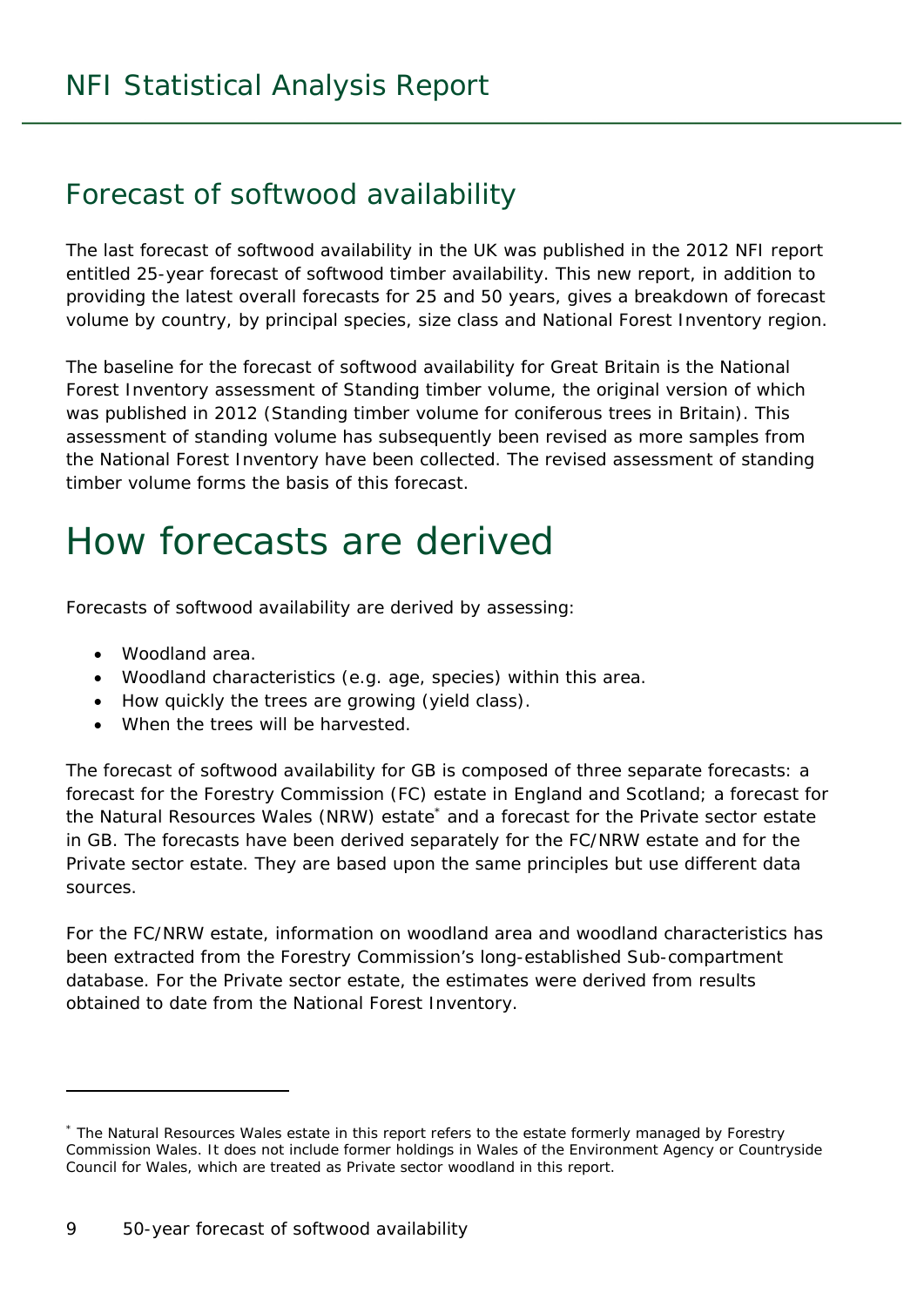## Forecast of softwood availability

The last forecast of softwood availability in the UK was published in the 2012 NFI report entitled 25-year forecast of softwood timber availability. This new report, in addition to providing the latest overall forecasts for 25 and 50 years, gives a breakdown of forecast volume by country, by principal species, size class and National Forest Inventory region.

The baseline for the forecast of softwood availability for Great Britain is the National Forest Inventory assessment of Standing timber volume, the original version of which was published in 2012 (Standing timber volume for coniferous trees in Britain). This assessment of standing volume has subsequently been revised as more samples from the National Forest Inventory have been collected. The revised assessment of standing timber volume forms the basis of this forecast.

# How forecasts are derived

Forecasts of softwood availability are derived by assessing:

- Woodland area.
- Woodland characteristics (e.g. age, species) within this area.
- How quickly the trees are growing (yield class).
- When the trees will be harvested.

The forecast of softwood availability for GB is composed of three separate forecasts: a forecast for the Forestry Commission (FC) estate in England and Scotland; a forecast for the Natural Resources Wales (NRW) estate[*] and a forecast for the Private sector estate in GB. The forecasts have been derived separately for the FC/NRW estate and for the Private sector estate. They are based upon the same principles but use different data sources.

For the FC/NRW estate, information on woodland area and woodland characteristics has been extracted from the Forestry Commission's long-established Sub-compartment database. For the Private sector estate, the estimates were derived from results obtained to date from the National Forest Inventory.

---

[*] The Natural Resources Wales estate in this report refers to the estate formerly managed by Forestry Commission Wales. It does not include former holdings in Wales of the Environment Agency or Countryside Council for Wales, which are treated as Private sector woodland in this report.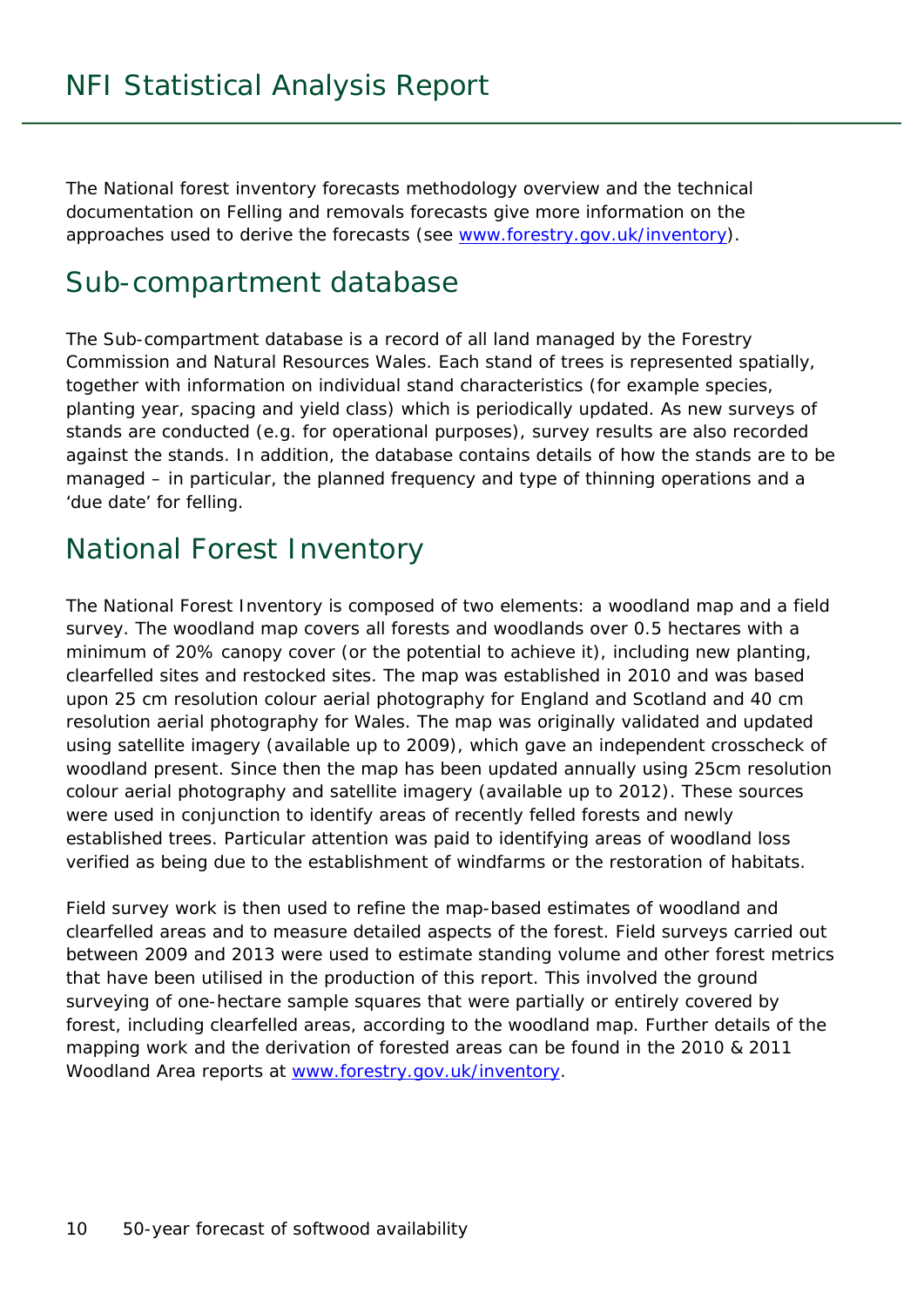The National forest inventory forecasts methodology overview and the technical documentation on Felling and removals forecasts give more information on the approaches used to derive the forecasts (see www.forestry.gov.uk/inventory).

## Sub-compartment database

The Sub-compartment database is a record of all land managed by the Forestry Commission and Natural Resources Wales. Each stand of trees is represented spatially, together with information on individual stand characteristics (for example species, planting year, spacing and yield class) which is periodically updated. As new surveys of stands are conducted (e.g. for operational purposes), survey results are also recorded against the stands. In addition, the database contains details of how the stands are to be managed – in particular, the planned frequency and type of thinning operations and a 'due date' for felling.

## National Forest Inventory

The National Forest Inventory is composed of two elements: a woodland map and a field survey. The woodland map covers all forests and woodlands over 0.5 hectares with a minimum of 20% canopy cover (or the potential to achieve it), including new planting, clearfelled sites and restocked sites. The map was established in 2010 and was based upon 25 cm resolution colour aerial photography for England and Scotland and 40 cm resolution aerial photography for Wales. The map was originally validated and updated using satellite imagery (available up to 2009), which gave an independent crosscheck of woodland present. Since then the map has been updated annually using 25cm resolution colour aerial photography and satellite imagery (available up to 2012). These sources were used in conjunction to identify areas of recently felled forests and newly established trees. Particular attention was paid to identifying areas of woodland loss verified as being due to the establishment of windfarms or the restoration of habitats.

Field survey work is then used to refine the map-based estimates of woodland and clearfelled areas and to measure detailed aspects of the forest. Field surveys carried out between 2009 and 2013 were used to estimate standing volume and other forest metrics that have been utilised in the production of this report. This involved the ground surveying of one-hectare sample squares that were partially or entirely covered by forest, including clearfelled areas, according to the woodland map. Further details of the mapping work and the derivation of forested areas can be found in the 2010 & 2011 Woodland Area reports at www.forestry.gov.uk/inventory.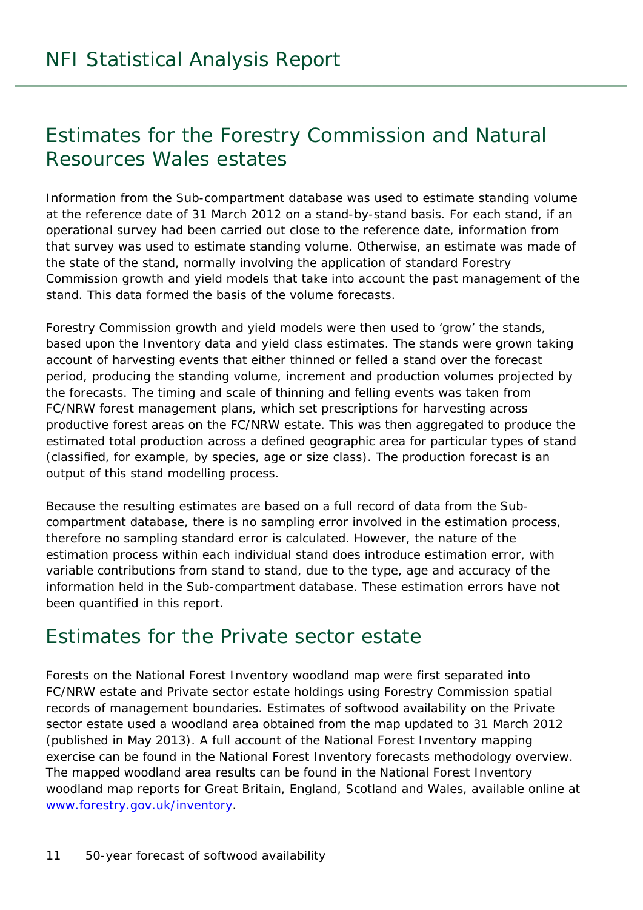## Estimates for the Forestry Commission and Natural Resources Wales estates

Information from the Sub-compartment database was used to estimate standing volume at the reference date of 31 March 2012 on a stand-by-stand basis. For each stand, if an operational survey had been carried out close to the reference date, information from that survey was used to estimate standing volume. Otherwise, an estimate was made of the state of the stand, normally involving the application of standard Forestry Commission growth and yield models that take into account the past management of the stand. This data formed the basis of the volume forecasts.

Forestry Commission growth and yield models were then used to 'grow' the stands, based upon the Inventory data and yield class estimates. The stands were grown taking account of harvesting events that either thinned or felled a stand over the forecast period, producing the standing volume, increment and production volumes projected by the forecasts. The timing and scale of thinning and felling events was taken from FC/NRW forest management plans, which set prescriptions for harvesting across productive forest areas on the FC/NRW estate. This was then aggregated to produce the estimated total production across a defined geographic area for particular types of stand (classified, for example, by species, age or size class). The production forecast is an output of this stand modelling process.

Because the resulting estimates are based on a full record of data from the Sub-compartment database, there is no sampling error involved in the estimation process, therefore no sampling standard error is calculated. However, the nature of the estimation process within each individual stand does introduce estimation error, with variable contributions from stand to stand, due to the type, age and accuracy of the information held in the Sub-compartment database. These estimation errors have not been quantified in this report.

## Estimates for the Private sector estate

Forests on the National Forest Inventory woodland map were first separated into FC/NRW estate and Private sector estate holdings using Forestry Commission spatial records of management boundaries. Estimates of softwood availability on the Private sector estate used a woodland area obtained from the map updated to 31 March 2012 (published in May 2013). A full account of the National Forest Inventory mapping exercise can be found in the National Forest Inventory forecasts methodology overview. The mapped woodland area results can be found in the National Forest Inventory woodland map reports for Great Britain, England, Scotland and Wales, available online at www.forestry.gov.uk/inventory.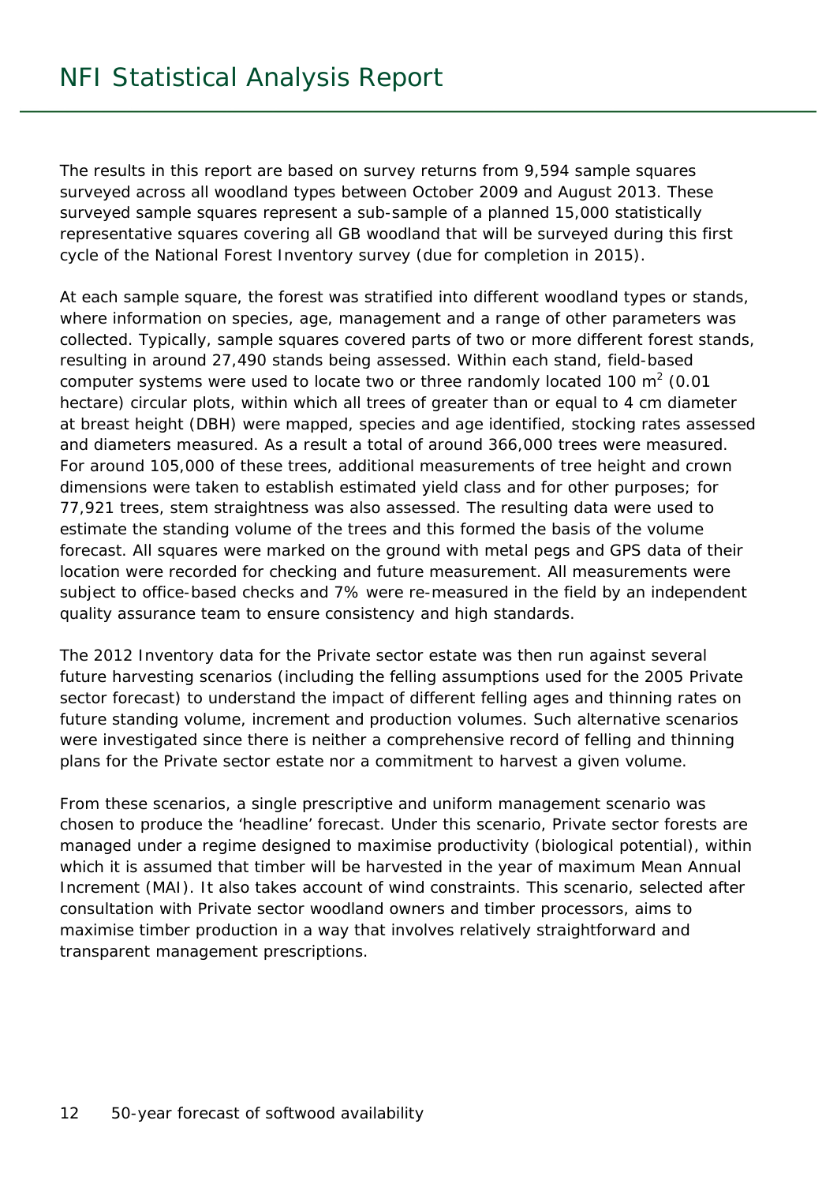The results in this report are based on survey returns from 9,594 sample squares surveyed across all woodland types between October 2009 and August 2013. These surveyed sample squares represent a sub-sample of a planned 15,000 statistically representative squares covering all GB woodland that will be surveyed during this first cycle of the National Forest Inventory survey (due for completion in 2015).

At each sample square, the forest was stratified into different woodland types or stands, where information on species, age, management and a range of other parameters was collected. Typically, sample squares covered parts of two or more different forest stands, resulting in around 27,490 stands being assessed. Within each stand, field-based computer systems were used to locate two or three randomly located 100 $m^2$ (0.01 hectare) circular plots, within which all trees of greater than or equal to 4 cm diameter at breast height (DBH) were mapped, species and age identified, stocking rates assessed and diameters measured. As a result a total of around 366,000 trees were measured. For around 105,000 of these trees, additional measurements of tree height and crown dimensions were taken to establish estimated yield class and for other purposes; for 77,921 trees, stem straightness was also assessed. The resulting data were used to estimate the standing volume of the trees and this formed the basis of the volume forecast. All squares were marked on the ground with metal pegs and GPS data of their location were recorded for checking and future measurement. All measurements were subject to office-based checks and 7% were re-measured in the field by an independent quality assurance team to ensure consistency and high standards.

The 2012 Inventory data for the Private sector estate was then run against several future harvesting scenarios (including the felling assumptions used for the 2005 Private sector forecast) to understand the impact of different felling ages and thinning rates on future standing volume, increment and production volumes. Such alternative scenarios were investigated since there is neither a comprehensive record of felling and thinning plans for the Private sector estate nor a commitment to harvest a given volume.

From these scenarios, a single prescriptive and uniform management scenario was chosen to produce the 'headline' forecast. Under this scenario, Private sector forests are managed under a regime designed to maximise productivity (biological potential), within which it is assumed that timber will be harvested in the year of maximum Mean Annual Increment (MAI). It also takes account of wind constraints. This scenario, selected after consultation with Private sector woodland owners and timber processors, aims to maximise timber production in a way that involves relatively straightforward and transparent management prescriptions.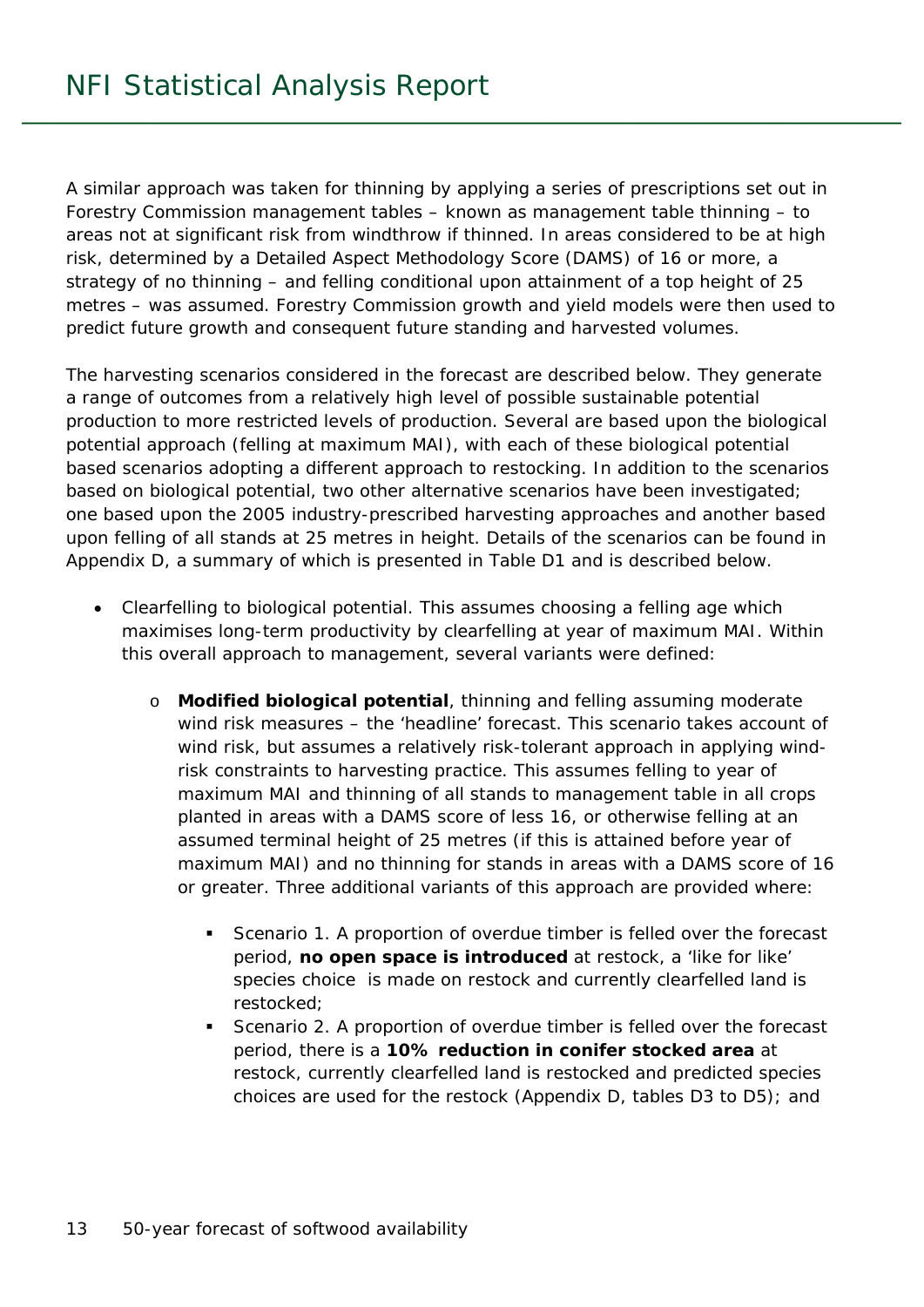A similar approach was taken for thinning by applying a series of prescriptions set out in Forestry Commission management tables – known as management table thinning – to areas not at significant risk from windthrow if thinned. In areas considered to be at high risk, determined by a Detailed Aspect Methodology Score (DAMS) of 16 or more, a strategy of no thinning – and felling conditional upon attainment of a top height of 25 metres – was assumed. Forestry Commission growth and yield models were then used to predict future growth and consequent future standing and harvested volumes.

The harvesting scenarios considered in the forecast are described below. They generate a range of outcomes from a relatively high level of possible sustainable potential production to more restricted levels of production. Several are based upon the biological potential approach (felling at maximum MAI), with each of these biological potential based scenarios adopting a different approach to restocking. In addition to the scenarios based on biological potential, two other alternative scenarios have been investigated; one based upon the 2005 industry-prescribed harvesting approaches and another based upon felling of all stands at 25 metres in height. Details of the scenarios can be found in Appendix D, a summary of which is presented in Table D1 and is described below.

- Clearfelling to biological potential. This assumes choosing a felling age which maximises long-term productivity by clearfelling at year of maximum MAI. Within this overall approach to management, several variants were defined:
    - **Modified biological potential**, thinning and felling assuming moderate wind risk measures – the 'headline' forecast. This scenario takes account of wind risk, but assumes a relatively risk-tolerant approach in applying wind-risk constraints to harvesting practice. This assumes felling to year of maximum MAI and thinning of all stands to management table in all crops planted in areas with a DAMS score of less 16, or otherwise felling at an assumed terminal height of 25 metres (if this is attained before year of maximum MAI) and no thinning for stands in areas with a DAMS score of 16 or greater. Three additional variants of this approach are provided where:
        - Scenario 1. A proportion of overdue timber is felled over the forecast period, **no open space is introduced** at restock, a 'like for like' species choice is made on restock and currently clearfelled land is restocked;
        - Scenario 2. A proportion of overdue timber is felled over the forecast period, there is a **10% reduction in conifer stocked area** at restock, currently clearfelled land is restocked and predicted species choices are used for the restock (Appendix D, tables D3 to D5); and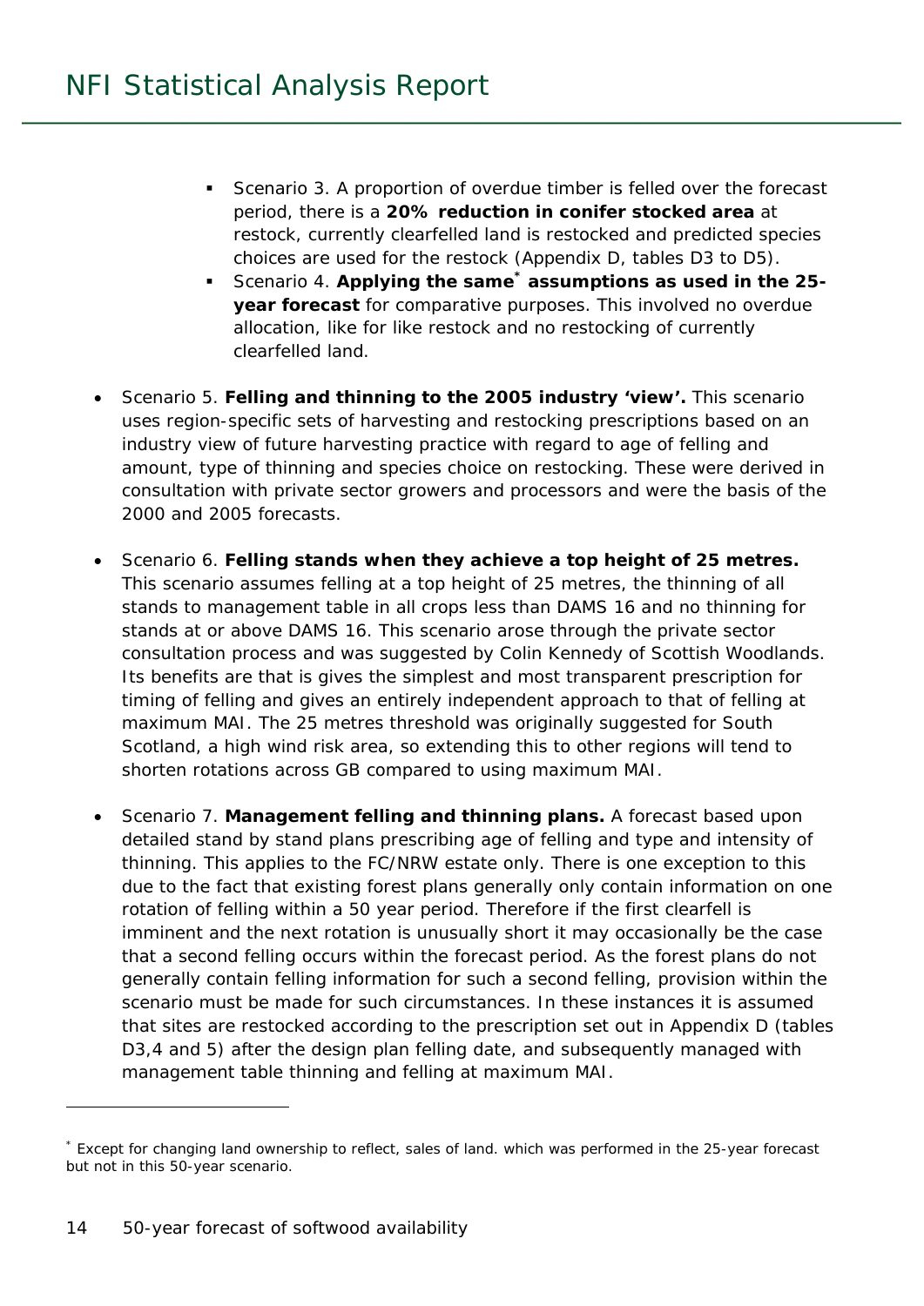- Scenario 3. A proportion of overdue timber is felled over the forecast period, there is a **20% reduction in conifer stocked area** at restock, currently clearfelled land is restocked and predicted species choices are used for the restock (Appendix D, tables D3 to D5).
  - Scenario 4. **Applying the same[*] assumptions as used in the 25-year forecast** for comparative purposes. This involved no overdue allocation, like for like restock and no restocking of currently clearfelled land.

- Scenario 5. **Felling and thinning to the 2005 industry 'view'.** This scenario uses region-specific sets of harvesting and restocking prescriptions based on an industry view of future harvesting practice with regard to age of felling and amount, type of thinning and species choice on restocking. These were derived in consultation with private sector growers and processors and were the basis of the 2000 and 2005 forecasts.

- Scenario 6. **Felling stands when they achieve a top height of 25 metres.** This scenario assumes felling at a top height of 25 metres, the thinning of all stands to management table in all crops less than DAMS 16 and no thinning for stands at or above DAMS 16. This scenario arose through the private sector consultation process and was suggested by Colin Kennedy of Scottish Woodlands. Its benefits are that is gives the simplest and most transparent prescription for timing of felling and gives an entirely independent approach to that of felling at maximum MAI. The 25 metres threshold was originally suggested for South Scotland, a high wind risk area, so extending this to other regions will tend to shorten rotations across GB compared to using maximum MAI.

- Scenario 7. **Management felling and thinning plans.** A forecast based upon detailed stand by stand plans prescribing age of felling and type and intensity of thinning. This applies to the FC/NRW estate only. There is one exception to this due to the fact that existing forest plans generally only contain information on one rotation of felling within a 50 year period. Therefore if the first clearfell is imminent and the next rotation is unusually short it may occasionally be the case that a second felling occurs within the forecast period. As the forest plans do not generally contain felling information for such a second felling, provision within the scenario must be made for such circumstances. In these instances it is assumed that sites are restocked according to the prescription set out in Appendix D (tables D3,4 and 5) after the design plan felling date, and subsequently managed with management table thinning and felling at maximum MAI.

---

[*] Except for changing land ownership to reflect, sales of land. which was performed in the 25-year forecast but not in this 50-year scenario.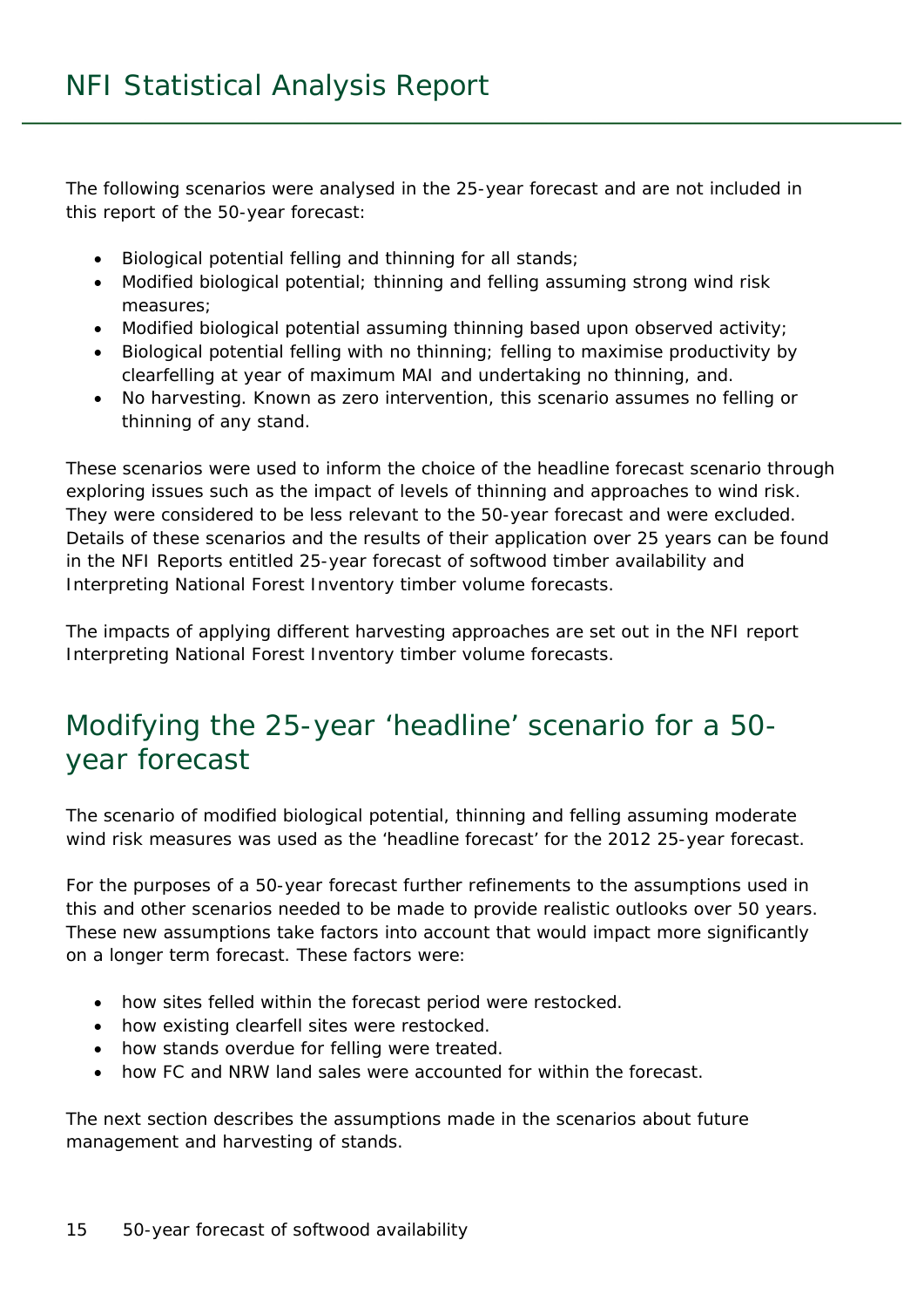The following scenarios were analysed in the 25-year forecast and are not included in this report of the 50-year forecast:

- Biological potential felling and thinning for all stands;
- Modified biological potential; thinning and felling assuming strong wind risk measures;
- Modified biological potential assuming thinning based upon observed activity;
- Biological potential felling with no thinning; felling to maximise productivity by clearfelling at year of maximum MAI and undertaking no thinning, and.
- No harvesting. Known as zero intervention, this scenario assumes no felling or thinning of any stand.

These scenarios were used to inform the choice of the headline forecast scenario through exploring issues such as the impact of levels of thinning and approaches to wind risk. They were considered to be less relevant to the 50-year forecast and were excluded. Details of these scenarios and the results of their application over 25 years can be found in the NFI Reports entitled 25-year forecast of softwood timber availability and Interpreting National Forest Inventory timber volume forecasts.

The impacts of applying different harvesting approaches are set out in the NFI report Interpreting National Forest Inventory timber volume forecasts.

## Modifying the 25-year 'headline' scenario for a 50-year forecast

The scenario of modified biological potential, thinning and felling assuming moderate wind risk measures was used as the 'headline forecast' for the 2012 25-year forecast.

For the purposes of a 50-year forecast further refinements to the assumptions used in this and other scenarios needed to be made to provide realistic outlooks over 50 years. These new assumptions take factors into account that would impact more significantly on a longer term forecast. These factors were:

- how sites felled within the forecast period were restocked.
- how existing clearfell sites were restocked.
- how stands overdue for felling were treated.
- how FC and NRW land sales were accounted for within the forecast.

The next section describes the assumptions made in the scenarios about future management and harvesting of stands.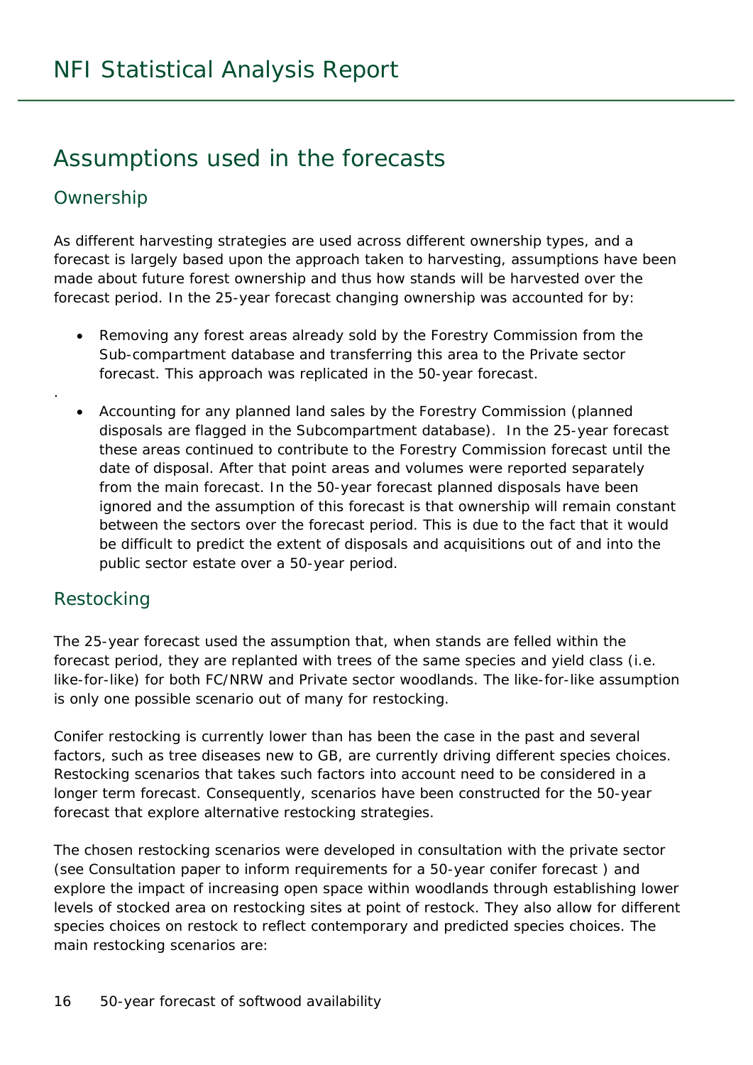# Assumptions used in the forecasts

## Ownership

As different harvesting strategies are used across different ownership types, and a forecast is largely based upon the approach taken to harvesting, assumptions have been made about future forest ownership and thus how stands will be harvested over the forecast period. In the 25-year forecast changing ownership was accounted for by:

- Removing any forest areas already sold by the Forestry Commission from the Sub-compartment database and transferring this area to the Private sector forecast. This approach was replicated in the 50-year forecast.

- Accounting for any planned land sales by the Forestry Commission (planned disposals are flagged in the Subcompartment database). In the 25-year forecast these areas continued to contribute to the Forestry Commission forecast until the date of disposal. After that point areas and volumes were reported separately from the main forecast. In the 50-year forecast planned disposals have been ignored and the assumption of this forecast is that ownership will remain constant between the sectors over the forecast period. This is due to the fact that it would be difficult to predict the extent of disposals and acquisitions out of and into the public sector estate over a 50-year period.

## Restocking

The 25-year forecast used the assumption that, when stands are felled within the forecast period, they are replanted with trees of the same species and yield class (i.e. like-for-like) for both FC/NRW and Private sector woodlands. The like-for-like assumption is only one possible scenario out of many for restocking.

Conifer restocking is currently lower than has been the case in the past and several factors, such as tree diseases new to GB, are currently driving different species choices. Restocking scenarios that takes such factors into account need to be considered in a longer term forecast. Consequently, scenarios have been constructed for the 50-year forecast that explore alternative restocking strategies.

The chosen restocking scenarios were developed in consultation with the private sector (see Consultation paper to inform requirements for a 50-year conifer forecast ) and explore the impact of increasing open space within woodlands through establishing lower levels of stocked area on restocking sites at point of restock. They also allow for different species choices on restock to reflect contemporary and predicted species choices. The main restocking scenarios are: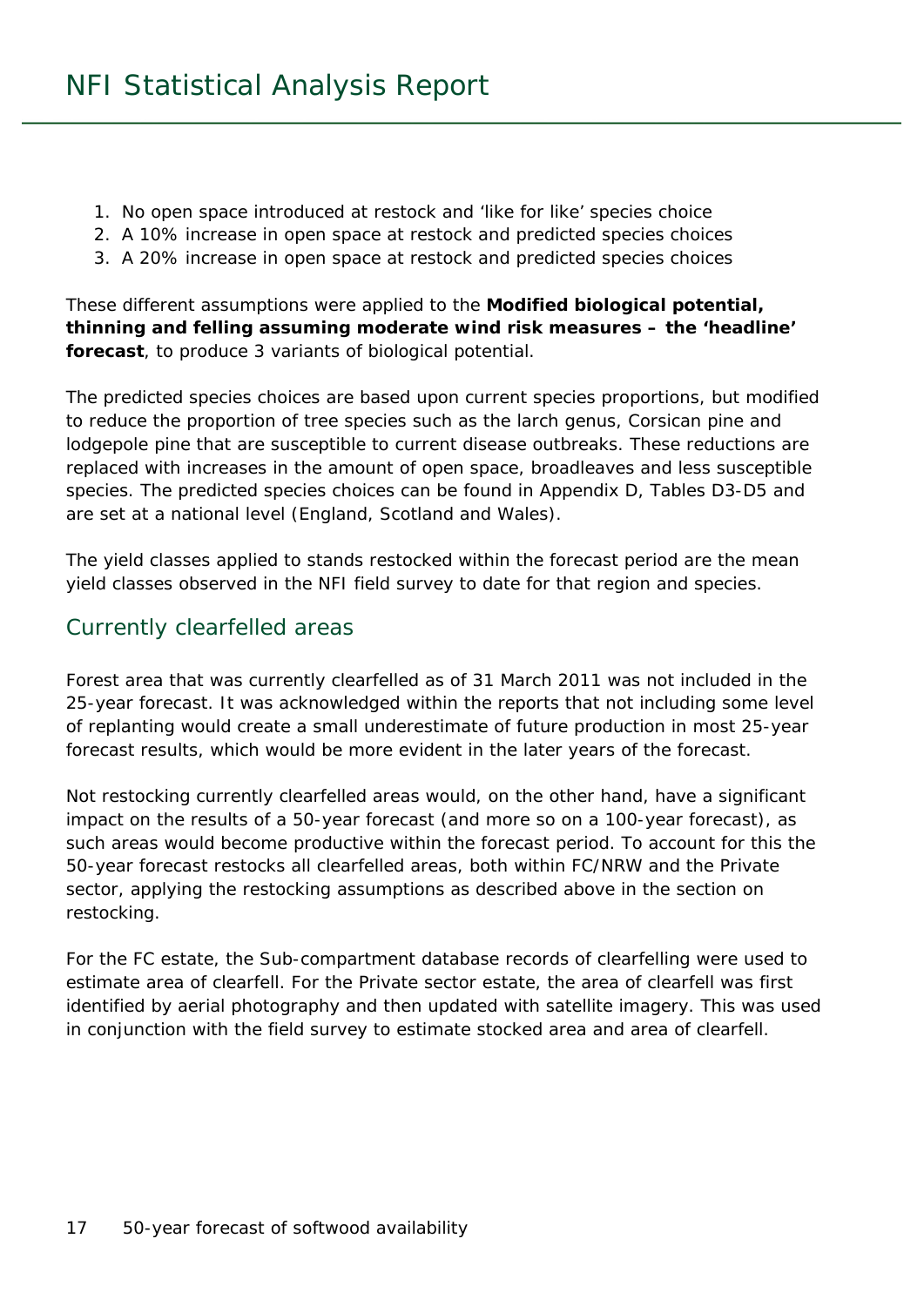1. No open space introduced at restock and 'like for like' species choice
2. A 10% increase in open space at restock and predicted species choices
3. A 20% increase in open space at restock and predicted species choices

These different assumptions were applied to the **Modified biological potential, thinning and felling assuming moderate wind risk measures – the 'headline' forecast**, to produce 3 variants of biological potential.

The predicted species choices are based upon current species proportions, but modified to reduce the proportion of tree species such as the larch genus, Corsican pine and lodgepole pine that are susceptible to current disease outbreaks. These reductions are replaced with increases in the amount of open space, broadleaves and less susceptible species. The predicted species choices can be found in Appendix D, Tables D3-D5 and are set at a national level (England, Scotland and Wales).

The yield classes applied to stands restocked within the forecast period are the mean yield classes observed in the NFI field survey to date for that region and species.

## Currently clearfelled areas

Forest area that was currently clearfelled as of 31 March 2011 was not included in the 25-year forecast. It was acknowledged within the reports that not including some level of replanting would create a small underestimate of future production in most 25-year forecast results, which would be more evident in the later years of the forecast.

Not restocking currently clearfelled areas would, on the other hand, have a significant impact on the results of a 50-year forecast (and more so on a 100-year forecast), as such areas would become productive within the forecast period. To account for this the 50-year forecast restocks all clearfelled areas, both within FC/NRW and the Private sector, applying the restocking assumptions as described above in the section on restocking.

For the FC estate, the Sub-compartment database records of clearfelling were used to estimate area of clearfell. For the Private sector estate, the area of clearfell was first identified by aerial photography and then updated with satellite imagery. This was used in conjunction with the field survey to estimate stocked area and area of clearfell.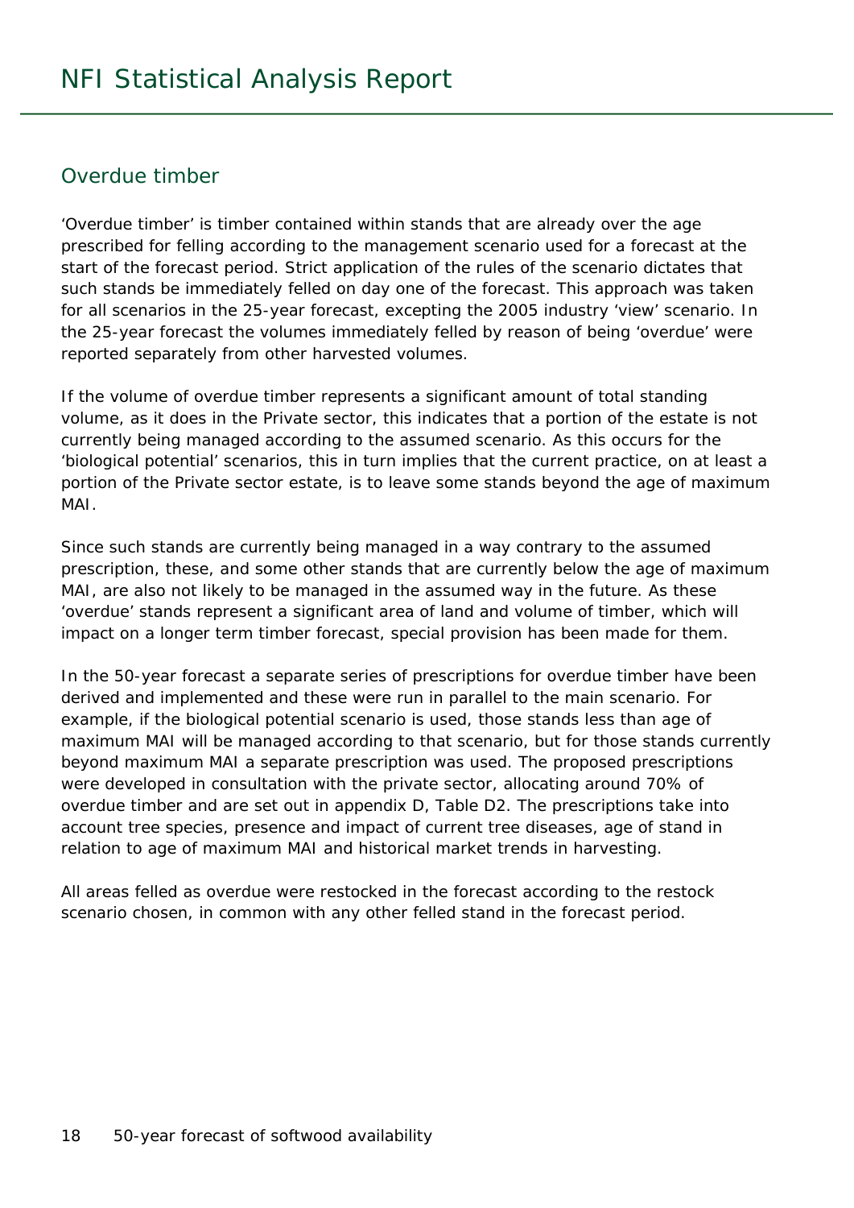## Overdue timber

'Overdue timber' is timber contained within stands that are already over the age prescribed for felling according to the management scenario used for a forecast at the start of the forecast period. Strict application of the rules of the scenario dictates that such stands be immediately felled on day one of the forecast. This approach was taken for all scenarios in the 25-year forecast, excepting the 2005 industry 'view' scenario. In the 25-year forecast the volumes immediately felled by reason of being 'overdue' were reported separately from other harvested volumes.

If the volume of overdue timber represents a significant amount of total standing volume, as it does in the Private sector, this indicates that a portion of the estate is not currently being managed according to the assumed scenario. As this occurs for the 'biological potential' scenarios, this in turn implies that the current practice, on at least a portion of the Private sector estate, is to leave some stands beyond the age of maximum MAI.

Since such stands are currently being managed in a way contrary to the assumed prescription, these, and some other stands that are currently below the age of maximum MAI, are also not likely to be managed in the assumed way in the future. As these 'overdue' stands represent a significant area of land and volume of timber, which will impact on a longer term timber forecast, special provision has been made for them.

In the 50-year forecast a separate series of prescriptions for overdue timber have been derived and implemented and these were run in parallel to the main scenario. For example, if the biological potential scenario is used, those stands less than age of maximum MAI will be managed according to that scenario, but for those stands currently beyond maximum MAI a separate prescription was used. The proposed prescriptions were developed in consultation with the private sector, allocating around 70% of overdue timber and are set out in appendix D, Table D2. The prescriptions take into account tree species, presence and impact of current tree diseases, age of stand in relation to age of maximum MAI and historical market trends in harvesting.

All areas felled as overdue were restocked in the forecast according to the restock scenario chosen, in common with any other felled stand in the forecast period.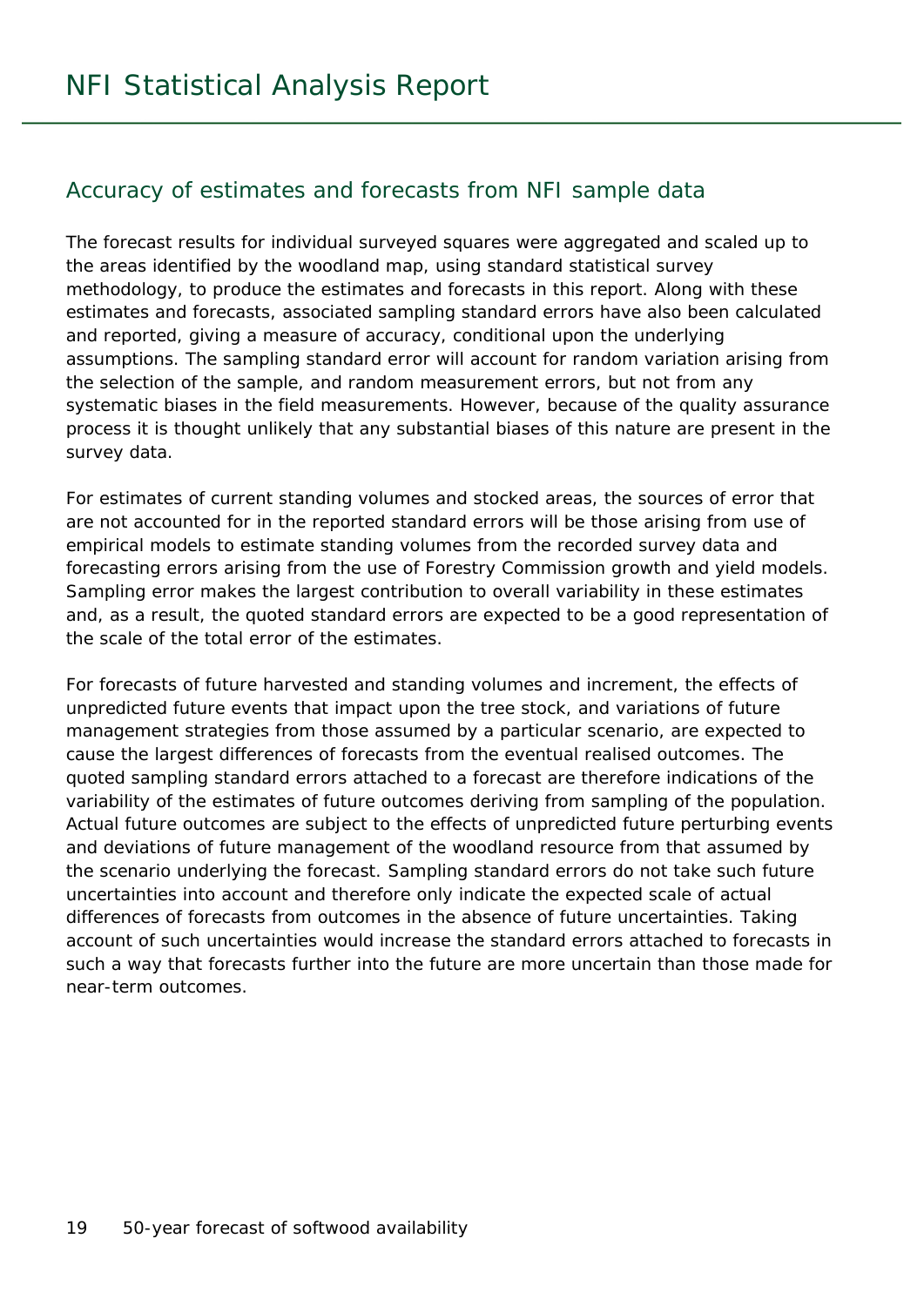## Accuracy of estimates and forecasts from NFI sample data

The forecast results for individual surveyed squares were aggregated and scaled up to the areas identified by the woodland map, using standard statistical survey methodology, to produce the estimates and forecasts in this report. Along with these estimates and forecasts, associated sampling standard errors have also been calculated and reported, giving a measure of accuracy, conditional upon the underlying assumptions. The sampling standard error will account for random variation arising from the selection of the sample, and random measurement errors, but not from any systematic biases in the field measurements. However, because of the quality assurance process it is thought unlikely that any substantial biases of this nature are present in the survey data.

For estimates of current standing volumes and stocked areas, the sources of error that are not accounted for in the reported standard errors will be those arising from use of empirical models to estimate standing volumes from the recorded survey data and forecasting errors arising from the use of Forestry Commission growth and yield models. Sampling error makes the largest contribution to overall variability in these estimates and, as a result, the quoted standard errors are expected to be a good representation of the scale of the total error of the estimates.

For forecasts of future harvested and standing volumes and increment, the effects of unpredicted future events that impact upon the tree stock, and variations of future management strategies from those assumed by a particular scenario, are expected to cause the largest differences of forecasts from the eventual realised outcomes. The quoted sampling standard errors attached to a forecast are therefore indications of the variability of the estimates of future outcomes deriving from sampling of the population. Actual future outcomes are subject to the effects of unpredicted future perturbing events and deviations of future management of the woodland resource from that assumed by the scenario underlying the forecast. Sampling standard errors do not take such future uncertainties into account and therefore only indicate the expected scale of actual differences of forecasts from outcomes in the absence of future uncertainties. Taking account of such uncertainties would increase the standard errors attached to forecasts in such a way that forecasts further into the future are more uncertain than those made for near-term outcomes.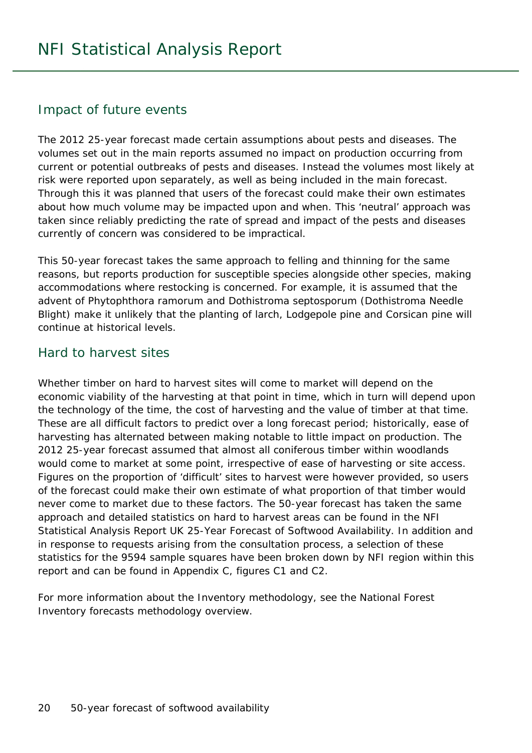## Impact of future events

The 2012 25-year forecast made certain assumptions about pests and diseases. The volumes set out in the main reports assumed no impact on production occurring from current or potential outbreaks of pests and diseases. Instead the volumes most likely at risk were reported upon separately, as well as being included in the main forecast. Through this it was planned that users of the forecast could make their own estimates about how much volume may be impacted upon and when. This 'neutral' approach was taken since reliably predicting the rate of spread and impact of the pests and diseases currently of concern was considered to be impractical.

This 50-year forecast takes the same approach to felling and thinning for the same reasons, but reports production for susceptible species alongside other species, making accommodations where restocking is concerned. For example, it is assumed that the advent of Phytophthora ramorum and Dothistroma septosporum (Dothistroma Needle Blight) make it unlikely that the planting of larch, Lodgepole pine and Corsican pine will continue at historical levels.

## Hard to harvest sites

Whether timber on hard to harvest sites will come to market will depend on the economic viability of the harvesting at that point in time, which in turn will depend upon the technology of the time, the cost of harvesting and the value of timber at that time. These are all difficult factors to predict over a long forecast period; historically, ease of harvesting has alternated between making notable to little impact on production. The 2012 25-year forecast assumed that almost all coniferous timber within woodlands would come to market at some point, irrespective of ease of harvesting or site access. Figures on the proportion of 'difficult' sites to harvest were however provided, so users of the forecast could make their own estimate of what proportion of that timber would never come to market due to these factors. The 50-year forecast has taken the same approach and detailed statistics on hard to harvest areas can be found in the NFI Statistical Analysis Report UK 25-Year Forecast of Softwood Availability. In addition and in response to requests arising from the consultation process, a selection of these statistics for the 9594 sample squares have been broken down by NFI region within this report and can be found in Appendix C, figures C1 and C2.

For more information about the Inventory methodology, see the National Forest Inventory forecasts methodology overview.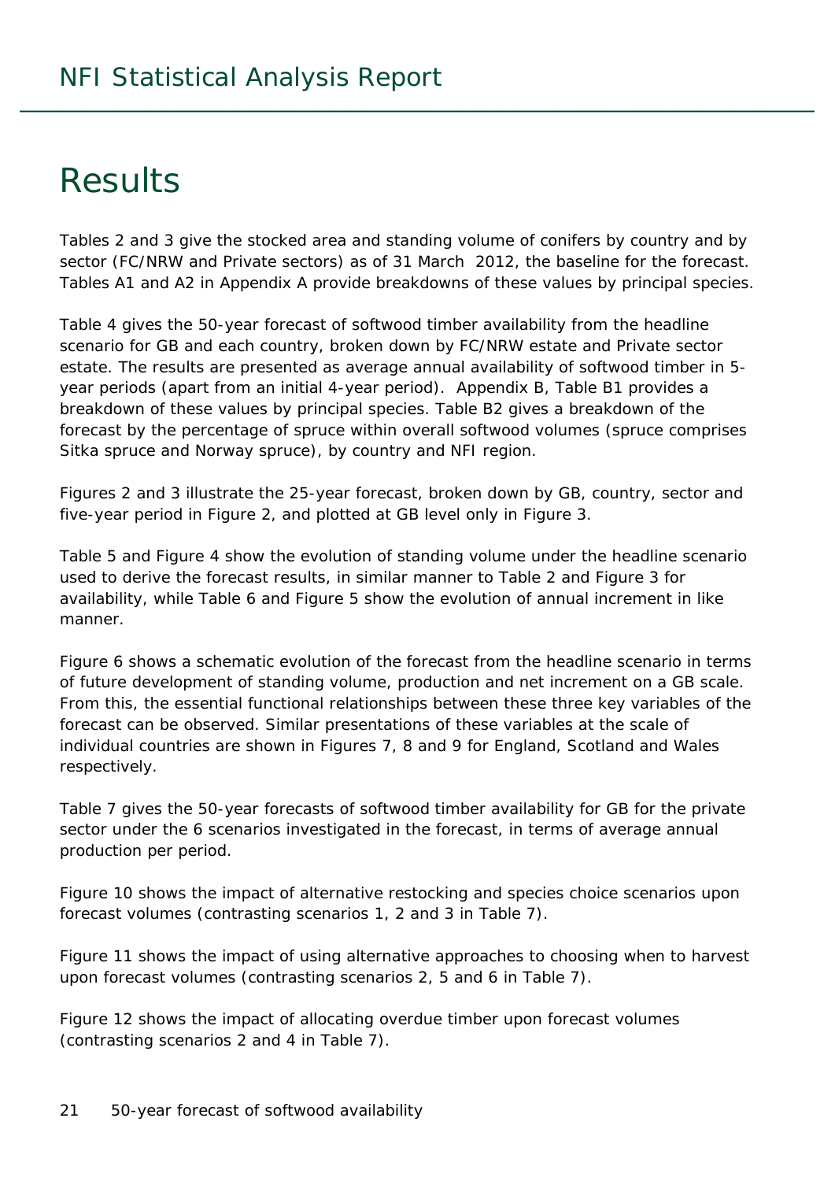# Results

Tables 2 and 3 give the stocked area and standing volume of conifers by country and by sector (FC/NRW and Private sectors) as of 31 March 2012, the baseline for the forecast. Tables A1 and A2 in Appendix A provide breakdowns of these values by principal species.

Table 4 gives the 50-year forecast of softwood timber availability from the headline scenario for GB and each country, broken down by FC/NRW estate and Private sector estate. The results are presented as average annual availability of softwood timber in 5-year periods (apart from an initial 4-year period). Appendix B, Table B1 provides a breakdown of these values by principal species. Table B2 gives a breakdown of the forecast by the percentage of spruce within overall softwood volumes (spruce comprises Sitka spruce and Norway spruce), by country and NFI region.

Figures 2 and 3 illustrate the 25-year forecast, broken down by GB, country, sector and five-year period in Figure 2, and plotted at GB level only in Figure 3.

Table 5 and Figure 4 show the evolution of standing volume under the headline scenario used to derive the forecast results, in similar manner to Table 2 and Figure 3 for availability, while Table 6 and Figure 5 show the evolution of annual increment in like manner.

Figure 6 shows a schematic evolution of the forecast from the headline scenario in terms of future development of standing volume, production and net increment on a GB scale. From this, the essential functional relationships between these three key variables of the forecast can be observed. Similar presentations of these variables at the scale of individual countries are shown in Figures 7, 8 and 9 for England, Scotland and Wales respectively.

Table 7 gives the 50-year forecasts of softwood timber availability for GB for the private sector under the 6 scenarios investigated in the forecast, in terms of average annual production per period.

Figure 10 shows the impact of alternative restocking and species choice scenarios upon forecast volumes (contrasting scenarios 1, 2 and 3 in Table 7).

Figure 11 shows the impact of using alternative approaches to choosing when to harvest upon forecast volumes (contrasting scenarios 2, 5 and 6 in Table 7).

Figure 12 shows the impact of allocating overdue timber upon forecast volumes (contrasting scenarios 2 and 4 in Table 7).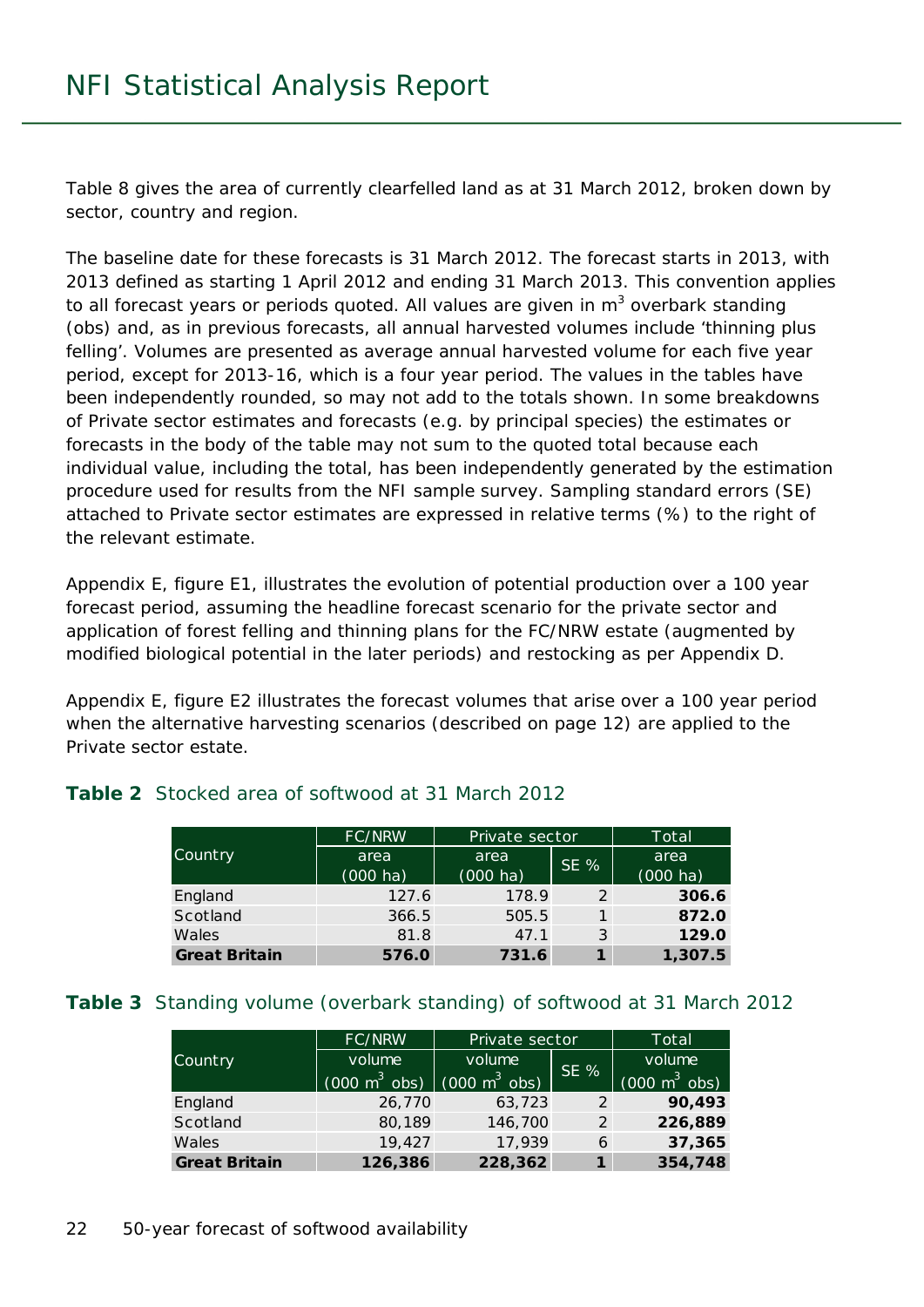Table 8 gives the area of currently clearfelled land as at 31 March 2012, broken down by sector, country and region.

The baseline date for these forecasts is 31 March 2012. The forecast starts in 2013, with 2013 defined as starting 1 April 2012 and ending 31 March 2013. This convention applies to all forecast years or periods quoted. All values are given in $m^3$ overbark standing (obs) and, as in previous forecasts, all annual harvested volumes include 'thinning plus felling'. Volumes are presented as average annual harvested volume for each five year period, except for 2013-16, which is a four year period. The values in the tables have been independently rounded, so may not add to the totals shown. In some breakdowns of Private sector estimates and forecasts (e.g. by principal species) the estimates or forecasts in the body of the table may not sum to the quoted total because each individual value, including the total, has been independently generated by the estimation procedure used for results from the NFI sample survey. Sampling standard errors (SE) attached to Private sector estimates are expressed in relative terms (%) to the right of the relevant estimate.

Appendix E, figure E1, illustrates the evolution of potential production over a 100 year forecast period, assuming the headline forecast scenario for the private sector and application of forest felling and thinning plans for the FC/NRW estate (augmented by modified biological potential in the later periods) and restocking as per Appendix D.

Appendix E, figure E2 illustrates the forecast volumes that arise over a 100 year period when the alternative harvesting scenarios (described on page 12) are applied to the Private sector estate.

**Table 2** Stocked area of softwood at 31 March 2012

| Country | FC/NRW | Private sector | | Total |
|---|---|---|---|---|
| | area (000 ha) | area (000 ha) | SE % | area (000 ha) |
| England | 127.6 | 178.9 | 2 | **306.6** |
| Scotland | 366.5 | 505.5 | 1 | **872.0** |
| Wales | 81.8 | 47.1 | 3 | **129.0** |
| **Great Britain** | **576.0** | **731.6** | **1** | **1,307.5** |

**Table 3** Standing volume (overbark standing) of softwood at 31 March 2012

| Country | FC/NRW | Private sector | | Total |
|---|---|---|---|---|
| | volume (000 $m^3$ obs) | volume (000 $m^3$ obs) | SE % | volume (000 $m^3$ obs) |
| England | 26,770 | 63,723 | 2 | **90,493** |
| Scotland | 80,189 | 146,700 | 2 | **226,889** |
| Wales | 19,427 | 17,939 | 6 | **37,365** |
| **Great Britain** | **126,386** | **228,362** | **1** | **354,748** |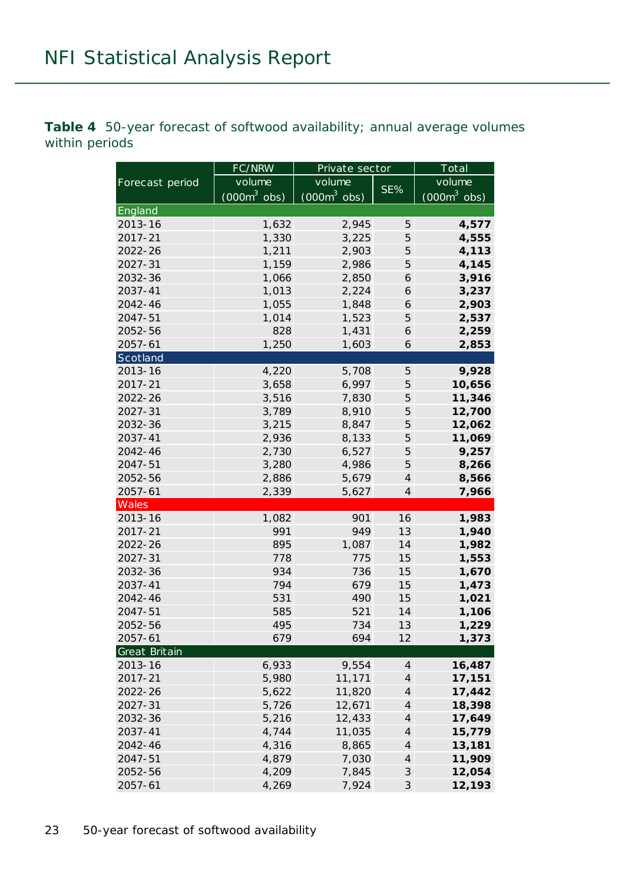**Table 4** 50-year forecast of softwood availability; annual average volumes within periods

| Forecast period | FC/NRW volume (000m$^3$ obs) | Private sector volume (000m$^3$ obs) | Private sector SE% | Total volume (000m$^3$ obs) |
|---|---|---|---|---|
| **England** | | | | |
| 2013-16 | 1,632 | 2,945 | 5 | **4,577** |
| 2017-21 | 1,330 | 3,225 | 5 | **4,555** |
| 2022-26 | 1,211 | 2,903 | 5 | **4,113** |
| 2027-31 | 1,159 | 2,986 | 5 | **4,145** |
| 2032-36 | 1,066 | 2,850 | 6 | **3,916** |
| 2037-41 | 1,013 | 2,224 | 6 | **3,237** |
| 2042-46 | 1,055 | 1,848 | 6 | **2,903** |
| 2047-51 | 1,014 | 1,523 | 5 | **2,537** |
| 2052-56 | 828 | 1,431 | 6 | **2,259** |
| 2057-61 | 1,250 | 1,603 | 6 | **2,853** |
| **Scotland** | | | | |
| 2013-16 | 4,220 | 5,708 | 5 | **9,928** |
| 2017-21 | 3,658 | 6,997 | 5 | **10,656** |
| 2022-26 | 3,516 | 7,830 | 5 | **11,346** |
| 2027-31 | 3,789 | 8,910 | 5 | **12,700** |
| 2032-36 | 3,215 | 8,847 | 5 | **12,062** |
| 2037-41 | 2,936 | 8,133 | 5 | **11,069** |
| 2042-46 | 2,730 | 6,527 | 5 | **9,257** |
| 2047-51 | 3,280 | 4,986 | 5 | **8,266** |
| 2052-56 | 2,886 | 5,679 | 4 | **8,566** |
| 2057-61 | 2,339 | 5,627 | 4 | **7,966** |
| **Wales** | | | | |
| 2013-16 | 1,082 | 901 | 16 | **1,983** |
| 2017-21 | 991 | 949 | 13 | **1,940** |
| 2022-26 | 895 | 1,087 | 14 | **1,982** |
| 2027-31 | 778 | 775 | 15 | **1,553** |
| 2032-36 | 934 | 736 | 15 | **1,670** |
| 2037-41 | 794 | 679 | 15 | **1,473** |
| 2042-46 | 531 | 490 | 15 | **1,021** |
| 2047-51 | 585 | 521 | 14 | **1,106** |
| 2052-56 | 495 | 734 | 13 | **1,229** |
| 2057-61 | 679 | 694 | 12 | **1,373** |
| **Great Britain** | | | | |
| 2013-16 | 6,933 | 9,554 | 4 | **16,487** |
| 2017-21 | 5,980 | 11,171 | 4 | **17,151** |
| 2022-26 | 5,622 | 11,820 | 4 | **17,442** |
| 2027-31 | 5,726 | 12,671 | 4 | **18,398** |
| 2032-36 | 5,216 | 12,433 | 4 | **17,649** |
| 2037-41 | 4,744 | 11,035 | 4 | **15,779** |
| 2042-46 | 4,316 | 8,865 | 4 | **13,181** |
| 2047-51 | 4,879 | 7,030 | 4 | **11,909** |
| 2052-56 | 4,209 | 7,845 | 3 | **12,054** |
| 2057-61 | 4,269 | 7,924 | 3 | **12,193** |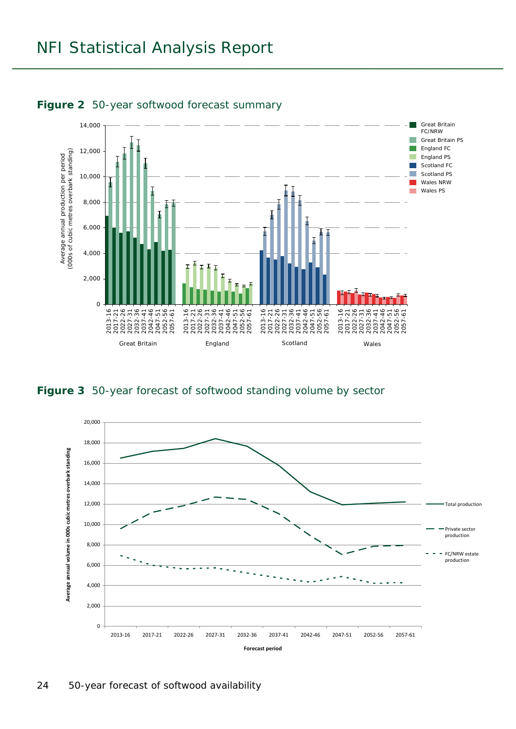**Figure 2** 50-year softwood forecast summary

**Figure 3** 50-year forecast of softwood standing volume by sector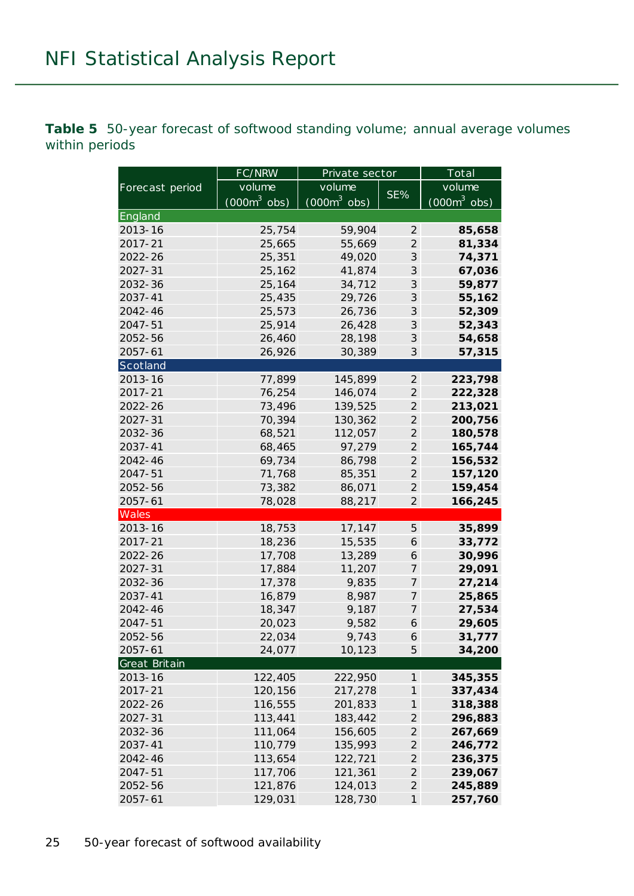**Table 5** 50-year forecast of softwood standing volume; annual average volumes within periods

| Forecast period | FC/NRW | Private sector | | Total |
|---|---|---|---|---|
| | volume ($000m^3$ obs) | volume ($000m^3$ obs) | SE% | volume ($000m^3$ obs) |
| **England** | | | | |
| 2013-16 | 25,754 | 59,904 | 2 | **85,658** |
| 2017-21 | 25,665 | 55,669 | 2 | **81,334** |
| 2022-26 | 25,351 | 49,020 | 3 | **74,371** |
| 2027-31 | 25,162 | 41,874 | 3 | **67,036** |
| 2032-36 | 25,164 | 34,712 | 3 | **59,877** |
| 2037-41 | 25,435 | 29,726 | 3 | **55,162** |
| 2042-46 | 25,573 | 26,736 | 3 | **52,309** |
| 2047-51 | 25,914 | 26,428 | 3 | **52,343** |
| 2052-56 | 26,460 | 28,198 | 3 | **54,658** |
| 2057-61 | 26,926 | 30,389 | 3 | **57,315** |
| **Scotland** | | | | |
| 2013-16 | 77,899 | 145,899 | 2 | **223,798** |
| 2017-21 | 76,254 | 146,074 | 2 | **222,328** |
| 2022-26 | 73,496 | 139,525 | 2 | **213,021** |
| 2027-31 | 70,394 | 130,362 | 2 | **200,756** |
| 2032-36 | 68,521 | 112,057 | 2 | **180,578** |
| 2037-41 | 68,465 | 97,279 | 2 | **165,744** |
| 2042-46 | 69,734 | 86,798 | 2 | **156,532** |
| 2047-51 | 71,768 | 85,351 | 2 | **157,120** |
| 2052-56 | 73,382 | 86,071 | 2 | **159,454** |
| 2057-61 | 78,028 | 88,217 | 2 | **166,245** |
| **Wales** | | | | |
| 2013-16 | 18,753 | 17,147 | 5 | **35,899** |
| 2017-21 | 18,236 | 15,535 | 6 | **33,772** |
| 2022-26 | 17,708 | 13,289 | 6 | **30,996** |
| 2027-31 | 17,884 | 11,207 | 7 | **29,091** |
| 2032-36 | 17,378 | 9,835 | 7 | **27,214** |
| 2037-41 | 16,879 | 8,987 | 7 | **25,865** |
| 2042-46 | 18,347 | 9,187 | 7 | **27,534** |
| 2047-51 | 20,023 | 9,582 | 6 | **29,605** |
| 2052-56 | 22,034 | 9,743 | 6 | **31,777** |
| 2057-61 | 24,077 | 10,123 | 5 | **34,200** |
| **Great Britain** | | | | |
| 2013-16 | 122,405 | 222,950 | 1 | **345,355** |
| 2017-21 | 120,156 | 217,278 | 1 | **337,434** |
| 2022-26 | 116,555 | 201,833 | 1 | **318,388** |
| 2027-31 | 113,441 | 183,442 | 2 | **296,883** |
| 2032-36 | 111,064 | 156,605 | 2 | **267,669** |
| 2037-41 | 110,779 | 135,993 | 2 | **246,772** |
| 2042-46 | 113,654 | 122,721 | 2 | **236,375** |
| 2047-51 | 117,706 | 121,361 | 2 | **239,067** |
| 2052-56 | 121,876 | 124,013 | 2 | **245,889** |
| 2057-61 | 129,031 | 128,730 | 1 | **257,760** |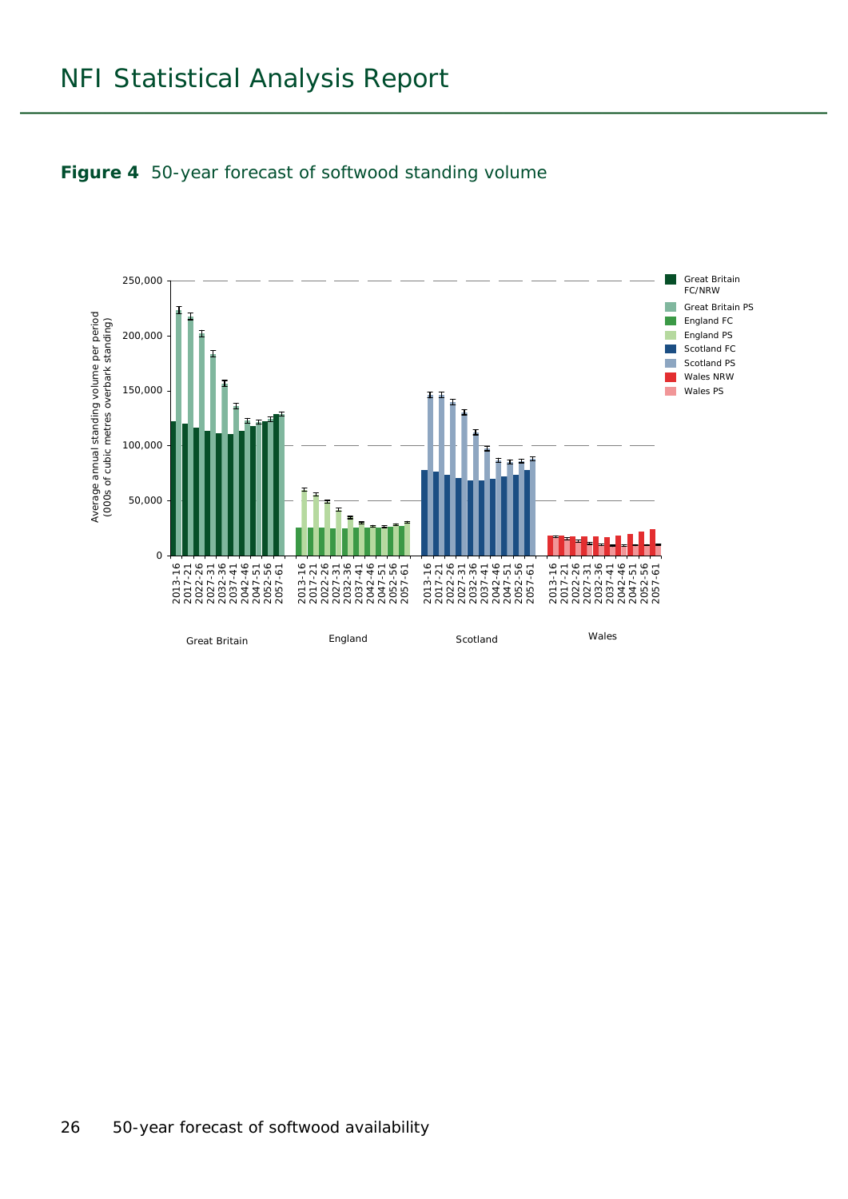**Figure 4** 50-year forecast of softwood standing volume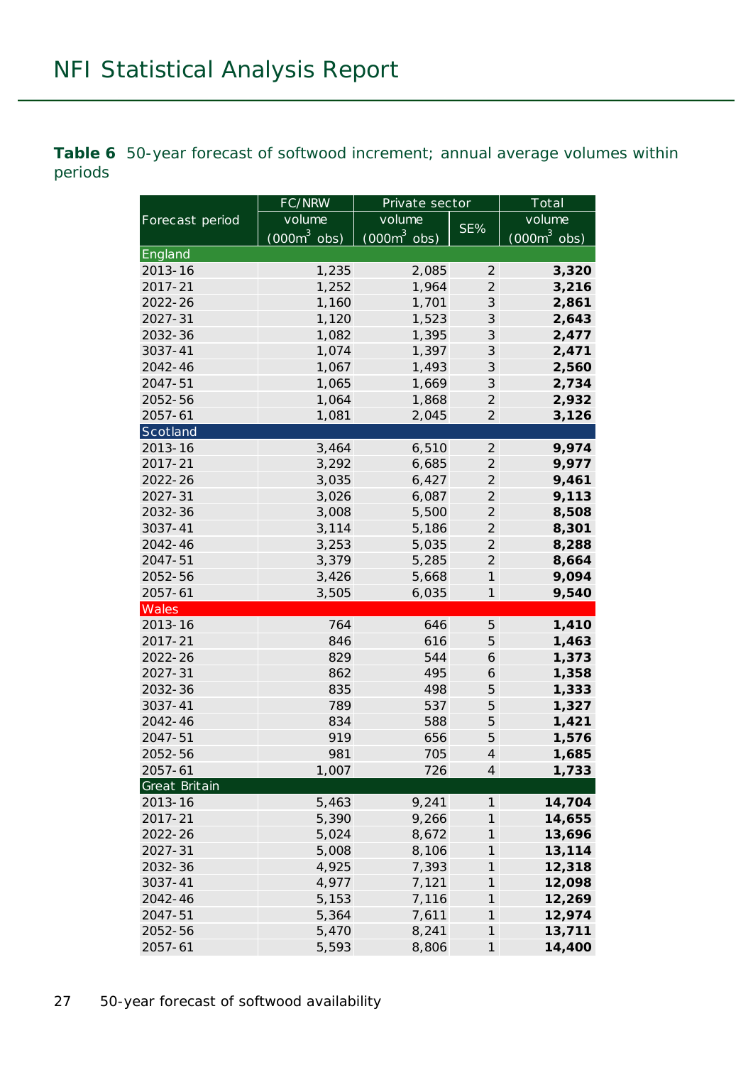**Table 6** 50-year forecast of softwood increment; annual average volumes within periods

| Forecast period | FC/NRW | Private sector | | Total |
|---|---|---|---|---|
| | volume ($000m^3$ obs) | volume ($000m^3$ obs) | SE% | volume ($000m^3$ obs) |
| **England** | | | | |
| 2013-16 | 1,235 | 2,085 | 2 | **3,320** |
| 2017-21 | 1,252 | 1,964 | 2 | **3,216** |
| 2022-26 | 1,160 | 1,701 | 3 | **2,861** |
| 2027-31 | 1,120 | 1,523 | 3 | **2,643** |
| 2032-36 | 1,082 | 1,395 | 3 | **2,477** |
| 3037-41 | 1,074 | 1,397 | 3 | **2,471** |
| 2042-46 | 1,067 | 1,493 | 3 | **2,560** |
| 2047-51 | 1,065 | 1,669 | 3 | **2,734** |
| 2052-56 | 1,064 | 1,868 | 2 | **2,932** |
| 2057-61 | 1,081 | 2,045 | 2 | **3,126** |
| **Scotland** | | | | |
| 2013-16 | 3,464 | 6,510 | 2 | **9,974** |
| 2017-21 | 3,292 | 6,685 | 2 | **9,977** |
| 2022-26 | 3,035 | 6,427 | 2 | **9,461** |
| 2027-31 | 3,026 | 6,087 | 2 | **9,113** |
| 2032-36 | 3,008 | 5,500 | 2 | **8,508** |
| 3037-41 | 3,114 | 5,186 | 2 | **8,301** |
| 2042-46 | 3,253 | 5,035 | 2 | **8,288** |
| 2047-51 | 3,379 | 5,285 | 2 | **8,664** |
| 2052-56 | 3,426 | 5,668 | 1 | **9,094** |
| 2057-61 | 3,505 | 6,035 | 1 | **9,540** |
| **Wales** | | | | |
| 2013-16 | 764 | 646 | 5 | **1,410** |
| 2017-21 | 846 | 616 | 5 | **1,463** |
| 2022-26 | 829 | 544 | 6 | **1,373** |
| 2027-31 | 862 | 495 | 6 | **1,358** |
| 2032-36 | 835 | 498 | 5 | **1,333** |
| 3037-41 | 789 | 537 | 5 | **1,327** |
| 2042-46 | 834 | 588 | 5 | **1,421** |
| 2047-51 | 919 | 656 | 5 | **1,576** |
| 2052-56 | 981 | 705 | 4 | **1,685** |
| 2057-61 | 1,007 | 726 | 4 | **1,733** |
| **Great Britain** | | | | |
| 2013-16 | 5,463 | 9,241 | 1 | **14,704** |
| 2017-21 | 5,390 | 9,266 | 1 | **14,655** |
| 2022-26 | 5,024 | 8,672 | 1 | **13,696** |
| 2027-31 | 5,008 | 8,106 | 1 | **13,114** |
| 2032-36 | 4,925 | 7,393 | 1 | **12,318** |
| 3037-41 | 4,977 | 7,121 | 1 | **12,098** |
| 2042-46 | 5,153 | 7,116 | 1 | **12,269** |
| 2047-51 | 5,364 | 7,611 | 1 | **12,974** |
| 2052-56 | 5,470 | 8,241 | 1 | **13,711** |
| 2057-61 | 5,593 | 8,806 | 1 | **14,400** |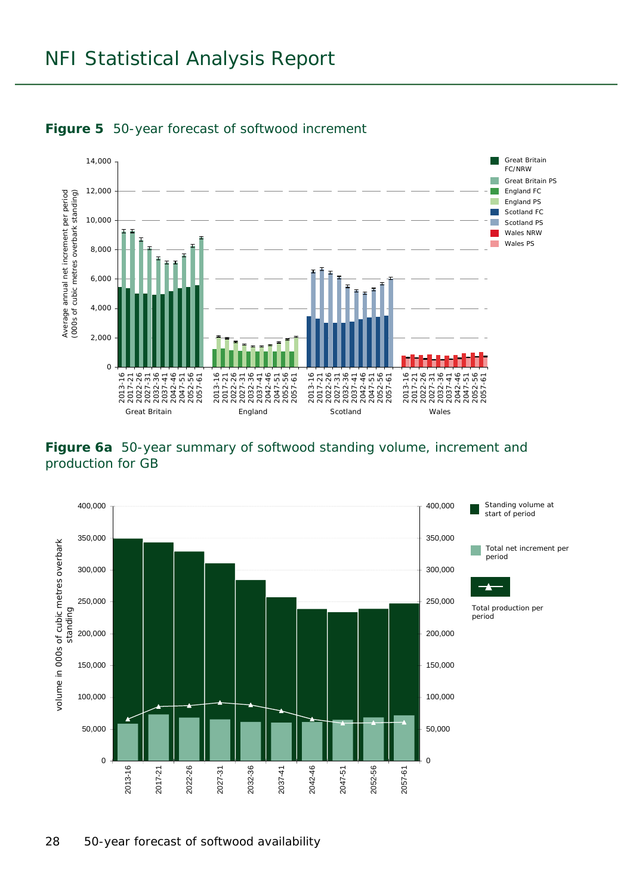**Figure 5** 50-year forecast of softwood increment

**Figure 6a** 50-year summary of softwood standing volume, increment and production for GB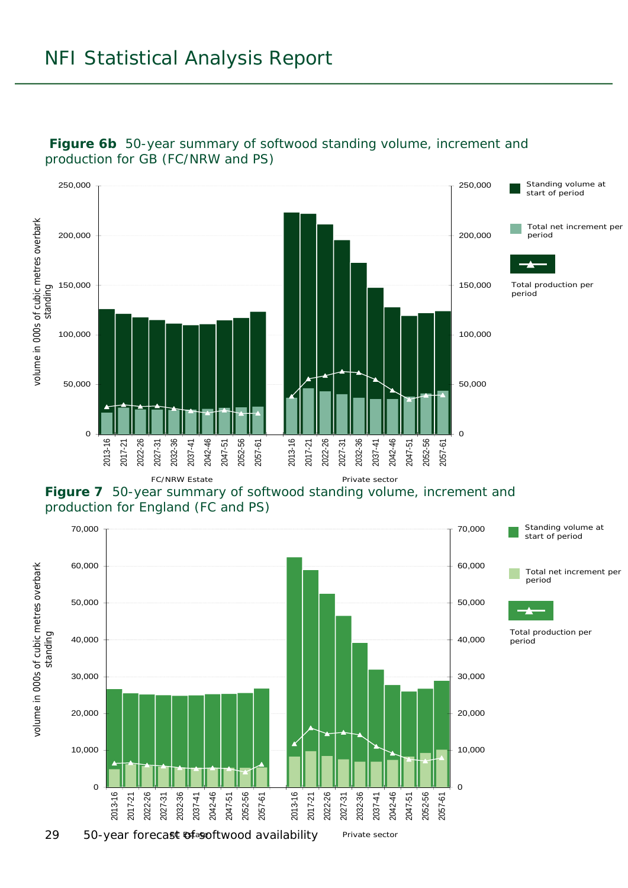**Figure 6b** 50-year summary of softwood standing volume, increment and production for GB (FC/NRW and PS)

**Figure 7** 50-year summary of softwood standing volume, increment and production for England (FC and PS)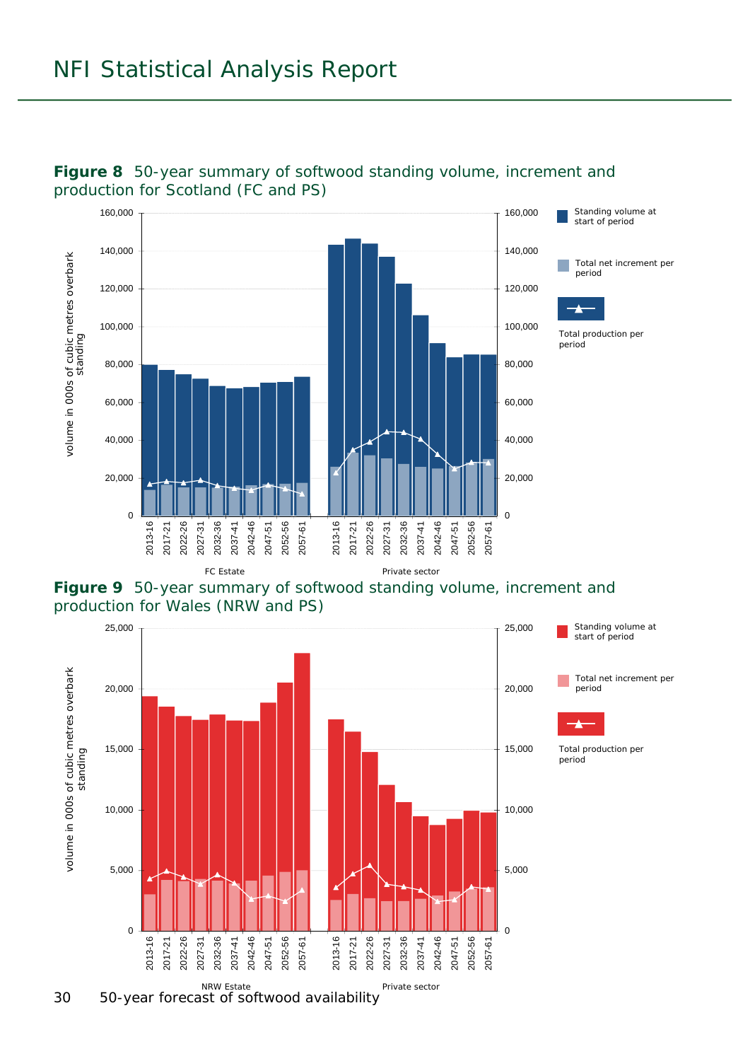**Figure 8** 50-year summary of softwood standing volume, increment and production for Scotland (FC and PS)

**Figure 9** 50-year summary of softwood standing volume, increment and production for Wales (NRW and PS)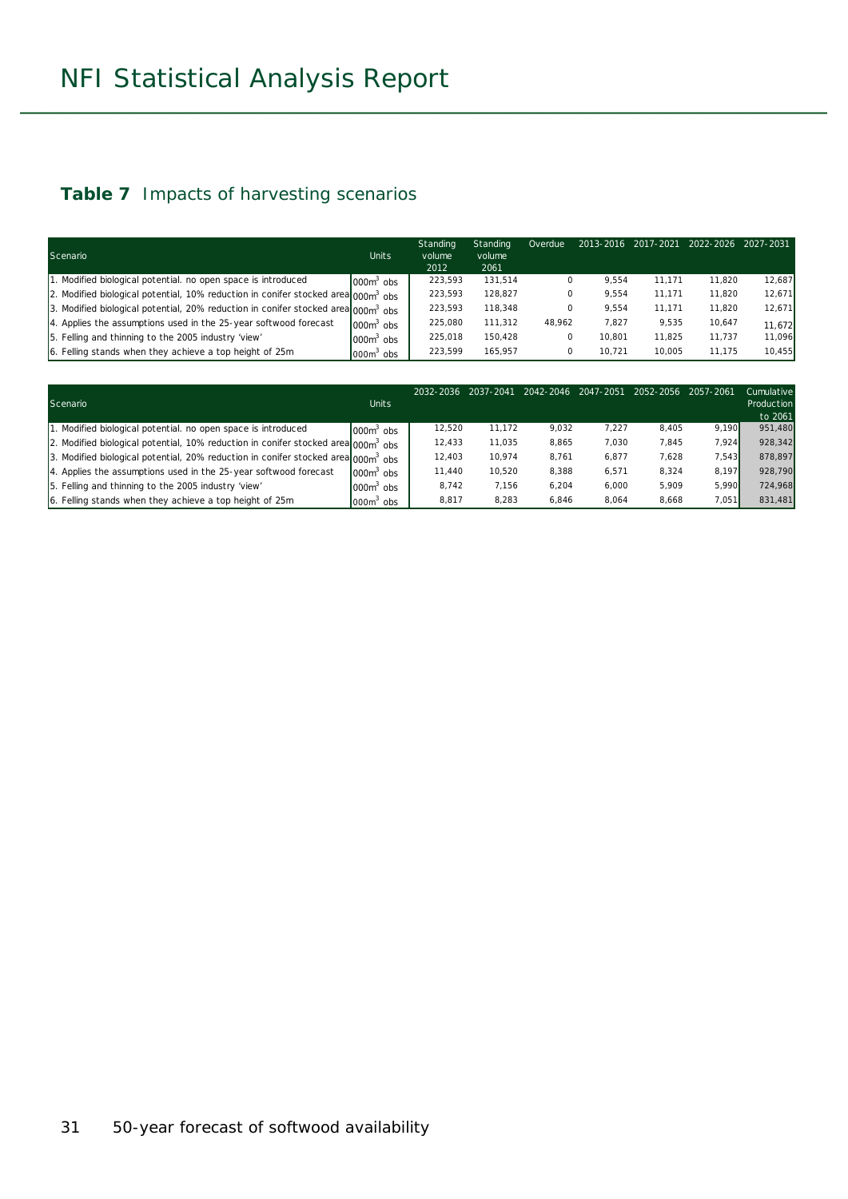# NFI Statistical Analysis Report

## Table 7 Impacts of harvesting scenarios

| Scenario | Units | Standing volume 2012 | Standing volume 2061 | Overdue | 2013-2016 | 2017-2021 | 2022-2026 | 2027-2031 |
|---|---|---|---|---|---|---|---|---|
| 1. Modified biological potential. no open space is introduced | $000m^3$ obs | 223,593 | 131,514 | 0 | 9,554 | 11,171 | 11,820 | 12,687 |
| 2. Modified biological potential, 10% reduction in conifer stocked area | $000m^3$ obs | 223,593 | 128,827 | 0 | 9,554 | 11,171 | 11,820 | 12,671 |
| 3. Modified biological potential, 20% reduction in conifer stocked area | $000m^3$ obs | 223,593 | 118,348 | 0 | 9,554 | 11,171 | 11,820 | 12,671 |
| 4. Applies the assumptions used in the 25-year softwood forecast | $000m^3$ obs | 225,080 | 111,312 | 48,962 | 7,827 | 9,535 | 10,647 | 11,672 |
| 5. Felling and thinning to the 2005 industry 'view' | $000m^3$ obs | 225,018 | 150,428 | 0 | 10,801 | 11,825 | 11,737 | 11,096 |
| 6. Felling stands when they achieve a top height of 25m | $000m^3$ obs | 223,599 | 165,957 | 0 | 10,721 | 10,005 | 11,175 | 10,455 |

| Scenario | Units | 2032-2036 | 2037-2041 | 2042-2046 | 2047-2051 | 2052-2056 | 2057-2061 | Cumulative Production to 2061 |
|---|---|---|---|---|---|---|---|---|
| 1. Modified biological potential. no open space is introduced | $000m^3$ obs | 12,520 | 11,172 | 9,032 | 7,227 | 8,405 | 9,190 | 951,480 |
| 2. Modified biological potential, 10% reduction in conifer stocked area | $000m^3$ obs | 12,433 | 11,035 | 8,865 | 7,030 | 7,845 | 7,924 | 928,342 |
| 3. Modified biological potential, 20% reduction in conifer stocked area | $000m^3$ obs | 12,403 | 10,974 | 8,761 | 6,877 | 7,628 | 7,543 | 878,897 |
| 4. Applies the assumptions used in the 25-year softwood forecast | $000m^3$ obs | 11,440 | 10,520 | 8,388 | 6,571 | 8,324 | 8,197 | 928,790 |
| 5. Felling and thinning to the 2005 industry 'view' | $000m^3$ obs | 8,742 | 7,156 | 6,204 | 6,000 | 5,909 | 5,990 | 724,968 |
| 6. Felling stands when they achieve a top height of 25m | $000m^3$ obs | 8,817 | 8,283 | 6,846 | 8,064 | 8,668 | 7,051 | 831,481 |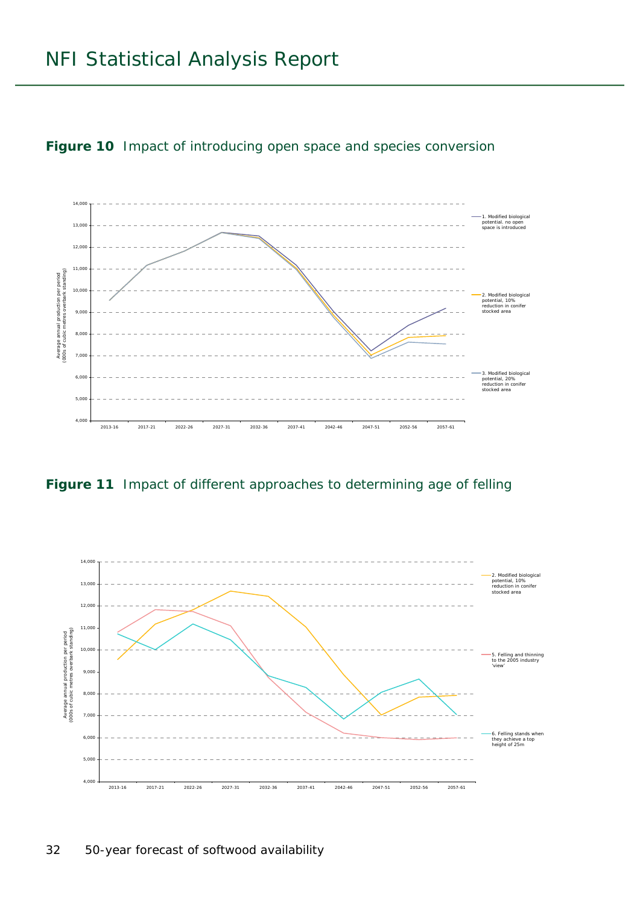**Figure 10** Impact of introducing open space and species conversion

Average annual production per period (000s of cubic metres overbark standing)

14,000
13,000
12,000
11,000
10,000
9,000
8,000
7,000
6,000
5,000
4,000

2013-16 2017-21 2022-26 2027-31 2032-36 2037-41 2042-46 2047-51 2052-56 2057-61

1. Modified biological potential. no open space is introduced

2. Modified biological potential, 10% reduction in conifer stocked area

3. Modified biological potential, 20% reduction in conifer stocked area

**Figure 11** Impact of different approaches to determining age of felling

Average annual production per period (000s of cubic metres overbark standing)

14,000
13,000
12,000
11,000
10,000
9,000
8,000
7,000
6,000
5,000
4,000

2013-16 2017-21 2022-26 2027-31 2032-36 2037-41 2042-46 2047-51 2052-56 2057-61

2. Modified biological potential, 10% reduction in conifer stocked area

5. Felling and thinning to the 2005 industry 'view'

6. Felling stands when they achieve a top height of 25m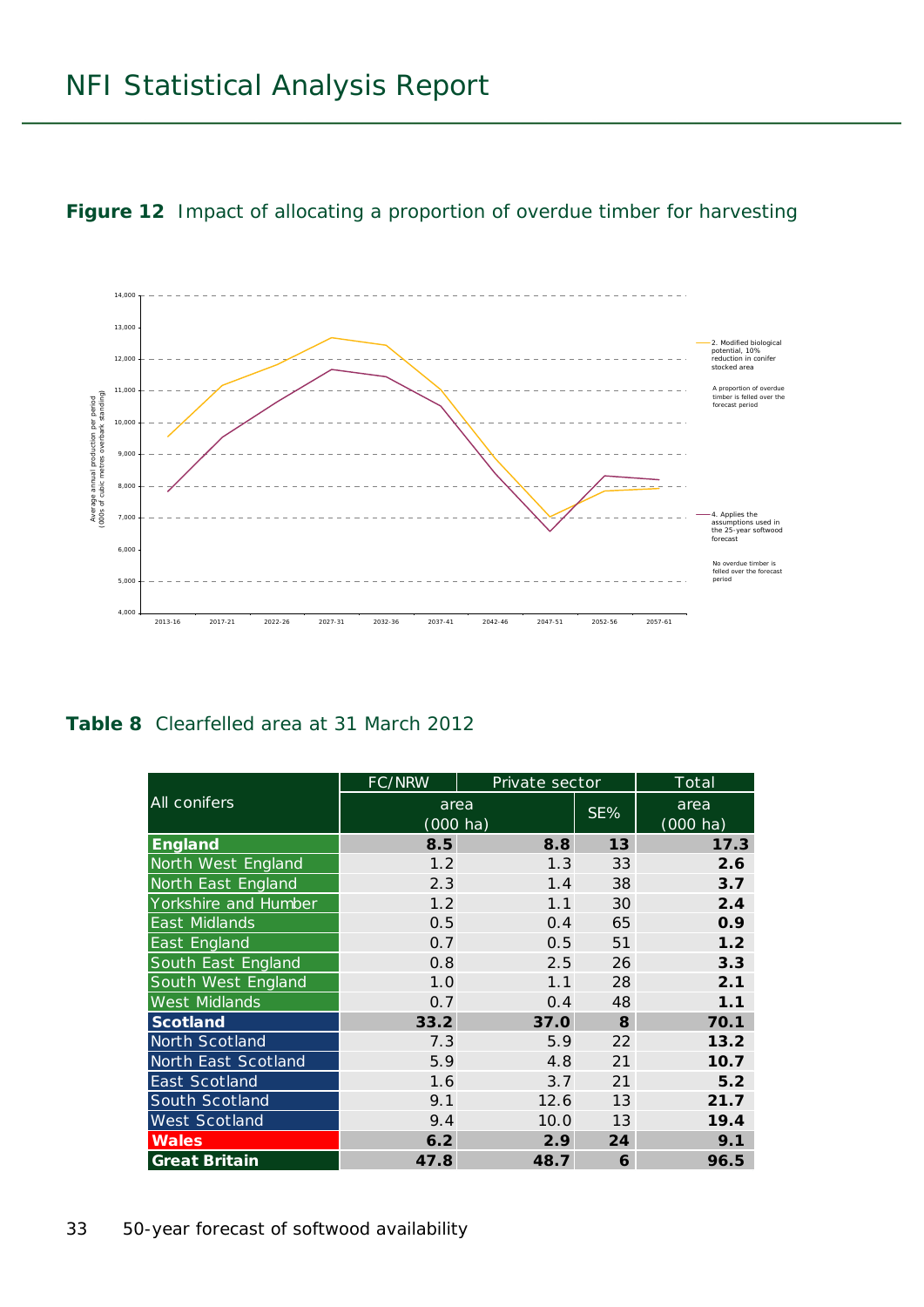**Figure 12** Impact of allocating a proportion of overdue timber for harvesting

Average annual production per period (000s of cubic metres overbark standing)

14,000
13,000
12,000
11,000
10,000
9,000
8,000
7,000
6,000
5,000
4,000

2013-16 2017-21 2022-26 2027-31 2032-36 2037-41 2042-46 2047-51 2052-56 2057-61

2. Modified biological potential, 10% reduction in conifer stocked area

A proportion of overdue timber is felled over the forecast period

4. Applies the assumptions used in the 25-year softwood forecast

No overdue timber is felled over the forecast period

**Table 8** Clearfelled area at 31 March 2012

| All conifers | FC/NRW | Private sector | | Total |
|---|---|---|---|---|
| | area (000 ha) | | SE% | area (000 ha) |
| **England** | **8.5** | **8.8** | **13** | **17.3** |
| North West England | 1.2 | 1.3 | 33 | **2.6** |
| North East England | 2.3 | 1.4 | 38 | **3.7** |
| Yorkshire and Humber | 1.2 | 1.1 | 30 | **2.4** |
| East Midlands | 0.5 | 0.4 | 65 | **0.9** |
| East England | 0.7 | 0.5 | 51 | **1.2** |
| South East England | 0.8 | 2.5 | 26 | **3.3** |
| South West England | 1.0 | 1.1 | 28 | **2.1** |
| West Midlands | 0.7 | 0.4 | 48 | **1.1** |
| **Scotland** | **33.2** | **37.0** | **8** | **70.1** |
| North Scotland | 7.3 | 5.9 | 22 | **13.2** |
| North East Scotland | 5.9 | 4.8 | 21 | **10.7** |
| East Scotland | 1.6 | 3.7 | 21 | **5.2** |
| South Scotland | 9.1 | 12.6 | 13 | **21.7** |
| West Scotland | 9.4 | 10.0 | 13 | **19.4** |
| **Wales** | **6.2** | **2.9** | **24** | **9.1** |
| **Great Britain** | **47.8** | **48.7** | **6** | **96.5** |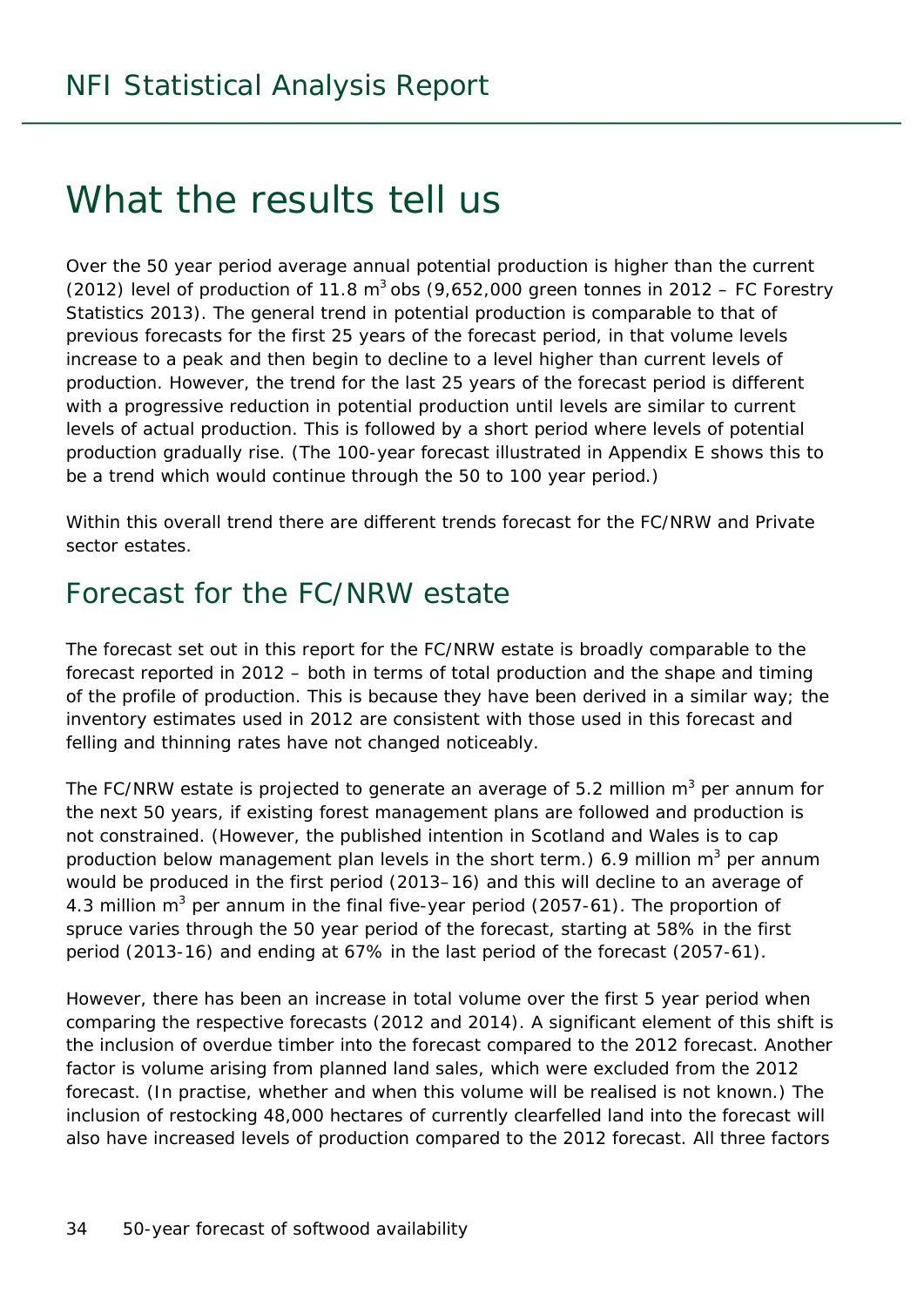# What the results tell us

Over the 50 year period average annual potential production is higher than the current (2012) level of production of 11.8 $m^3$ obs (9,652,000 green tonnes in 2012 – FC Forestry Statistics 2013). The general trend in potential production is comparable to that of previous forecasts for the first 25 years of the forecast period, in that volume levels increase to a peak and then begin to decline to a level higher than current levels of production. However, the trend for the last 25 years of the forecast period is different with a progressive reduction in potential production until levels are similar to current levels of actual production. This is followed by a short period where levels of potential production gradually rise. (The 100-year forecast illustrated in Appendix E shows this to be a trend which would continue through the 50 to 100 year period.)

Within this overall trend there are different trends forecast for the FC/NRW and Private sector estates.

## Forecast for the FC/NRW estate

The forecast set out in this report for the FC/NRW estate is broadly comparable to the forecast reported in 2012 – both in terms of total production and the shape and timing of the profile of production. This is because they have been derived in a similar way; the inventory estimates used in 2012 are consistent with those used in this forecast and felling and thinning rates have not changed noticeably.

The FC/NRW estate is projected to generate an average of 5.2 million $m^3$ per annum for the next 50 years, if existing forest management plans are followed and production is not constrained. (However, the published intention in Scotland and Wales is to cap production below management plan levels in the short term.) 6.9 million $m^3$ per annum would be produced in the first period (2013–16) and this will decline to an average of 4.3 million $m^3$ per annum in the final five-year period (2057-61). The proportion of spruce varies through the 50 year period of the forecast, starting at 58% in the first period (2013-16) and ending at 67% in the last period of the forecast (2057-61).

However, there has been an increase in total volume over the first 5 year period when comparing the respective forecasts (2012 and 2014). A significant element of this shift is the inclusion of overdue timber into the forecast compared to the 2012 forecast. Another factor is volume arising from planned land sales, which were excluded from the 2012 forecast. (In practise, whether and when this volume will be realised is not known.) The inclusion of restocking 48,000 hectares of currently clearfelled land into the forecast will also have increased levels of production compared to the 2012 forecast. All three factors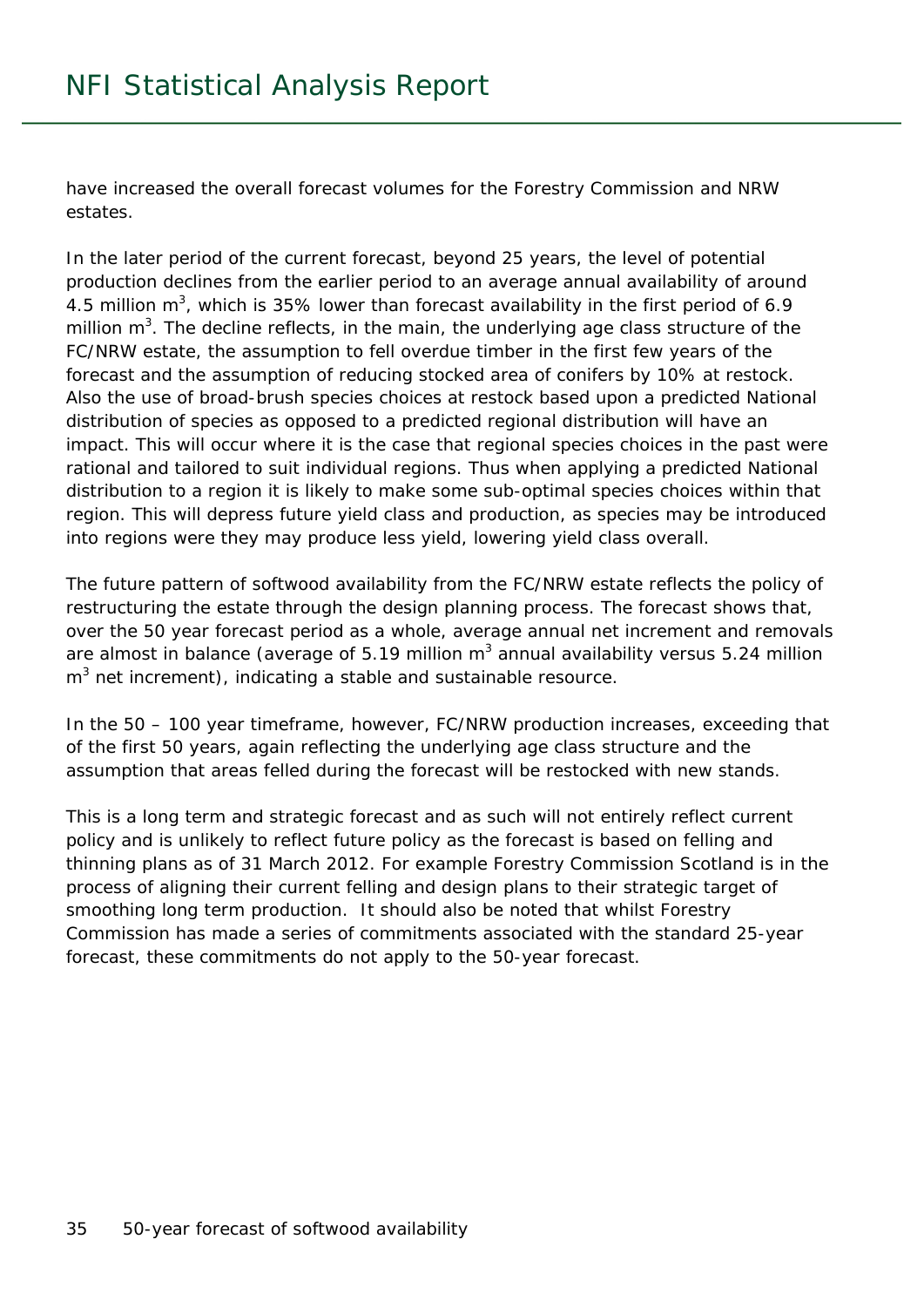have increased the overall forecast volumes for the Forestry Commission and NRW estates.

In the later period of the current forecast, beyond 25 years, the level of potential production declines from the earlier period to an average annual availability of around 4.5 million $m^3$, which is 35% lower than forecast availability in the first period of 6.9 million $m^3$. The decline reflects, in the main, the underlying age class structure of the FC/NRW estate, the assumption to fell overdue timber in the first few years of the forecast and the assumption of reducing stocked area of conifers by 10% at restock. Also the use of broad-brush species choices at restock based upon a predicted National distribution of species as opposed to a predicted regional distribution will have an impact. This will occur where it is the case that regional species choices in the past were rational and tailored to suit individual regions. Thus when applying a predicted National distribution to a region it is likely to make some sub-optimal species choices within that region. This will depress future yield class and production, as species may be introduced into regions were they may produce less yield, lowering yield class overall.

The future pattern of softwood availability from the FC/NRW estate reflects the policy of restructuring the estate through the design planning process. The forecast shows that, over the 50 year forecast period as a whole, average annual net increment and removals are almost in balance (average of 5.19 million $m^3$ annual availability versus 5.24 million $m^3$ net increment), indicating a stable and sustainable resource.

In the 50 – 100 year timeframe, however, FC/NRW production increases, exceeding that of the first 50 years, again reflecting the underlying age class structure and the assumption that areas felled during the forecast will be restocked with new stands.

This is a long term and strategic forecast and as such will not entirely reflect current policy and is unlikely to reflect future policy as the forecast is based on felling and thinning plans as of 31 March 2012. For example Forestry Commission Scotland is in the process of aligning their current felling and design plans to their strategic target of smoothing long term production. It should also be noted that whilst Forestry Commission has made a series of commitments associated with the standard 25-year forecast, these commitments do not apply to the 50-year forecast.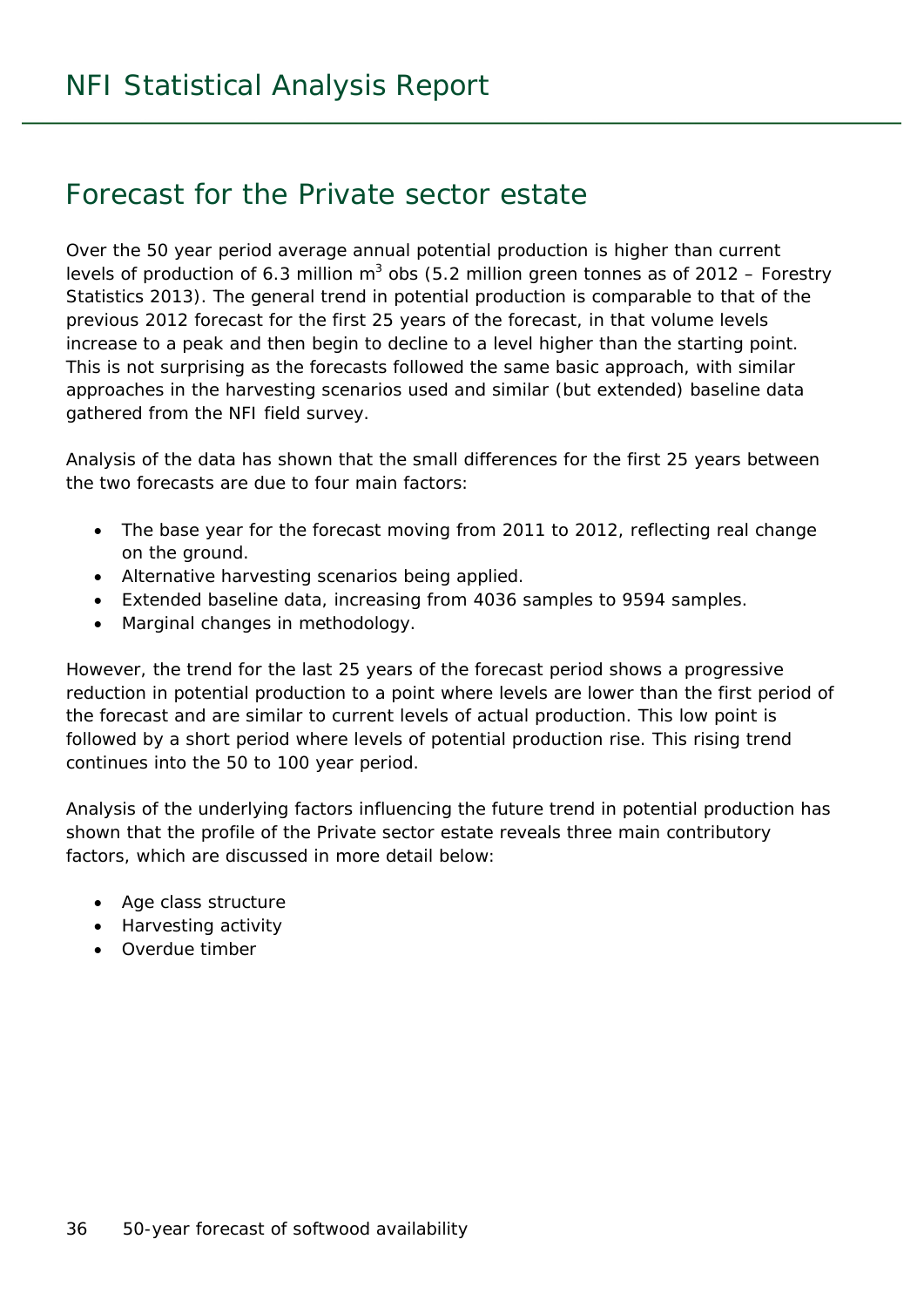## Forecast for the Private sector estate

Over the 50 year period average annual potential production is higher than current levels of production of 6.3 million $m^3$ obs (5.2 million green tonnes as of 2012 – Forestry Statistics 2013). The general trend in potential production is comparable to that of the previous 2012 forecast for the first 25 years of the forecast, in that volume levels increase to a peak and then begin to decline to a level higher than the starting point. This is not surprising as the forecasts followed the same basic approach, with similar approaches in the harvesting scenarios used and similar (but extended) baseline data gathered from the NFI field survey.

Analysis of the data has shown that the small differences for the first 25 years between the two forecasts are due to four main factors:

- The base year for the forecast moving from 2011 to 2012, reflecting real change on the ground.
- Alternative harvesting scenarios being applied.
- Extended baseline data, increasing from 4036 samples to 9594 samples.
- Marginal changes in methodology.

However, the trend for the last 25 years of the forecast period shows a progressive reduction in potential production to a point where levels are lower than the first period of the forecast and are similar to current levels of actual production. This low point is followed by a short period where levels of potential production rise. This rising trend continues into the 50 to 100 year period.

Analysis of the underlying factors influencing the future trend in potential production has shown that the profile of the Private sector estate reveals three main contributory factors, which are discussed in more detail below:

- Age class structure
- Harvesting activity
- Overdue timber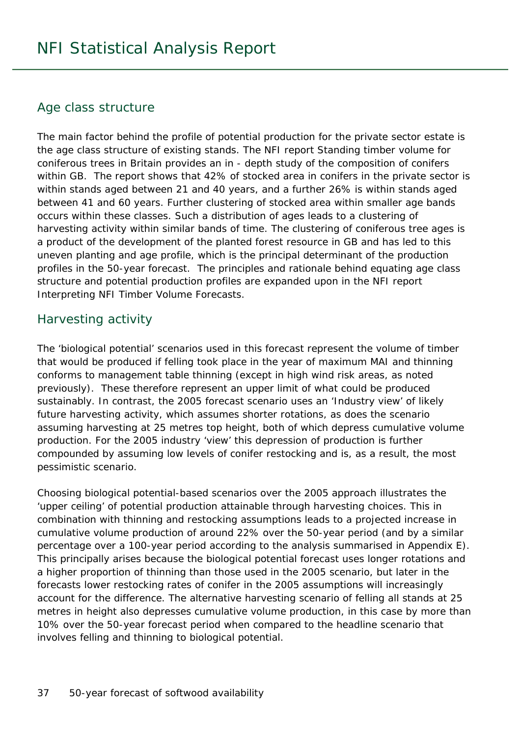## Age class structure

The main factor behind the profile of potential production for the private sector estate is the age class structure of existing stands. The NFI report Standing timber volume for coniferous trees in Britain provides an in - depth study of the composition of conifers within GB. The report shows that 42% of stocked area in conifers in the private sector is within stands aged between 21 and 40 years, and a further 26% is within stands aged between 41 and 60 years. Further clustering of stocked area within smaller age bands occurs within these classes. Such a distribution of ages leads to a clustering of harvesting activity within similar bands of time. The clustering of coniferous tree ages is a product of the development of the planted forest resource in GB and has led to this uneven planting and age profile, which is the principal determinant of the production profiles in the 50-year forecast. The principles and rationale behind equating age class structure and potential production profiles are expanded upon in the NFI report Interpreting NFI Timber Volume Forecasts.

## Harvesting activity

The 'biological potential' scenarios used in this forecast represent the volume of timber that would be produced if felling took place in the year of maximum MAI and thinning conforms to management table thinning (except in high wind risk areas, as noted previously). These therefore represent an upper limit of what could be produced sustainably. In contrast, the 2005 forecast scenario uses an 'Industry view' of likely future harvesting activity, which assumes shorter rotations, as does the scenario assuming harvesting at 25 metres top height, both of which depress cumulative volume production. For the 2005 industry 'view' this depression of production is further compounded by assuming low levels of conifer restocking and is, as a result, the most pessimistic scenario.

Choosing biological potential-based scenarios over the 2005 approach illustrates the 'upper ceiling' of potential production attainable through harvesting choices. This in combination with thinning and restocking assumptions leads to a projected increase in cumulative volume production of around 22% over the 50-year period (and by a similar percentage over a 100-year period according to the analysis summarised in Appendix E). This principally arises because the biological potential forecast uses longer rotations and a higher proportion of thinning than those used in the 2005 scenario, but later in the forecasts lower restocking rates of conifer in the 2005 assumptions will increasingly account for the difference. The alternative harvesting scenario of felling all stands at 25 metres in height also depresses cumulative volume production, in this case by more than 10% over the 50-year forecast period when compared to the headline scenario that involves felling and thinning to biological potential.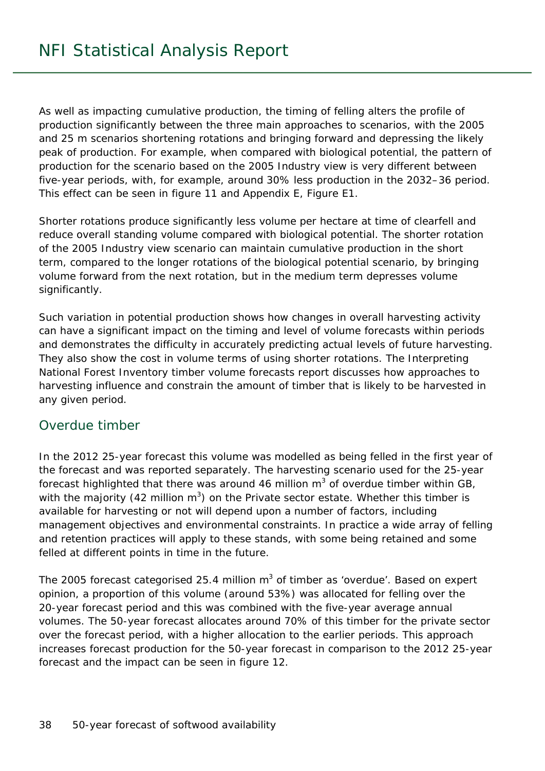As well as impacting cumulative production, the timing of felling alters the profile of production significantly between the three main approaches to scenarios, with the 2005 and 25 m scenarios shortening rotations and bringing forward and depressing the likely peak of production. For example, when compared with biological potential, the pattern of production for the scenario based on the 2005 Industry view is very different between five-year periods, with, for example, around 30% less production in the 2032–36 period. This effect can be seen in figure 11 and Appendix E, Figure E1.

Shorter rotations produce significantly less volume per hectare at time of clearfell and reduce overall standing volume compared with biological potential. The shorter rotation of the 2005 Industry view scenario can maintain cumulative production in the short term, compared to the longer rotations of the biological potential scenario, by bringing volume forward from the next rotation, but in the medium term depresses volume significantly.

Such variation in potential production shows how changes in overall harvesting activity can have a significant impact on the timing and level of volume forecasts within periods and demonstrates the difficulty in accurately predicting actual levels of future harvesting. They also show the cost in volume terms of using shorter rotations. The Interpreting National Forest Inventory timber volume forecasts report discusses how approaches to harvesting influence and constrain the amount of timber that is likely to be harvested in any given period.

## Overdue timber

In the 2012 25-year forecast this volume was modelled as being felled in the first year of the forecast and was reported separately. The harvesting scenario used for the 25-year forecast highlighted that there was around 46 million $m^3$ of overdue timber within GB, with the majority (42 million $m^3$) on the Private sector estate. Whether this timber is available for harvesting or not will depend upon a number of factors, including management objectives and environmental constraints. In practice a wide array of felling and retention practices will apply to these stands, with some being retained and some felled at different points in time in the future.

The 2005 forecast categorised 25.4 million $m^3$ of timber as 'overdue'. Based on expert opinion, a proportion of this volume (around 53%) was allocated for felling over the 20-year forecast period and this was combined with the five-year average annual volumes. The 50-year forecast allocates around 70% of this timber for the private sector over the forecast period, with a higher allocation to the earlier periods. This approach increases forecast production for the 50-year forecast in comparison to the 2012 25-year forecast and the impact can be seen in figure 12.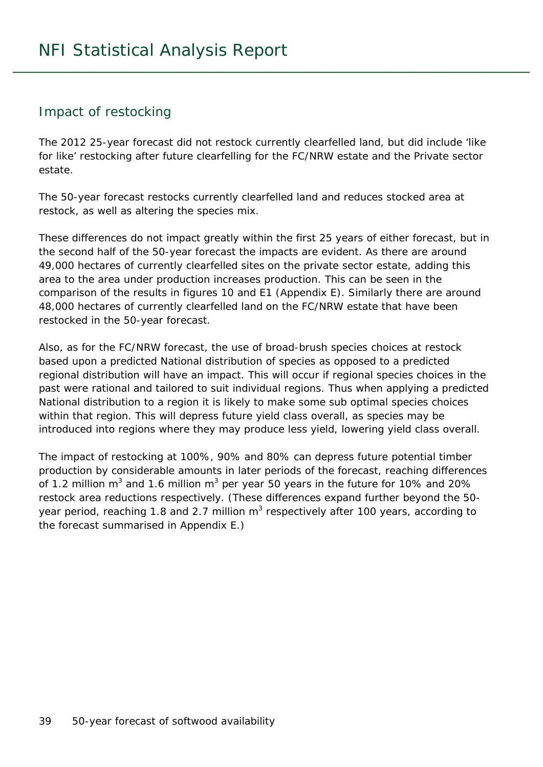## Impact of restocking

The 2012 25-year forecast did not restock currently clearfelled land, but did include 'like for like' restocking after future clearfelling for the FC/NRW estate and the Private sector estate.

The 50-year forecast restocks currently clearfelled land and reduces stocked area at restock, as well as altering the species mix.

These differences do not impact greatly within the first 25 years of either forecast, but in the second half of the 50-year forecast the impacts are evident. As there are around 49,000 hectares of currently clearfelled sites on the private sector estate, adding this area to the area under production increases production. This can be seen in the comparison of the results in figures 10 and E1 (Appendix E). Similarly there are around 48,000 hectares of currently clearfelled land on the FC/NRW estate that have been restocked in the 50-year forecast.

Also, as for the FC/NRW forecast, the use of broad-brush species choices at restock based upon a predicted National distribution of species as opposed to a predicted regional distribution will have an impact. This will occur if regional species choices in the past were rational and tailored to suit individual regions. Thus when applying a predicted National distribution to a region it is likely to make some sub optimal species choices within that region. This will depress future yield class overall, as species may be introduced into regions where they may produce less yield, lowering yield class overall.

The impact of restocking at 100%, 90% and 80% can depress future potential timber production by considerable amounts in later periods of the forecast, reaching differences of 1.2 million $m^3$ and 1.6 million $m^3$ per year 50 years in the future for 10% and 20% restock area reductions respectively. (These differences expand further beyond the 50-year period, reaching 1.8 and 2.7 million $m^3$ respectively after 100 years, according to the forecast summarised in Appendix E.)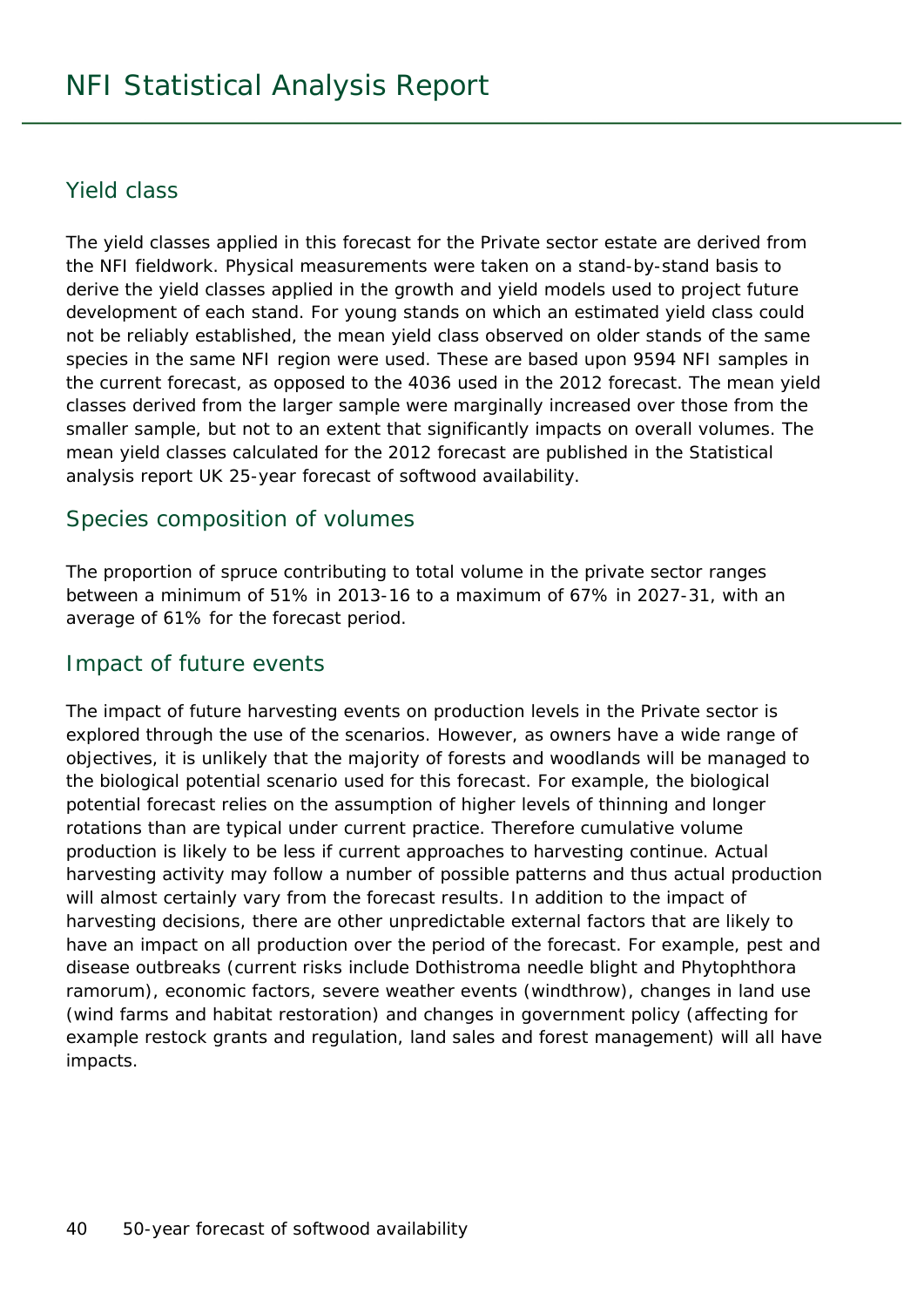## Yield class

The yield classes applied in this forecast for the Private sector estate are derived from the NFI fieldwork. Physical measurements were taken on a stand-by-stand basis to derive the yield classes applied in the growth and yield models used to project future development of each stand. For young stands on which an estimated yield class could not be reliably established, the mean yield class observed on older stands of the same species in the same NFI region were used. These are based upon 9594 NFI samples in the current forecast, as opposed to the 4036 used in the 2012 forecast. The mean yield classes derived from the larger sample were marginally increased over those from the smaller sample, but not to an extent that significantly impacts on overall volumes. The mean yield classes calculated for the 2012 forecast are published in the Statistical analysis report UK 25-year forecast of softwood availability.

## Species composition of volumes

The proportion of spruce contributing to total volume in the private sector ranges between a minimum of 51% in 2013-16 to a maximum of 67% in 2027-31, with an average of 61% for the forecast period.

## Impact of future events

The impact of future harvesting events on production levels in the Private sector is explored through the use of the scenarios. However, as owners have a wide range of objectives, it is unlikely that the majority of forests and woodlands will be managed to the biological potential scenario used for this forecast. For example, the biological potential forecast relies on the assumption of higher levels of thinning and longer rotations than are typical under current practice. Therefore cumulative volume production is likely to be less if current approaches to harvesting continue. Actual harvesting activity may follow a number of possible patterns and thus actual production will almost certainly vary from the forecast results. In addition to the impact of harvesting decisions, there are other unpredictable external factors that are likely to have an impact on all production over the period of the forecast. For example, pest and disease outbreaks (current risks include Dothistroma needle blight and Phytophthora ramorum), economic factors, severe weather events (windthrow), changes in land use (wind farms and habitat restoration) and changes in government policy (affecting for example restock grants and regulation, land sales and forest management) will all have impacts.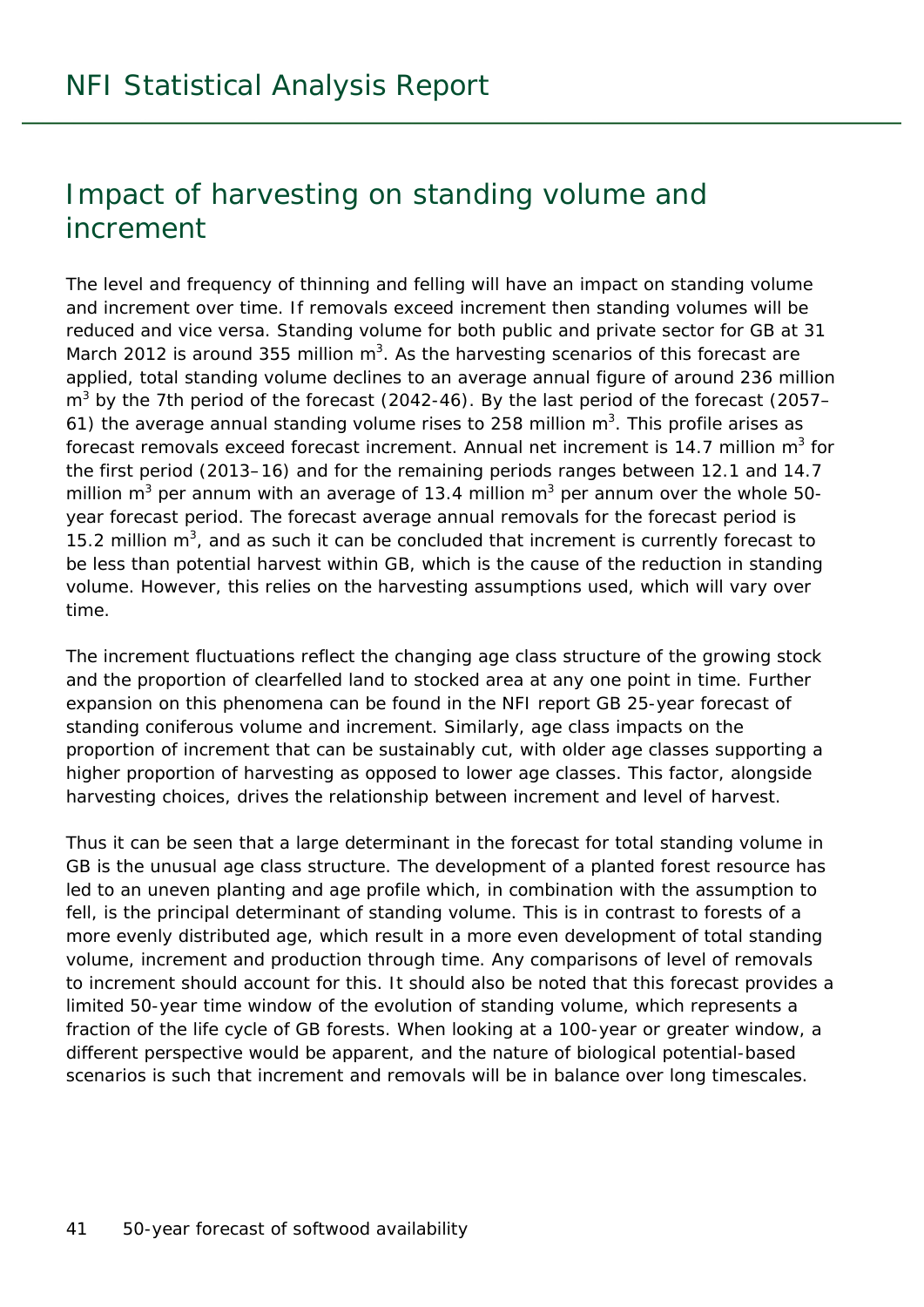## Impact of harvesting on standing volume and increment

The level and frequency of thinning and felling will have an impact on standing volume and increment over time. If removals exceed increment then standing volumes will be reduced and vice versa. Standing volume for both public and private sector for GB at 31 March 2012 is around 355 million $m^3$. As the harvesting scenarios of this forecast are applied, total standing volume declines to an average annual figure of around 236 million $m^3$ by the 7th period of the forecast (2042-46). By the last period of the forecast (2057–61) the average annual standing volume rises to 258 million $m^3$. This profile arises as forecast removals exceed forecast increment. Annual net increment is 14.7 million $m^3$ for the first period (2013–16) and for the remaining periods ranges between 12.1 and 14.7 million $m^3$ per annum with an average of 13.4 million $m^3$ per annum over the whole 50-year forecast period. The forecast average annual removals for the forecast period is 15.2 million $m^3$, and as such it can be concluded that increment is currently forecast to be less than potential harvest within GB, which is the cause of the reduction in standing volume. However, this relies on the harvesting assumptions used, which will vary over time.

The increment fluctuations reflect the changing age class structure of the growing stock and the proportion of clearfelled land to stocked area at any one point in time. Further expansion on this phenomena can be found in the NFI report GB 25-year forecast of standing coniferous volume and increment. Similarly, age class impacts on the proportion of increment that can be sustainably cut, with older age classes supporting a higher proportion of harvesting as opposed to lower age classes. This factor, alongside harvesting choices, drives the relationship between increment and level of harvest.

Thus it can be seen that a large determinant in the forecast for total standing volume in GB is the unusual age class structure. The development of a planted forest resource has led to an uneven planting and age profile which, in combination with the assumption to fell, is the principal determinant of standing volume. This is in contrast to forests of a more evenly distributed age, which result in a more even development of total standing volume, increment and production through time. Any comparisons of level of removals to increment should account for this. It should also be noted that this forecast provides a limited 50-year time window of the evolution of standing volume, which represents a fraction of the life cycle of GB forests. When looking at a 100-year or greater window, a different perspective would be apparent, and the nature of biological potential-based scenarios is such that increment and removals will be in balance over long timescales.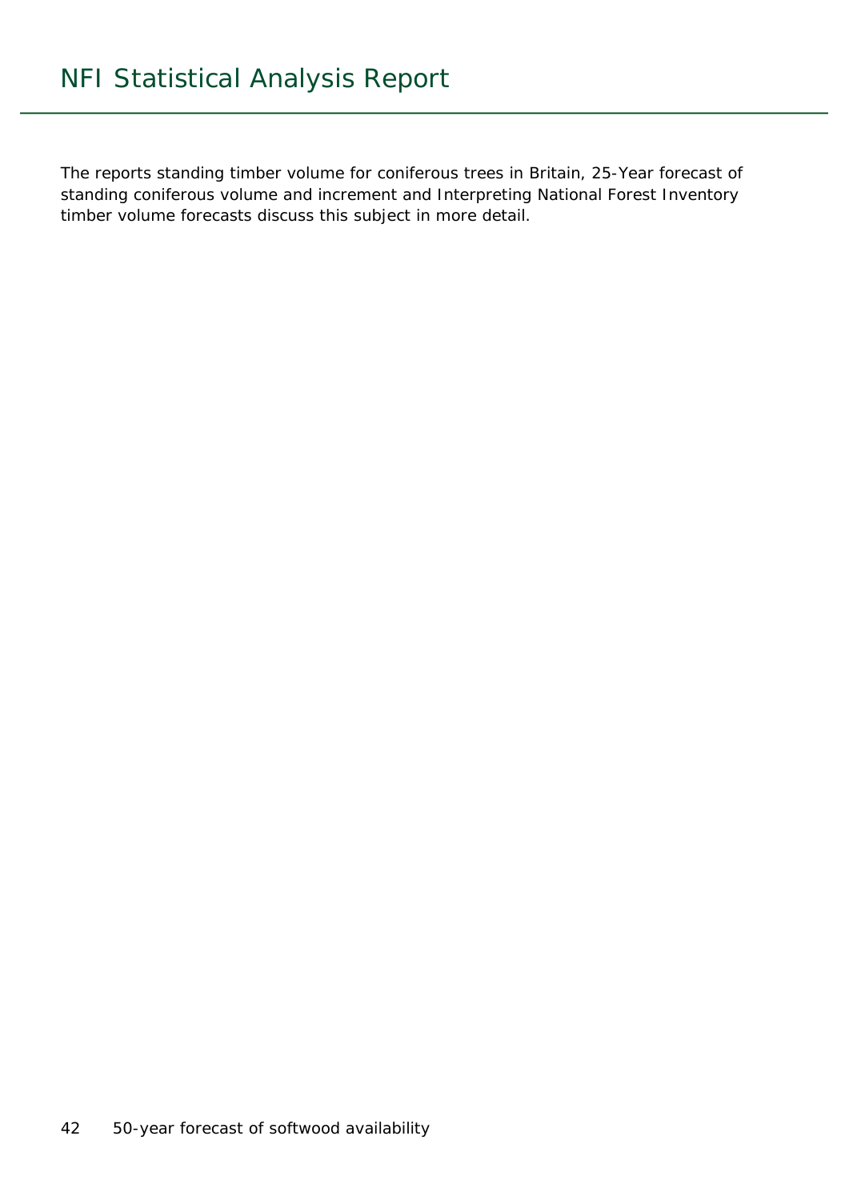The reports standing timber volume for coniferous trees in Britain, 25-Year forecast of standing coniferous volume and increment and Interpreting National Forest Inventory timber volume forecasts discuss this subject in more detail.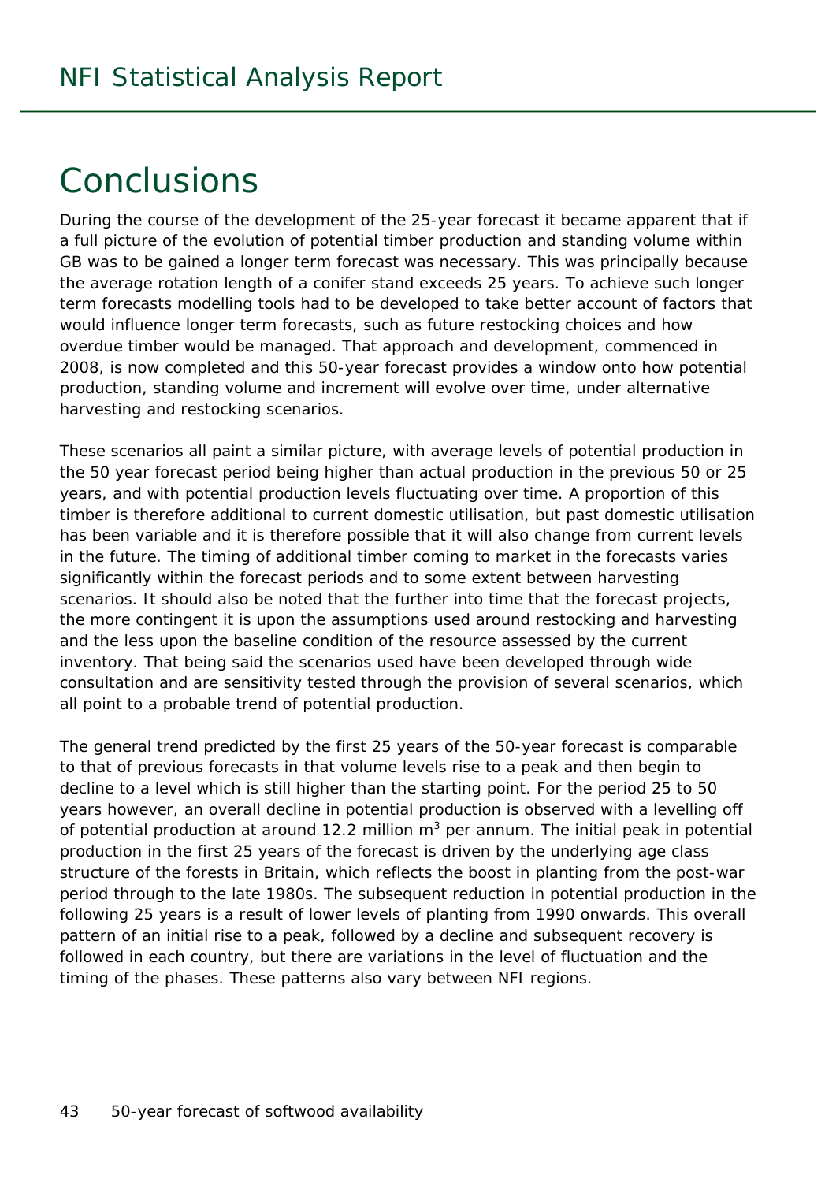# Conclusions

During the course of the development of the 25-year forecast it became apparent that if a full picture of the evolution of potential timber production and standing volume within GB was to be gained a longer term forecast was necessary. This was principally because the average rotation length of a conifer stand exceeds 25 years. To achieve such longer term forecasts modelling tools had to be developed to take better account of factors that would influence longer term forecasts, such as future restocking choices and how overdue timber would be managed. That approach and development, commenced in 2008, is now completed and this 50-year forecast provides a window onto how potential production, standing volume and increment will evolve over time, under alternative harvesting and restocking scenarios.

These scenarios all paint a similar picture, with average levels of potential production in the 50 year forecast period being higher than actual production in the previous 50 or 25 years, and with potential production levels fluctuating over time. A proportion of this timber is therefore additional to current domestic utilisation, but past domestic utilisation has been variable and it is therefore possible that it will also change from current levels in the future. The timing of additional timber coming to market in the forecasts varies significantly within the forecast periods and to some extent between harvesting scenarios. It should also be noted that the further into time that the forecast projects, the more contingent it is upon the assumptions used around restocking and harvesting and the less upon the baseline condition of the resource assessed by the current inventory. That being said the scenarios used have been developed through wide consultation and are sensitivity tested through the provision of several scenarios, which all point to a probable trend of potential production.

The general trend predicted by the first 25 years of the 50-year forecast is comparable to that of previous forecasts in that volume levels rise to a peak and then begin to decline to a level which is still higher than the starting point. For the period 25 to 50 years however, an overall decline in potential production is observed with a levelling off of potential production at around 12.2 million $m^3$ per annum. The initial peak in potential production in the first 25 years of the forecast is driven by the underlying age class structure of the forests in Britain, which reflects the boost in planting from the post-war period through to the late 1980s. The subsequent reduction in potential production in the following 25 years is a result of lower levels of planting from 1990 onwards. This overall pattern of an initial rise to a peak, followed by a decline and subsequent recovery is followed in each country, but there are variations in the level of fluctuation and the timing of the phases. These patterns also vary between NFI regions.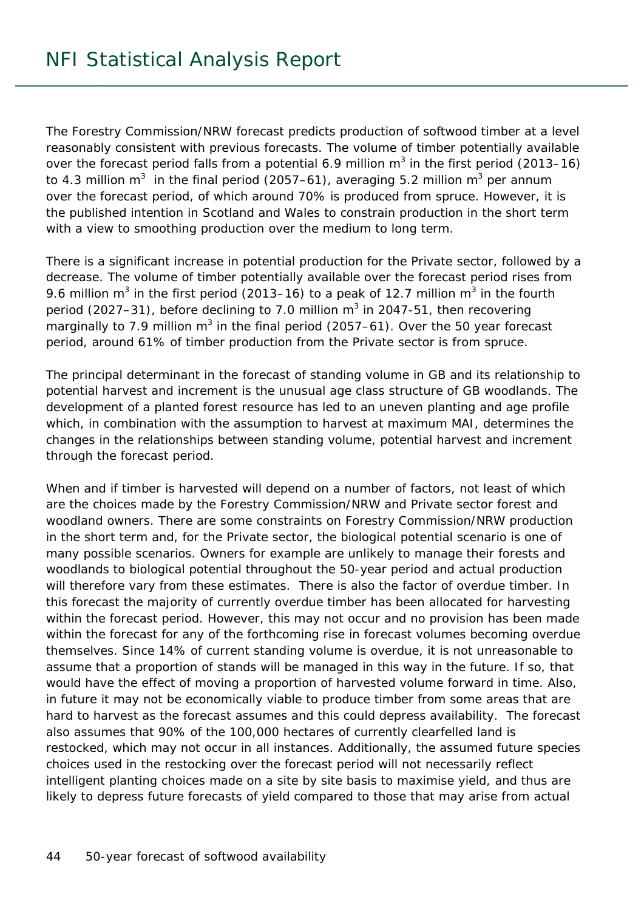The Forestry Commission/NRW forecast predicts production of softwood timber at a level reasonably consistent with previous forecasts. The volume of timber potentially available over the forecast period falls from a potential 6.9 million $m^3$ in the first period (2013–16) to 4.3 million $m^3$ in the final period (2057–61), averaging 5.2 million $m^3$ per annum over the forecast period, of which around 70% is produced from spruce. However, it is the published intention in Scotland and Wales to constrain production in the short term with a view to smoothing production over the medium to long term.

There is a significant increase in potential production for the Private sector, followed by a decrease. The volume of timber potentially available over the forecast period rises from 9.6 million $m^3$ in the first period (2013–16) to a peak of 12.7 million $m^3$ in the fourth period (2027–31), before declining to 7.0 million $m^3$ in 2047-51, then recovering marginally to 7.9 million $m^3$ in the final period (2057–61). Over the 50 year forecast period, around 61% of timber production from the Private sector is from spruce.

The principal determinant in the forecast of standing volume in GB and its relationship to potential harvest and increment is the unusual age class structure of GB woodlands. The development of a planted forest resource has led to an uneven planting and age profile which, in combination with the assumption to harvest at maximum MAI, determines the changes in the relationships between standing volume, potential harvest and increment through the forecast period.

When and if timber is harvested will depend on a number of factors, not least of which are the choices made by the Forestry Commission/NRW and Private sector forest and woodland owners. There are some constraints on Forestry Commission/NRW production in the short term and, for the Private sector, the biological potential scenario is one of many possible scenarios. Owners for example are unlikely to manage their forests and woodlands to biological potential throughout the 50-year period and actual production will therefore vary from these estimates. There is also the factor of overdue timber. In this forecast the majority of currently overdue timber has been allocated for harvesting within the forecast period. However, this may not occur and no provision has been made within the forecast for any of the forthcoming rise in forecast volumes becoming overdue themselves. Since 14% of current standing volume is overdue, it is not unreasonable to assume that a proportion of stands will be managed in this way in the future. If so, that would have the effect of moving a proportion of harvested volume forward in time. Also, in future it may not be economically viable to produce timber from some areas that are hard to harvest as the forecast assumes and this could depress availability. The forecast also assumes that 90% of the 100,000 hectares of currently clearfelled land is restocked, which may not occur in all instances. Additionally, the assumed future species choices used in the restocking over the forecast period will not necessarily reflect intelligent planting choices made on a site by site basis to maximise yield, and thus are likely to depress future forecasts of yield compared to those that may arise from actual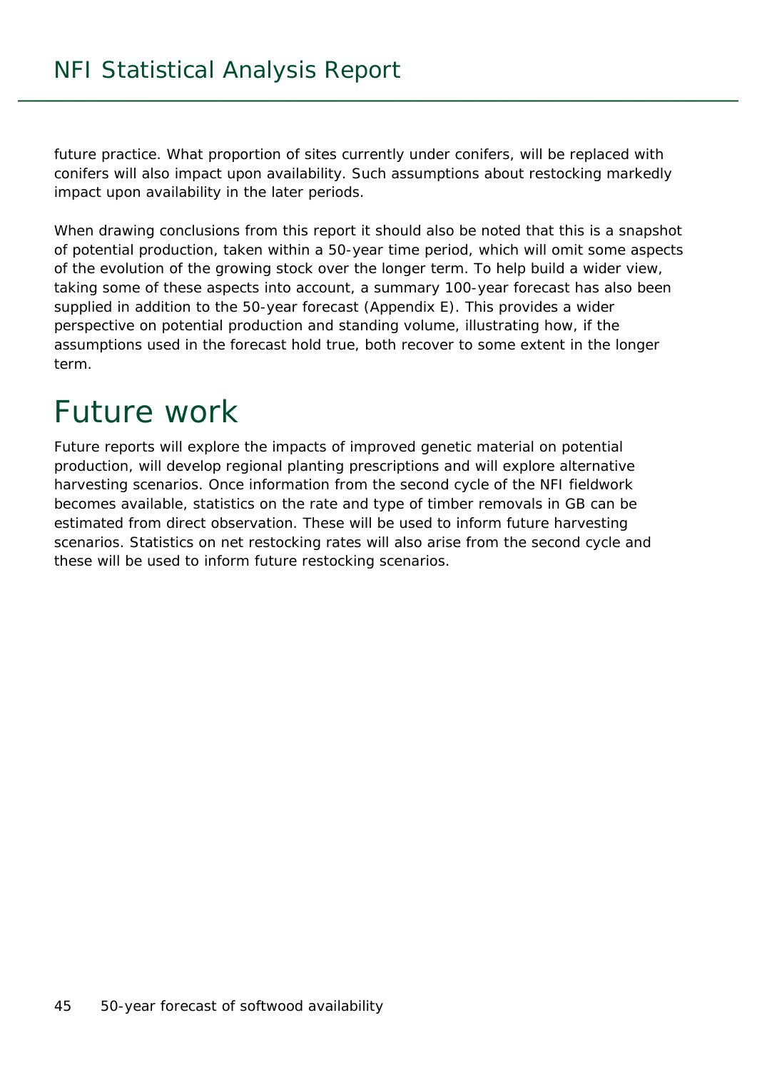future practice. What proportion of sites currently under conifers, will be replaced with conifers will also impact upon availability. Such assumptions about restocking markedly impact upon availability in the later periods.

When drawing conclusions from this report it should also be noted that this is a snapshot of potential production, taken within a 50-year time period, which will omit some aspects of the evolution of the growing stock over the longer term. To help build a wider view, taking some of these aspects into account, a summary 100-year forecast has also been supplied in addition to the 50-year forecast (Appendix E). This provides a wider perspective on potential production and standing volume, illustrating how, if the assumptions used in the forecast hold true, both recover to some extent in the longer term.

# Future work

Future reports will explore the impacts of improved genetic material on potential production, will develop regional planting prescriptions and will explore alternative harvesting scenarios. Once information from the second cycle of the NFI fieldwork becomes available, statistics on the rate and type of timber removals in GB can be estimated from direct observation. These will be used to inform future harvesting scenarios. Statistics on net restocking rates will also arise from the second cycle and these will be used to inform future restocking scenarios.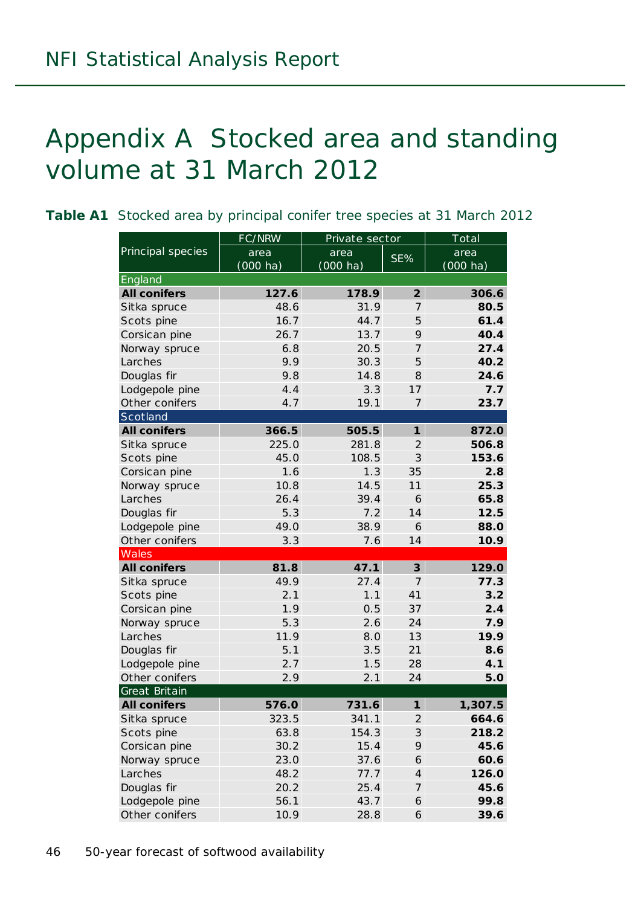# Appendix A Stocked area and standing volume at 31 March 2012

**Table A1** Stocked area by principal conifer tree species at 31 March 2012

| Principal species | FC/NRW | Private sector | | Total |
|---|---|---|---|---|
| | area (000 ha) | area (000 ha) | SE% | area (000 ha) |
| **England** | | | | |
| **All conifers** | **127.6** | **178.9** | **2** | **306.6** |
| Sitka spruce | 48.6 | 31.9 | 7 | **80.5** |
| Scots pine | 16.7 | 44.7 | 5 | **61.4** |
| Corsican pine | 26.7 | 13.7 | 9 | **40.4** |
| Norway spruce | 6.8 | 20.5 | 7 | **27.4** |
| Larches | 9.9 | 30.3 | 5 | **40.2** |
| Douglas fir | 9.8 | 14.8 | 8 | **24.6** |
| Lodgepole pine | 4.4 | 3.3 | 17 | **7.7** |
| Other conifers | 4.7 | 19.1 | 7 | **23.7** |
| **Scotland** | | | | |
| **All conifers** | **366.5** | **505.5** | **1** | **872.0** |
| Sitka spruce | 225.0 | 281.8 | 2 | **506.8** |
| Scots pine | 45.0 | 108.5 | 3 | **153.6** |
| Corsican pine | 1.6 | 1.3 | 35 | **2.8** |
| Norway spruce | 10.8 | 14.5 | 11 | **25.3** |
| Larches | 26.4 | 39.4 | 6 | **65.8** |
| Douglas fir | 5.3 | 7.2 | 14 | **12.5** |
| Lodgepole pine | 49.0 | 38.9 | 6 | **88.0** |
| Other conifers | 3.3 | 7.6 | 14 | **10.9** |
| **Wales** | | | | |
| **All conifers** | **81.8** | **47.1** | **3** | **129.0** |
| Sitka spruce | 49.9 | 27.4 | 7 | **77.3** |
| Scots pine | 2.1 | 1.1 | 41 | **3.2** |
| Corsican pine | 1.9 | 0.5 | 37 | **2.4** |
| Norway spruce | 5.3 | 2.6 | 24 | **7.9** |
| Larches | 11.9 | 8.0 | 13 | **19.9** |
| Douglas fir | 5.1 | 3.5 | 21 | **8.6** |
| Lodgepole pine | 2.7 | 1.5 | 28 | **4.1** |
| Other conifers | 2.9 | 2.1 | 24 | **5.0** |
| **Great Britain** | | | | |
| **All conifers** | **576.0** | **731.6** | **1** | **1,307.5** |
| Sitka spruce | 323.5 | 341.1 | 2 | **664.6** |
| Scots pine | 63.8 | 154.3 | 3 | **218.2** |
| Corsican pine | 30.2 | 15.4 | 9 | **45.6** |
| Norway spruce | 23.0 | 37.6 | 6 | **60.6** |
| Larches | 48.2 | 77.7 | 4 | **126.0** |
| Douglas fir | 20.2 | 25.4 | 7 | **45.6** |
| Lodgepole pine | 56.1 | 43.7 | 6 | **99.8** |
| Other conifers | 10.9 | 28.8 | 6 | **39.6** |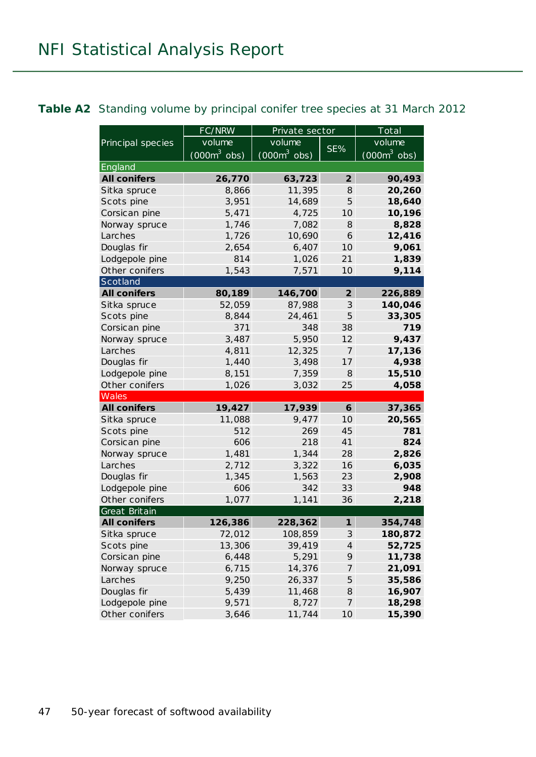**Table A2** Standing volume by principal conifer tree species at 31 March 2012

| Principal species | FC/NRW volume ($000m^3$ obs) | Private sector volume ($000m^3$ obs) | Private sector SE% | Total volume ($000m^3$ obs) |
|---|---|---|---|---|
| **England** | | | | |
| **All conifers** | **26,770** | **63,723** | **2** | **90,493** |
| Sitka spruce | 8,866 | 11,395 | 8 | **20,260** |
| Scots pine | 3,951 | 14,689 | 5 | **18,640** |
| Corsican pine | 5,471 | 4,725 | 10 | **10,196** |
| Norway spruce | 1,746 | 7,082 | 8 | **8,828** |
| Larches | 1,726 | 10,690 | 6 | **12,416** |
| Douglas fir | 2,654 | 6,407 | 10 | **9,061** |
| Lodgepole pine | 814 | 1,026 | 21 | **1,839** |
| Other conifers | 1,543 | 7,571 | 10 | **9,114** |
| **Scotland** | | | | |
| **All conifers** | **80,189** | **146,700** | **2** | **226,889** |
| Sitka spruce | 52,059 | 87,988 | 3 | **140,046** |
| Scots pine | 8,844 | 24,461 | 5 | **33,305** |
| Corsican pine | 371 | 348 | 38 | **719** |
| Norway spruce | 3,487 | 5,950 | 12 | **9,437** |
| Larches | 4,811 | 12,325 | 7 | **17,136** |
| Douglas fir | 1,440 | 3,498 | 17 | **4,938** |
| Lodgepole pine | 8,151 | 7,359 | 8 | **15,510** |
| Other conifers | 1,026 | 3,032 | 25 | **4,058** |
| **Wales** | | | | |
| **All conifers** | **19,427** | **17,939** | **6** | **37,365** |
| Sitka spruce | 11,088 | 9,477 | 10 | **20,565** |
| Scots pine | 512 | 269 | 45 | **781** |
| Corsican pine | 606 | 218 | 41 | **824** |
| Norway spruce | 1,481 | 1,344 | 28 | **2,826** |
| Larches | 2,712 | 3,322 | 16 | **6,035** |
| Douglas fir | 1,345 | 1,563 | 23 | **2,908** |
| Lodgepole pine | 606 | 342 | 33 | **948** |
| Other conifers | 1,077 | 1,141 | 36 | **2,218** |
| **Great Britain** | | | | |
| **All conifers** | **126,386** | **228,362** | **1** | **354,748** |
| Sitka spruce | 72,012 | 108,859 | 3 | **180,872** |
| Scots pine | 13,306 | 39,419 | 4 | **52,725** |
| Corsican pine | 6,448 | 5,291 | 9 | **11,738** |
| Norway spruce | 6,715 | 14,376 | 7 | **21,091** |
| Larches | 9,250 | 26,337 | 5 | **35,586** |
| Douglas fir | 5,439 | 11,468 | 8 | **16,907** |
| Lodgepole pine | 9,571 | 8,727 | 7 | **18,298** |
| Other conifers | 3,646 | 11,744 | 10 | **15,390** |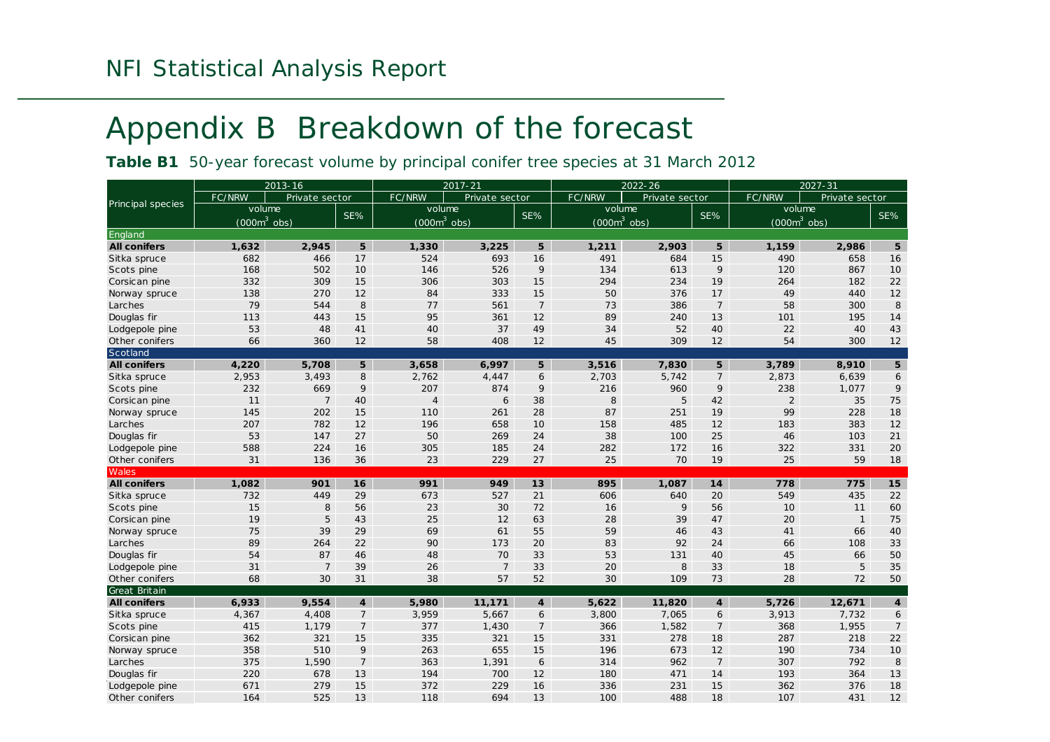# Appendix B Breakdown of the forecast

**Table B1** 50-year forecast volume by principal conifer tree species at 31 March 2012

| Principal species | 2013-16 | | | 2017-21 | | | 2022-26 | | | 2027-31 | | |
|---|---|---|---|---|---|---|---|---|---|---|---|---|
| | FC/NRW | Private sector | SE% | FC/NRW | Private sector | SE% | FC/NRW | Private sector | SE% | FC/NRW | Private sector | SE% |
| | volume ($000m^3$ obs) | | | volume ($000m^3$ obs) | | | volume ($000m^3$ obs) | | | volume ($000m^3$ obs) | | |
| **England** | | | | | | | | | | | | |
| **All conifers** | **1,632** | **2,945** | **5** | **1,330** | **3,225** | **5** | **1,211** | **2,903** | **5** | **1,159** | **2,986** | **5** |
| Sitka spruce | 682 | 466 | 17 | 524 | 693 | 16 | 491 | 684 | 15 | 490 | 658 | 16 |
| Scots pine | 168 | 502 | 10 | 146 | 526 | 9 | 134 | 613 | 9 | 120 | 867 | 10 |
| Corsican pine | 332 | 309 | 15 | 306 | 303 | 15 | 294 | 234 | 19 | 264 | 182 | 22 |
| Norway spruce | 138 | 270 | 12 | 84 | 333 | 15 | 50 | 376 | 17 | 49 | 440 | 12 |
| Larches | 79 | 544 | 8 | 77 | 561 | 7 | 73 | 386 | 7 | 58 | 300 | 8 |
| Douglas fir | 113 | 443 | 15 | 95 | 361 | 12 | 89 | 240 | 13 | 101 | 195 | 14 |
| Lodgepole pine | 53 | 48 | 41 | 40 | 37 | 49 | 34 | 52 | 40 | 22 | 40 | 43 |
| Other conifers | 66 | 360 | 12 | 58 | 408 | 12 | 45 | 309 | 12 | 54 | 300 | 12 |
| **Scotland** | | | | | | | | | | | | |
| **All conifers** | **4,220** | **5,708** | **5** | **3,658** | **6,997** | **5** | **3,516** | **7,830** | **5** | **3,789** | **8,910** | **5** |
| Sitka spruce | 2,953 | 3,493 | 8 | 2,762 | 4,447 | 6 | 2,703 | 5,742 | 7 | 2,873 | 6,639 | 6 |
| Scots pine | 232 | 669 | 9 | 207 | 874 | 9 | 216 | 960 | 9 | 238 | 1,077 | 9 |
| Corsican pine | 11 | 7 | 40 | 4 | 6 | 38 | 8 | 5 | 42 | 2 | 35 | 75 |
| Norway spruce | 145 | 202 | 15 | 110 | 261 | 28 | 87 | 251 | 19 | 99 | 228 | 18 |
| Larches | 207 | 782 | 12 | 196 | 658 | 10 | 158 | 485 | 12 | 183 | 383 | 12 |
| Douglas fir | 53 | 147 | 27 | 50 | 269 | 24 | 38 | 100 | 25 | 46 | 103 | 21 |
| Lodgepole pine | 588 | 224 | 16 | 305 | 185 | 24 | 282 | 172 | 16 | 322 | 331 | 20 |
| Other conifers | 31 | 136 | 36 | 23 | 229 | 27 | 25 | 70 | 19 | 25 | 59 | 18 |
| **Wales** | | | | | | | | | | | | |
| **All conifers** | **1,082** | **901** | **16** | **991** | **949** | **13** | **895** | **1,087** | **14** | **778** | **775** | **15** |
| Sitka spruce | 732 | 449 | 29 | 673 | 527 | 21 | 606 | 640 | 20 | 549 | 435 | 22 |
| Scots pine | 15 | 8 | 56 | 23 | 30 | 72 | 16 | 9 | 56 | 10 | 11 | 60 |
| Corsican pine | 19 | 5 | 43 | 25 | 12 | 63 | 28 | 39 | 47 | 20 | 1 | 75 |
| Norway spruce | 75 | 39 | 29 | 69 | 61 | 55 | 59 | 46 | 43 | 41 | 66 | 40 |
| Larches | 89 | 264 | 22 | 90 | 173 | 20 | 83 | 92 | 24 | 66 | 108 | 33 |
| Douglas fir | 54 | 87 | 46 | 48 | 70 | 33 | 53 | 131 | 40 | 45 | 66 | 50 |
| Lodgepole pine | 31 | 7 | 39 | 26 | 7 | 33 | 20 | 8 | 33 | 18 | 5 | 35 |
| Other conifers | 68 | 30 | 31 | 38 | 57 | 52 | 30 | 109 | 73 | 28 | 72 | 50 |
| **Great Britain** | | | | | | | | | | | | |
| **All conifers** | **6,933** | **9,554** | **4** | **5,980** | **11,171** | **4** | **5,622** | **11,820** | **4** | **5,726** | **12,671** | **4** |
| Sitka spruce | 4,367 | 4,408 | 7 | 3,959 | 5,667 | 6 | 3,800 | 7,065 | 6 | 3,913 | 7,732 | 6 |
| Scots pine | 415 | 1,179 | 7 | 377 | 1,430 | 7 | 366 | 1,582 | 7 | 368 | 1,955 | 7 |
| Corsican pine | 362 | 321 | 15 | 335 | 321 | 15 | 331 | 278 | 18 | 287 | 218 | 22 |
| Norway spruce | 358 | 510 | 9 | 263 | 655 | 15 | 196 | 673 | 12 | 190 | 734 | 10 |
| Larches | 375 | 1,590 | 7 | 363 | 1,391 | 6 | 314 | 962 | 7 | 307 | 792 | 8 |
| Douglas fir | 220 | 678 | 13 | 194 | 700 | 12 | 180 | 471 | 14 | 193 | 364 | 13 |
| Lodgepole pine | 671 | 279 | 15 | 372 | 229 | 16 | 336 | 231 | 15 | 362 | 376 | 18 |
| Other conifers | 164 | 525 | 13 | 118 | 694 | 13 | 100 | 488 | 18 | 107 | 431 | 12 |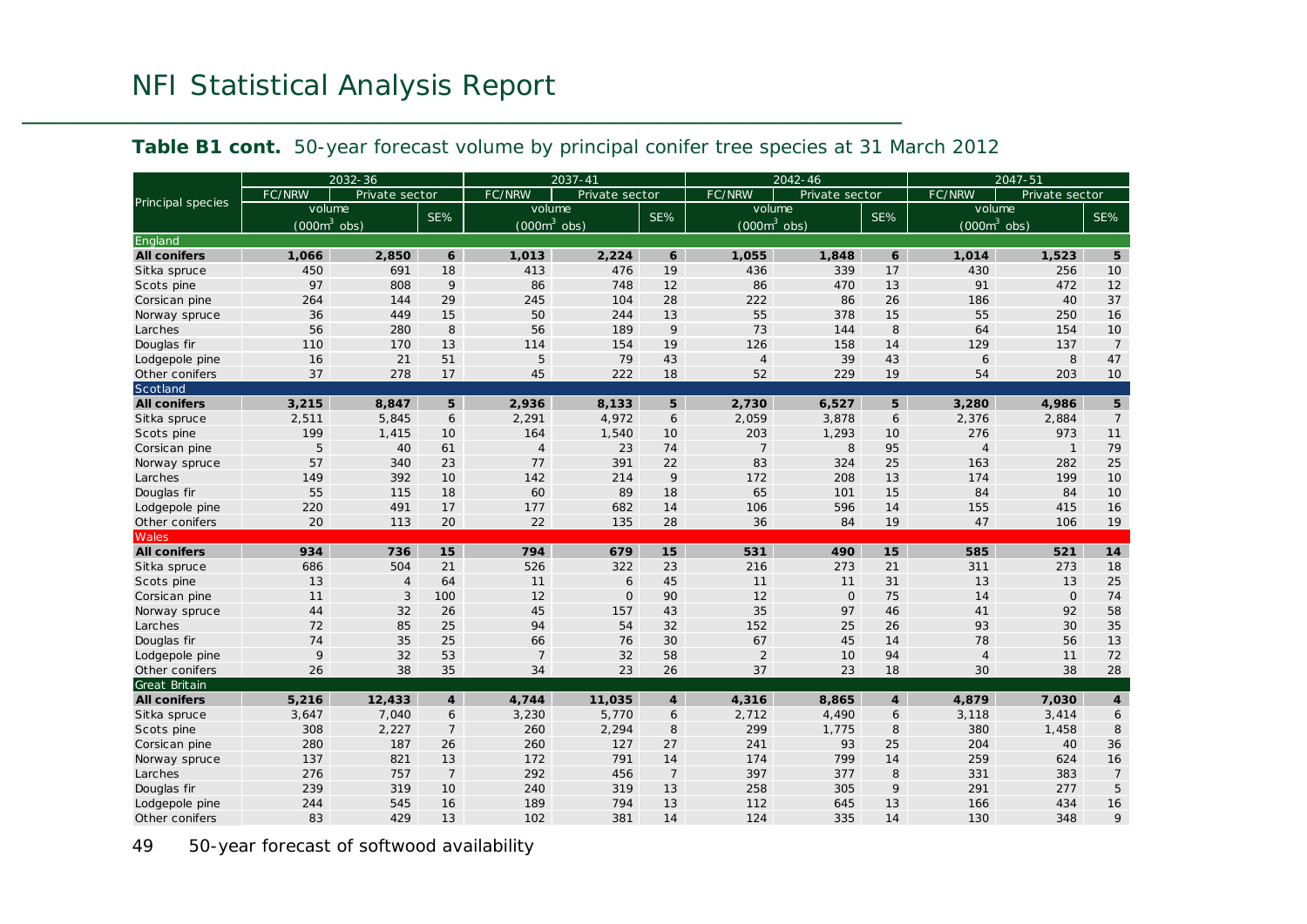**Table B1 cont.** 50-year forecast volume by principal conifer tree species at 31 March 2012

| Principal species | 2032-36 | | | 2037-41 | | | 2042-46 | | | 2047-51 | | |
|---|---|---|---|---|---|---|---|---|---|---|---|---|
| | FC/NRW | Private sector | | FC/NRW | Private sector | | FC/NRW | Private sector | | FC/NRW | Private sector | |
| | volume ($000m^3$ obs) | | SE% | volume ($000m^3$ obs) | | SE% | volume ($000m^3$ obs) | | SE% | volume ($000m^3$ obs) | | SE% |
| **England** | | | | | | | | | | | | |
| **All conifers** | **1,066** | **2,850** | **6** | **1,013** | **2,224** | **6** | **1,055** | **1,848** | **6** | **1,014** | **1,523** | **5** |
| Sitka spruce | 450 | 691 | 18 | 413 | 476 | 19 | 436 | 339 | 17 | 430 | 256 | 10 |
| Scots pine | 97 | 808 | 9 | 86 | 748 | 12 | 86 | 470 | 13 | 91 | 472 | 12 |
| Corsican pine | 264 | 144 | 29 | 245 | 104 | 28 | 222 | 86 | 26 | 186 | 40 | 37 |
| Norway spruce | 36 | 449 | 15 | 50 | 244 | 13 | 55 | 378 | 15 | 55 | 250 | 16 |
| Larches | 56 | 280 | 8 | 56 | 189 | 9 | 73 | 144 | 8 | 64 | 154 | 10 |
| Douglas fir | 110 | 170 | 13 | 114 | 154 | 19 | 126 | 158 | 14 | 129 | 137 | 7 |
| Lodgepole pine | 16 | 21 | 51 | 5 | 79 | 43 | 4 | 39 | 43 | 6 | 8 | 47 |
| Other conifers | 37 | 278 | 17 | 45 | 222 | 18 | 52 | 229 | 19 | 54 | 203 | 10 |
| **Scotland** | | | | | | | | | | | | |
| **All conifers** | **3,215** | **8,847** | **5** | **2,936** | **8,133** | **5** | **2,730** | **6,527** | **5** | **3,280** | **4,986** | **5** |
| Sitka spruce | 2,511 | 5,845 | 6 | 2,291 | 4,972 | 6 | 2,059 | 3,878 | 6 | 2,376 | 2,884 | 7 |
| Scots pine | 199 | 1,415 | 10 | 164 | 1,540 | 10 | 203 | 1,293 | 10 | 276 | 973 | 11 |
| Corsican pine | 5 | 40 | 61 | 4 | 23 | 74 | 7 | 8 | 95 | 4 | 1 | 79 |
| Norway spruce | 57 | 340 | 23 | 77 | 391 | 22 | 83 | 324 | 25 | 163 | 282 | 25 |
| Larches | 149 | 392 | 10 | 142 | 214 | 9 | 172 | 208 | 13 | 174 | 199 | 10 |
| Douglas fir | 55 | 115 | 18 | 60 | 89 | 18 | 65 | 101 | 15 | 84 | 84 | 10 |
| Lodgepole pine | 220 | 491 | 17 | 177 | 682 | 14 | 106 | 596 | 14 | 155 | 415 | 16 |
| Other conifers | 20 | 113 | 20 | 22 | 135 | 28 | 36 | 84 | 19 | 47 | 106 | 19 |
| **Wales** | | | | | | | | | | | | |
| **All conifers** | **934** | **736** | **15** | **794** | **679** | **15** | **531** | **490** | **15** | **585** | **521** | **14** |
| Sitka spruce | 686 | 504 | 21 | 526 | 322 | 23 | 216 | 273 | 21 | 311 | 273 | 18 |
| Scots pine | 13 | 4 | 64 | 11 | 6 | 45 | 11 | 11 | 31 | 13 | 13 | 25 |
| Corsican pine | 11 | 3 | 100 | 12 | 0 | 90 | 12 | 0 | 75 | 14 | 0 | 74 |
| Norway spruce | 44 | 32 | 26 | 45 | 157 | 43 | 35 | 97 | 46 | 41 | 92 | 58 |
| Larches | 72 | 85 | 25 | 94 | 54 | 32 | 152 | 25 | 26 | 93 | 30 | 35 |
| Douglas fir | 74 | 35 | 25 | 66 | 76 | 30 | 67 | 45 | 14 | 78 | 56 | 13 |
| Lodgepole pine | 9 | 32 | 53 | 7 | 32 | 58 | 2 | 10 | 94 | 4 | 11 | 72 |
| Other conifers | 26 | 38 | 35 | 34 | 23 | 26 | 37 | 23 | 18 | 30 | 38 | 28 |
| **Great Britain** | | | | | | | | | | | | |
| **All conifers** | **5,216** | **12,433** | **4** | **4,744** | **11,035** | **4** | **4,316** | **8,865** | **4** | **4,879** | **7,030** | **4** |
| Sitka spruce | 3,647 | 7,040 | 6 | 3,230 | 5,770 | 6 | 2,712 | 4,490 | 6 | 3,118 | 3,414 | 6 |
| Scots pine | 308 | 2,227 | 7 | 260 | 2,294 | 8 | 299 | 1,775 | 8 | 380 | 1,458 | 8 |
| Corsican pine | 280 | 187 | 26 | 260 | 127 | 27 | 241 | 93 | 25 | 204 | 40 | 36 |
| Norway spruce | 137 | 821 | 13 | 172 | 791 | 14 | 174 | 799 | 14 | 259 | 624 | 16 |
| Larches | 276 | 757 | 7 | 292 | 456 | 7 | 397 | 377 | 8 | 331 | 383 | 7 |
| Douglas fir | 239 | 319 | 10 | 240 | 319 | 13 | 258 | 305 | 9 | 291 | 277 | 5 |
| Lodgepole pine | 244 | 545 | 16 | 189 | 794 | 13 | 112 | 645 | 13 | 166 | 434 | 16 |
| Other conifers | 83 | 429 | 13 | 102 | 381 | 14 | 124 | 335 | 14 | 130 | 348 | 9 |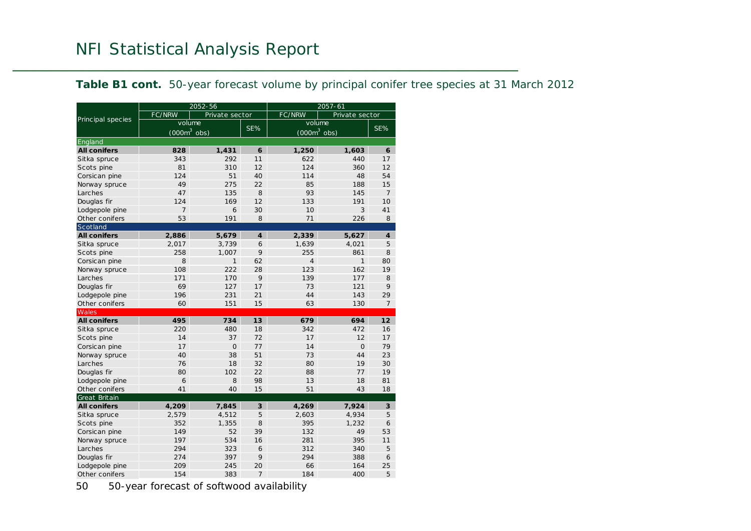**Table B1 cont.** 50-year forecast volume by principal conifer tree species at 31 March 2012

| Principal species | 2052-56 | | | 2057-61 | | |
|---|---|---|---|---|---|---|
| | FC/NRW | Private sector | | FC/NRW | Private sector | |
| | volume ($000m^3$ obs) | | SE% | volume ($000m^3$ obs) | | SE% |
| **England** | | | | | | |
| **All conifers** | **828** | **1,431** | **6** | **1,250** | **1,603** | **6** |
| Sitka spruce | 343 | 292 | 11 | 622 | 440 | 17 |
| Scots pine | 81 | 310 | 12 | 124 | 360 | 12 |
| Corsican pine | 124 | 51 | 40 | 114 | 48 | 54 |
| Norway spruce | 49 | 275 | 22 | 85 | 188 | 15 |
| Larches | 47 | 135 | 8 | 93 | 145 | 7 |
| Douglas fir | 124 | 169 | 12 | 133 | 191 | 10 |
| Lodgepole pine | 7 | 6 | 30 | 10 | 3 | 41 |
| Other conifers | 53 | 191 | 8 | 71 | 226 | 8 |
| **Scotland** | | | | | | |
| **All conifers** | **2,886** | **5,679** | **4** | **2,339** | **5,627** | **4** |
| Sitka spruce | 2,017 | 3,739 | 6 | 1,639 | 4,021 | 5 |
| Scots pine | 258 | 1,007 | 9 | 255 | 861 | 8 |
| Corsican pine | 8 | 1 | 62 | 4 | 1 | 80 |
| Norway spruce | 108 | 222 | 28 | 123 | 162 | 19 |
| Larches | 171 | 170 | 9 | 139 | 177 | 8 |
| Douglas fir | 69 | 127 | 17 | 73 | 121 | 9 |
| Lodgepole pine | 196 | 231 | 21 | 44 | 143 | 29 |
| Other conifers | 60 | 151 | 15 | 63 | 130 | 7 |
| **Wales** | | | | | | |
| **All conifers** | **495** | **734** | **13** | **679** | **694** | **12** |
| Sitka spruce | 220 | 480 | 18 | 342 | 472 | 16 |
| Scots pine | 14 | 37 | 72 | 17 | 12 | 17 |
| Corsican pine | 17 | 0 | 77 | 14 | 0 | 79 |
| Norway spruce | 40 | 38 | 51 | 73 | 44 | 23 |
| Larches | 76 | 18 | 32 | 80 | 19 | 30 |
| Douglas fir | 80 | 102 | 22 | 88 | 77 | 19 |
| Lodgepole pine | 6 | 8 | 98 | 13 | 18 | 81 |
| Other conifers | 41 | 40 | 15 | 51 | 43 | 18 |
| **Great Britain** | | | | | | |
| **All conifers** | **4,209** | **7,845** | **3** | **4,269** | **7,924** | **3** |
| Sitka spruce | 2,579 | 4,512 | 5 | 2,603 | 4,934 | 5 |
| Scots pine | 352 | 1,355 | 8 | 395 | 1,232 | 6 |
| Corsican pine | 149 | 52 | 39 | 132 | 49 | 53 |
| Norway spruce | 197 | 534 | 16 | 281 | 395 | 11 |
| Larches | 294 | 323 | 6 | 312 | 340 | 5 |
| Douglas fir | 274 | 397 | 9 | 294 | 388 | 6 |
| Lodgepole pine | 209 | 245 | 20 | 66 | 164 | 25 |
| Other conifers | 154 | 383 | 7 | 184 | 400 | 5 |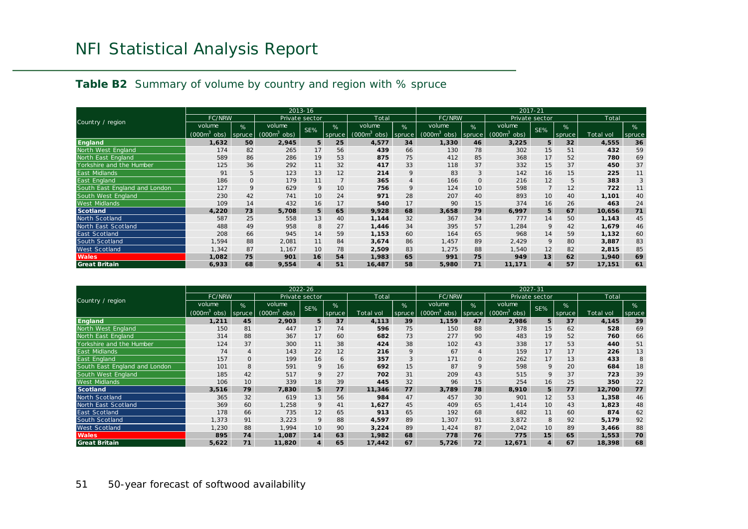## Table B2 Summary of volume by country and region with % spruce

| Country / region | 2013-16 | | | | | | | 2017-21 | | | | | | |
|---|---|---|---|---|---|---|---|---|---|---|---|---|---|---|
| | FC/NRW | | Private sector | | | Total | | FC/NRW | | Private sector | | | Total | |
| | volume ($000m^3$ obs) | % spruce | volume ($000m^3$ obs) | SE% | % spruce | volume ($000m^3$ obs) | % spruce | volume ($000m^3$ obs) | % spruce | volume ($000m^3$ obs) | SE% | % spruce | Total vol | % spruce |
| **England** | **1,632** | **50** | **2,945** | **5** | **25** | **4,577** | **34** | **1,330** | **46** | **3,225** | **5** | **32** | **4,555** | **36** |
| North West England | 174 | 82 | 265 | 17 | 56 | **439** | 66 | 130 | 78 | 302 | 15 | 51 | **432** | 59 |
| North East England | 589 | 86 | 286 | 19 | 53 | **875** | 75 | 412 | 85 | 368 | 17 | 52 | **780** | 69 |
| Yorkshire and the Humber | 125 | 36 | 292 | 11 | 32 | **417** | 33 | 118 | 37 | 332 | 15 | 37 | **450** | 37 |
| East Midlands | 91 | 5 | 123 | 13 | 12 | **214** | 9 | 83 | 3 | 142 | 16 | 15 | **225** | 11 |
| East England | 186 | 0 | 179 | 11 | 7 | **365** | 4 | 166 | 0 | 216 | 12 | 5 | **383** | 3 |
| South East England and London | 127 | 9 | 629 | 9 | 10 | **756** | 9 | 124 | 10 | 598 | 7 | 12 | **722** | 11 |
| South West England | 230 | 42 | 741 | 10 | 24 | **971** | 28 | 207 | 40 | 893 | 10 | 40 | **1,101** | 40 |
| West Midlands | 109 | 14 | 432 | 16 | 17 | **540** | 17 | 90 | 15 | 374 | 16 | 26 | **463** | 24 |
| **Scotland** | **4,220** | **73** | **5,708** | **5** | **65** | **9,928** | **68** | **3,658** | **79** | **6,997** | **5** | **67** | **10,656** | **71** |
| North Scotland | 587 | 25 | 558 | 13 | 40 | **1,144** | 32 | 367 | 34 | 777 | 14 | 50 | **1,143** | 45 |
| North East Scotland | 488 | 49 | 958 | 8 | 27 | **1,446** | 34 | 395 | 57 | 1,284 | 9 | 42 | **1,679** | 46 |
| East Scotland | 208 | 66 | 945 | 14 | 59 | **1,153** | 60 | 164 | 65 | 968 | 14 | 59 | **1,132** | 60 |
| South Scotland | 1,594 | 88 | 2,081 | 11 | 84 | **3,674** | 86 | 1,457 | 89 | 2,429 | 9 | 80 | **3,887** | 83 |
| West Scotland | 1,342 | 87 | 1,167 | 10 | 78 | **2,509** | 83 | 1,275 | 88 | 1,540 | 12 | 82 | **2,815** | 85 |
| **Wales** | **1,082** | **75** | **901** | **16** | **54** | **1,983** | **65** | **991** | **75** | **949** | **13** | **62** | **1,940** | **69** |
| **Great Britain** | **6,933** | **68** | **9,554** | **4** | **51** | **16,487** | **58** | **5,980** | **71** | **11,171** | **4** | **57** | **17,151** | **61** |

| Country / region | 2022-26 | | | | | | | 2027-31 | | | | | | |
|---|---|---|---|---|---|---|---|---|---|---|---|---|---|---|
| | FC/NRW | | Private sector | | | Total | | FC/NRW | | Private sector | | | Total | |
| | volume ($000m^3$ obs) | % spruce | volume ($000m^3$ obs) | SE% | % spruce | Total vol | % spruce | volume ($000m^3$ obs) | % spruce | volume ($000m^3$ obs) | SE% | % spruce | Total vol | % spruce |
| **England** | **1,211** | **45** | **2,903** | **5** | **37** | **4,113** | **39** | **1,159** | **47** | **2,986** | **5** | **37** | **4,145** | **39** |
| North West England | 150 | 81 | 447 | 17 | 74 | **596** | 75 | 150 | 88 | 378 | 15 | 62 | **528** | 69 |
| North East England | 314 | 88 | 367 | 17 | 60 | **682** | 73 | 277 | 90 | 483 | 19 | 52 | **760** | 66 |
| Yorkshire and the Humber | 124 | 37 | 300 | 11 | 38 | **424** | 38 | 102 | 43 | 338 | 17 | 53 | **440** | 51 |
| East Midlands | 74 | 4 | 143 | 22 | 12 | **216** | 9 | 67 | 4 | 159 | 17 | 17 | **226** | 13 |
| East England | 157 | 0 | 199 | 16 | 6 | **357** | 3 | 171 | 0 | 262 | 17 | 13 | **433** | 8 |
| South East England and London | 101 | 8 | 591 | 9 | 16 | **692** | 15 | 87 | 9 | 598 | 9 | 20 | **684** | 18 |
| South West England | 185 | 42 | 517 | 9 | 27 | **702** | 31 | 209 | 43 | 515 | 9 | 37 | **723** | 39 |
| West Midlands | 106 | 10 | 339 | 18 | 39 | **445** | 32 | 96 | 15 | 254 | 16 | 25 | **350** | 22 |
| **Scotland** | **3,516** | **79** | **7,830** | **5** | **77** | **11,346** | **77** | **3,789** | **78** | **8,910** | **5** | **77** | **12,700** | **77** |
| North Scotland | 365 | 32 | 619 | 13 | 56 | **984** | 47 | 457 | 30 | 901 | 12 | 53 | **1,358** | 46 |
| North East Scotland | 369 | 60 | 1,258 | 9 | 41 | **1,627** | 45 | 409 | 65 | 1,414 | 10 | 43 | **1,823** | 48 |
| East Scotland | 178 | 66 | 735 | 12 | 65 | **913** | 65 | 192 | 68 | 682 | 11 | 60 | **874** | 62 |
| South Scotland | 1,373 | 91 | 3,223 | 9 | 88 | **4,597** | 89 | 1,307 | 91 | 3,872 | 8 | 92 | **5,179** | 92 |
| West Scotland | 1,230 | 88 | 1,994 | 10 | 90 | **3,224** | 89 | 1,424 | 87 | 2,042 | 10 | 89 | **3,466** | 88 |
| **Wales** | **895** | **74** | **1,087** | **14** | **63** | **1,982** | **68** | **778** | **76** | **775** | **15** | **65** | **1,553** | **70** |
| **Great Britain** | **5,622** | **71** | **11,820** | **4** | **65** | **17,442** | **67** | **5,726** | **72** | **12,671** | **4** | **67** | **18,398** | **68** |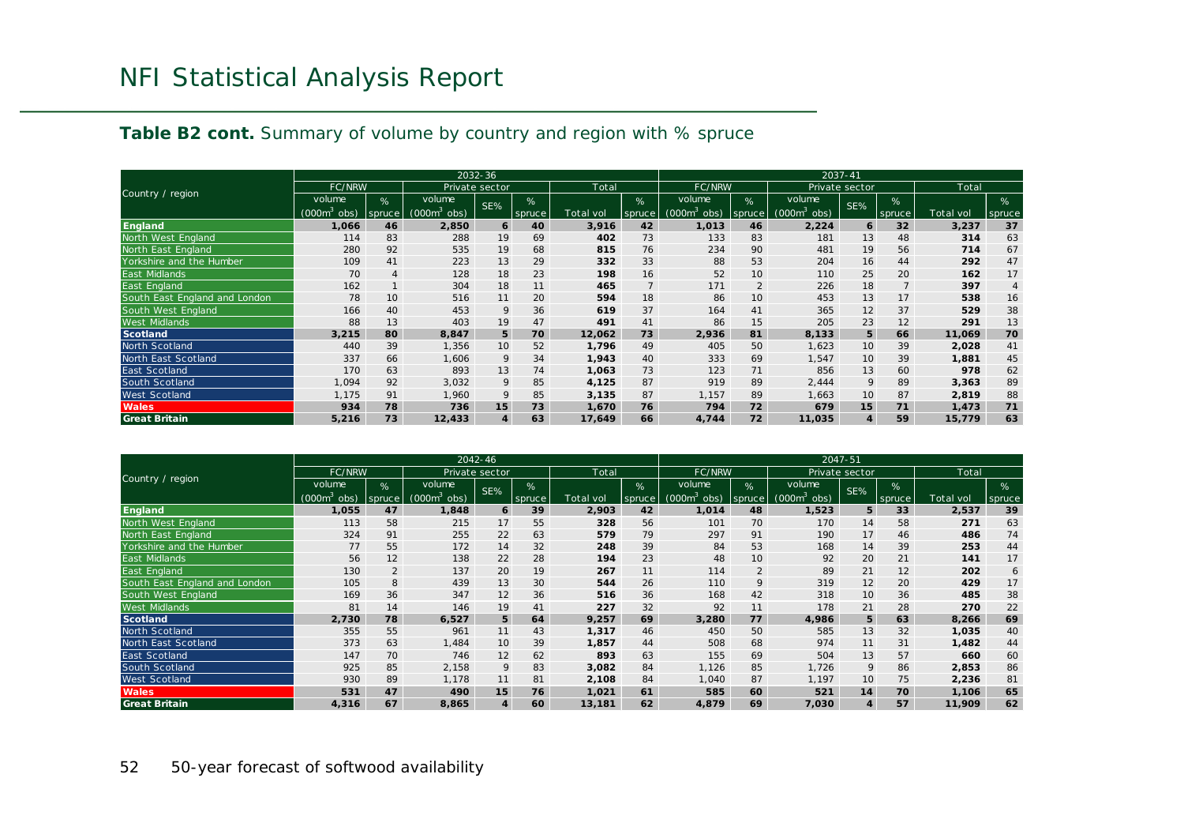**Table B2 cont.** Summary of volume by country and region with % spruce

| Country / region | 2032-36 | | | | | | | 2037-41 | | | | | | |
|---|---|---|---|---|---|---|---|---|---|---|---|---|---|---|
| | FC/NRW | | Private sector | | | Total | | FC/NRW | | Private sector | | | Total | |
| | volume ($000m^3$ obs) | % spruce | volume ($000m^3$ obs) | SE% | % spruce | Total vol | % spruce | volume ($000m^3$ obs) | % spruce | volume ($000m^3$ obs) | SE% | % spruce | Total vol | % spruce |
| **England** | **1,066** | **46** | **2,850** | **6** | **40** | **3,916** | **42** | **1,013** | **46** | **2,224** | **6** | **32** | **3,237** | **37** |
| North West England | 114 | 83 | 288 | 19 | 69 | **402** | 73 | 133 | 83 | 181 | 13 | 48 | **314** | 63 |
| North East England | 280 | 92 | 535 | 19 | 68 | **815** | 76 | 234 | 90 | 481 | 19 | 56 | **714** | 67 |
| Yorkshire and the Humber | 109 | 41 | 223 | 13 | 29 | **332** | 33 | 88 | 53 | 204 | 16 | 44 | **292** | 47 |
| East Midlands | 70 | 4 | 128 | 18 | 23 | **198** | 16 | 52 | 10 | 110 | 25 | 20 | **162** | 17 |
| East England | 162 | 1 | 304 | 18 | 11 | **465** | 7 | 171 | 2 | 226 | 18 | 7 | **397** | 4 |
| South East England and London | 78 | 10 | 516 | 11 | 20 | **594** | 18 | 86 | 10 | 453 | 13 | 17 | **538** | 16 |
| South West England | 166 | 40 | 453 | 9 | 36 | **619** | 37 | 164 | 41 | 365 | 12 | 37 | **529** | 38 |
| West Midlands | 88 | 13 | 403 | 19 | 47 | **491** | 41 | 86 | 15 | 205 | 23 | 12 | **291** | 13 |
| **Scotland** | **3,215** | **80** | **8,847** | **5** | **70** | **12,062** | **73** | **2,936** | **81** | **8,133** | **5** | **66** | **11,069** | **70** |
| North Scotland | 440 | 39 | 1,356 | 10 | 52 | **1,796** | 49 | 405 | 50 | 1,623 | 10 | 39 | **2,028** | 41 |
| North East Scotland | 337 | 66 | 1,606 | 9 | 34 | **1,943** | 40 | 333 | 69 | 1,547 | 10 | 39 | **1,881** | 45 |
| East Scotland | 170 | 63 | 893 | 13 | 74 | **1,063** | 73 | 123 | 71 | 856 | 13 | 60 | **978** | 62 |
| South Scotland | 1,094 | 92 | 3,032 | 9 | 85 | **4,125** | 87 | 919 | 89 | 2,444 | 9 | 89 | **3,363** | 89 |
| West Scotland | 1,175 | 91 | 1,960 | 9 | 85 | **3,135** | 87 | 1,157 | 89 | 1,663 | 10 | 87 | **2,819** | 88 |
| **Wales** | **934** | **78** | **736** | **15** | **73** | **1,670** | **76** | **794** | **72** | **679** | **15** | **71** | **1,473** | **71** |
| **Great Britain** | **5,216** | **73** | **12,433** | **4** | **63** | **17,649** | **66** | **4,744** | **72** | **11,035** | **4** | **59** | **15,779** | **63** |

| Country / region | 2042-46 | | | | | | | 2047-51 | | | | | | |
|---|---|---|---|---|---|---|---|---|---|---|---|---|---|---|
| | FC/NRW | | Private sector | | | Total | | FC/NRW | | Private sector | | | Total | |
| | volume ($000m^3$ obs) | % spruce | volume ($000m^3$ obs) | SE% | % spruce | Total vol | % spruce | volume ($000m^3$ obs) | % spruce | volume ($000m^3$ obs) | SE% | % spruce | Total vol | % spruce |
| **England** | **1,055** | **47** | **1,848** | **6** | **39** | **2,903** | **42** | **1,014** | **48** | **1,523** | **5** | **33** | **2,537** | **39** |
| North West England | 113 | 58 | 215 | 17 | 55 | **328** | 56 | 101 | 70 | 170 | 14 | 58 | **271** | 63 |
| North East England | 324 | 91 | 255 | 22 | 63 | **579** | 79 | 297 | 91 | 190 | 17 | 46 | **486** | 74 |
| Yorkshire and the Humber | 77 | 55 | 172 | 14 | 32 | **248** | 39 | 84 | 53 | 168 | 14 | 39 | **253** | 44 |
| East Midlands | 56 | 12 | 138 | 22 | 28 | **194** | 23 | 48 | 10 | 92 | 20 | 21 | **141** | 17 |
| East England | 130 | 2 | 137 | 20 | 19 | **267** | 11 | 114 | 2 | 89 | 21 | 12 | **202** | 6 |
| South East England and London | 105 | 8 | 439 | 13 | 30 | **544** | 26 | 110 | 9 | 319 | 12 | 20 | **429** | 17 |
| South West England | 169 | 36 | 347 | 12 | 36 | **516** | 36 | 168 | 42 | 318 | 10 | 36 | **485** | 38 |
| West Midlands | 81 | 14 | 146 | 19 | 41 | **227** | 32 | 92 | 11 | 178 | 21 | 28 | **270** | 22 |
| **Scotland** | **2,730** | **78** | **6,527** | **5** | **64** | **9,257** | **69** | **3,280** | **77** | **4,986** | **5** | **63** | **8,266** | **69** |
| North Scotland | 355 | 55 | 961 | 11 | 43 | **1,317** | 46 | 450 | 50 | 585 | 13 | 32 | **1,035** | 40 |
| North East Scotland | 373 | 63 | 1,484 | 10 | 39 | **1,857** | 44 | 508 | 68 | 974 | 11 | 31 | **1,482** | 44 |
| East Scotland | 147 | 70 | 746 | 12 | 62 | **893** | 63 | 155 | 69 | 504 | 13 | 57 | **660** | 60 |
| South Scotland | 925 | 85 | 2,158 | 9 | 83 | **3,082** | 84 | 1,126 | 85 | 1,726 | 9 | 86 | **2,853** | 86 |
| West Scotland | 930 | 89 | 1,178 | 11 | 81 | **2,108** | 84 | 1,040 | 87 | 1,197 | 10 | 75 | **2,236** | 81 |
| **Wales** | **531** | **47** | **490** | **15** | **76** | **1,021** | **61** | **585** | **60** | **521** | **14** | **70** | **1,106** | **65** |
| **Great Britain** | **4,316** | **67** | **8,865** | **4** | **60** | **13,181** | **62** | **4,879** | **69** | **7,030** | **4** | **57** | **11,909** | **62** |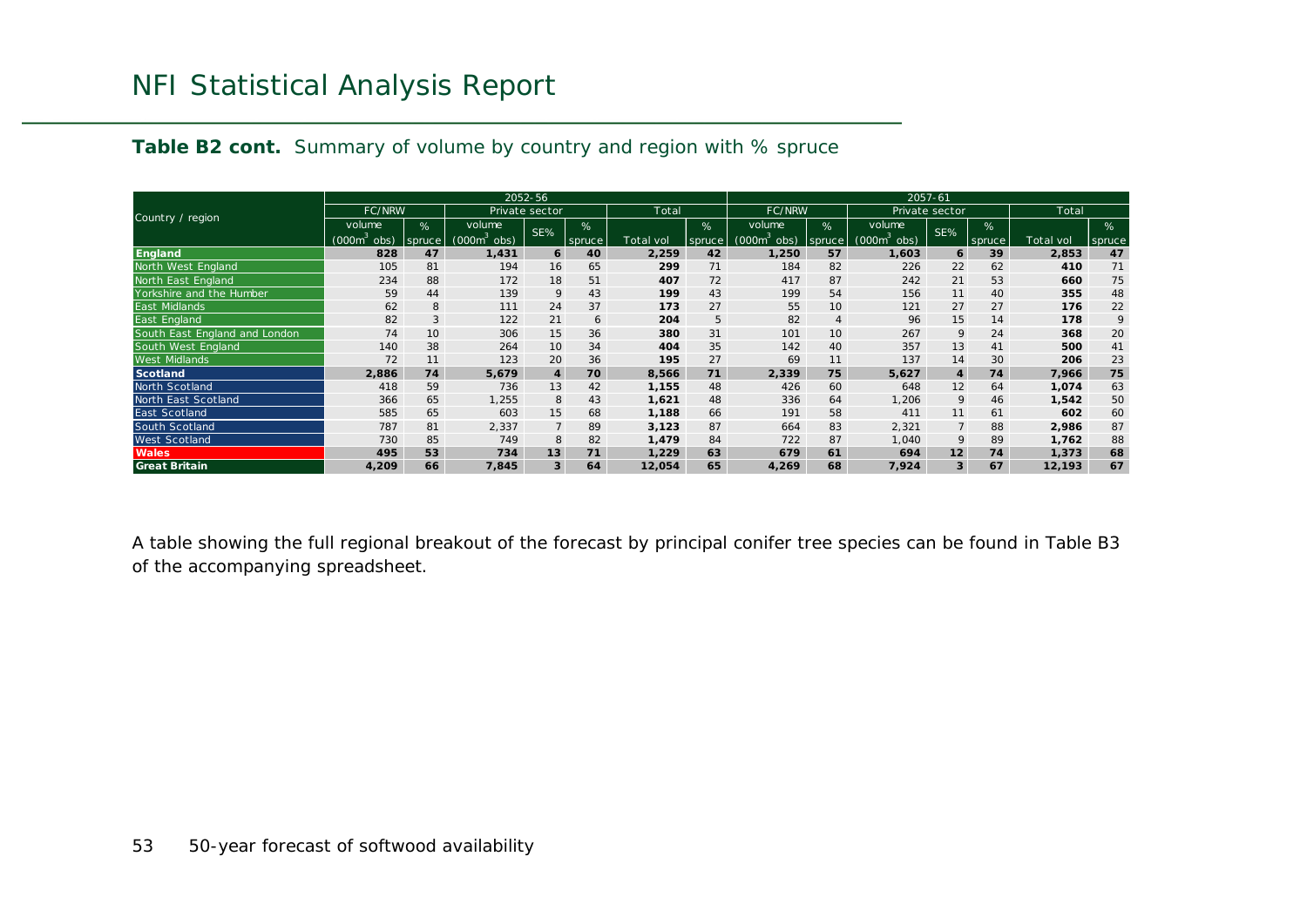**Table B2 cont.** Summary of volume by country and region with % spruce

| Country / region | 2052-56 | | | | | | | 2057-61 | | | | | | |
|---|---|---|---|---|---|---|---|---|---|---|---|---|---|---|
| | FC/NRW | | Private sector | | | Total | | FC/NRW | | Private sector | | | Total | |
| | volume ($000m^3$ obs) | % spruce | volume ($000m^3$ obs) | SE% | % spruce | Total vol | % spruce | volume ($000m^3$ obs) | % spruce | volume ($000m^3$ obs) | SE% | % spruce | Total vol | % spruce |
| **England** | **828** | **47** | **1,431** | **6** | **40** | **2,259** | **42** | **1,250** | **57** | **1,603** | **6** | **39** | **2,853** | **47** |
| North West England | 105 | 81 | 194 | 16 | 65 | **299** | 71 | 184 | 82 | 226 | 22 | 62 | **410** | 71 |
| North East England | 234 | 88 | 172 | 18 | 51 | **407** | 72 | 417 | 87 | 242 | 21 | 53 | **660** | 75 |
| Yorkshire and the Humber | 59 | 44 | 139 | 9 | 43 | **199** | 43 | 199 | 54 | 156 | 11 | 40 | **355** | 48 |
| East Midlands | 62 | 8 | 111 | 24 | 37 | **173** | 27 | 55 | 10 | 121 | 27 | 27 | **176** | 22 |
| East England | 82 | 3 | 122 | 21 | 6 | **204** | 5 | 82 | 4 | 96 | 15 | 14 | **178** | 9 |
| South East England and London | 74 | 10 | 306 | 15 | 36 | **380** | 31 | 101 | 10 | 267 | 9 | 24 | **368** | 20 |
| South West England | 140 | 38 | 264 | 10 | 34 | **404** | 35 | 142 | 40 | 357 | 13 | 41 | **500** | 41 |
| West Midlands | 72 | 11 | 123 | 20 | 36 | **195** | 27 | 69 | 11 | 137 | 14 | 30 | **206** | 23 |
| **Scotland** | **2,886** | **74** | **5,679** | **4** | **70** | **8,566** | **71** | **2,339** | **75** | **5,627** | **4** | **74** | **7,966** | **75** |
| North Scotland | 418 | 59 | 736 | 13 | 42 | **1,155** | 48 | 426 | 60 | 648 | 12 | 64 | **1,074** | 63 |
| North East Scotland | 366 | 65 | 1,255 | 8 | 43 | **1,621** | 48 | 336 | 64 | 1,206 | 9 | 46 | **1,542** | 50 |
| East Scotland | 585 | 65 | 603 | 15 | 68 | **1,188** | 66 | 191 | 58 | 411 | 11 | 61 | **602** | 60 |
| South Scotland | 787 | 81 | 2,337 | 7 | 89 | **3,123** | 87 | 664 | 83 | 2,321 | 7 | 88 | **2,986** | 87 |
| West Scotland | 730 | 85 | 749 | 8 | 82 | **1,479** | 84 | 722 | 87 | 1,040 | 9 | 89 | **1,762** | 88 |
| **Wales** | **495** | **53** | **734** | **13** | **71** | **1,229** | **63** | **679** | **61** | **694** | **12** | **74** | **1,373** | **68** |
| **Great Britain** | **4,209** | **66** | **7,845** | **3** | **64** | **12,054** | **65** | **4,269** | **68** | **7,924** | **3** | **67** | **12,193** | **67** |

A table showing the full regional breakout of the forecast by principal conifer tree species can be found in Table B3 of the accompanying spreadsheet.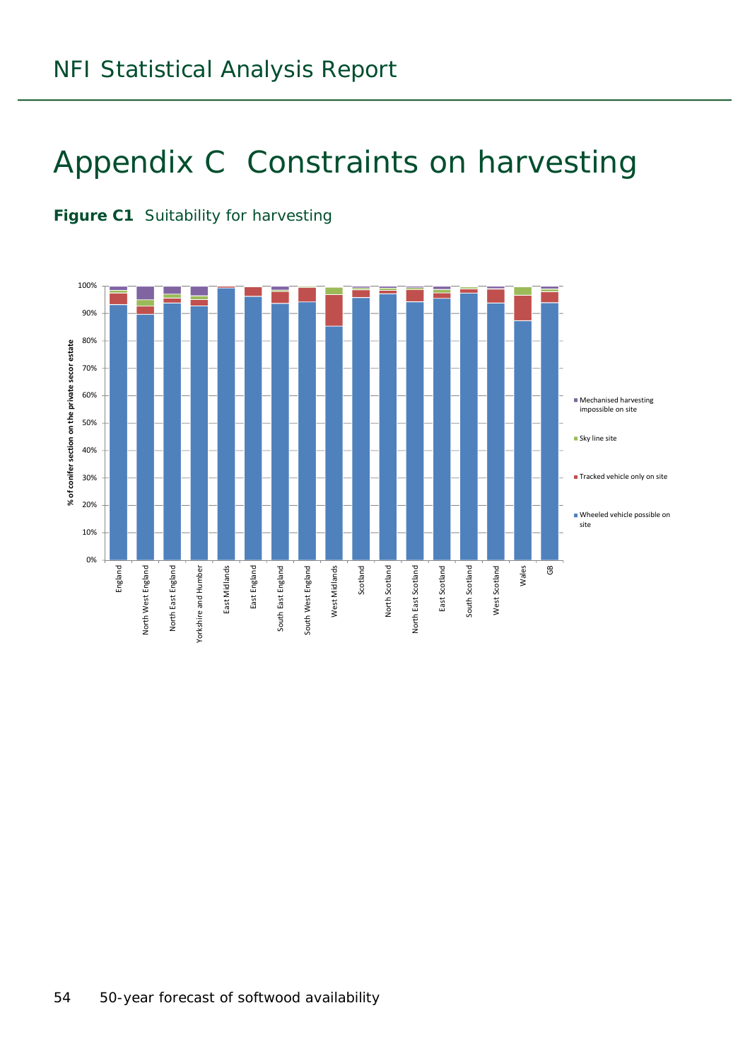# Appendix C Constraints on harvesting

**Figure C1** Suitability for harvesting

% of conifer section on the private secor estate

- Mechanised harvesting impossible on site
- Sky line site
- Tracked vehicle only on site
- Wheeled vehicle possible on site

England, North West England, North East England, Yorkshire and Humber, East Midlands, East England, South East England, South West England, West Midlands, Scotland, North Scotland, North East Scotland, East Scotland, South Scotland, West Scotland, Wales, GB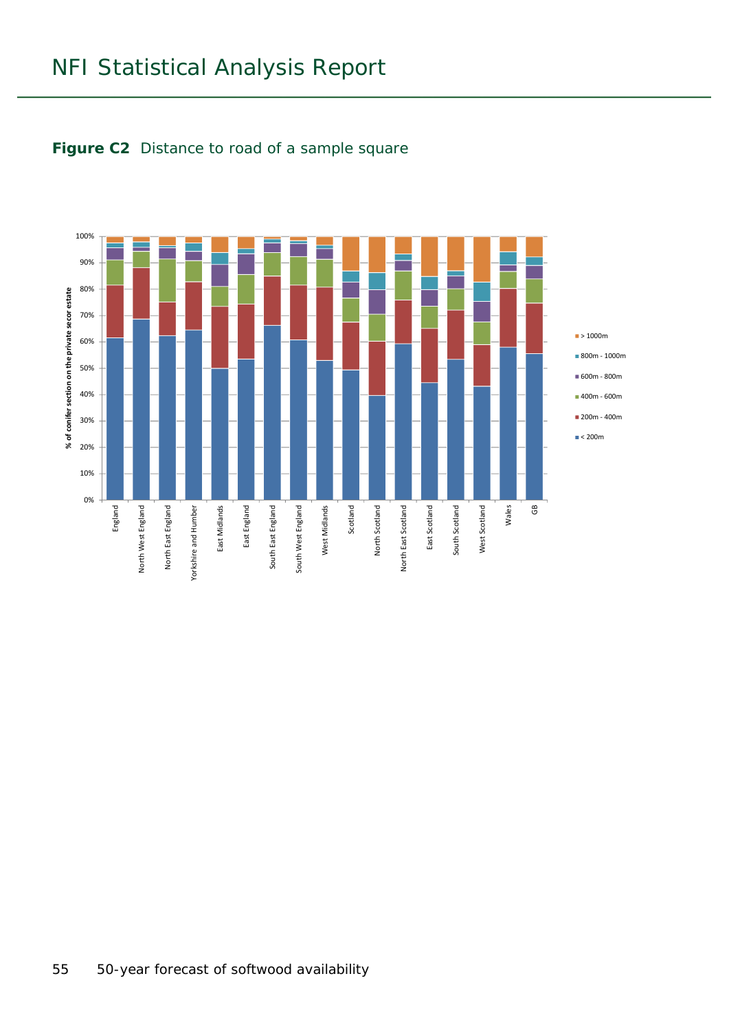**Figure C2** Distance to road of a sample square

| | < 200m | 200m - 400m | 400m - 600m | 600m - 800m | 800m - 1000m | > 1000m |
|---|---|---|---|---|---|---|
| England | | | | | | |
| North West England | | | | | | |
| North East England | | | | | | |
| Yorkshire and Humber | | | | | | |
| East Midlands | | | | | | |
| East England | | | | | | |
| South East England | | | | | | |
| South West England | | | | | | |
| West Midlands | | | | | | |
| Scotland | | | | | | |
| North Scotland | | | | | | |
| North East Scotland | | | | | | |
| East Scotland | | | | | | |
| South Scotland | | | | | | |
| West Scotland | | | | | | |
| Wales | | | | | | |
| GB | | | | | | |

% of conifer section on the private secor estate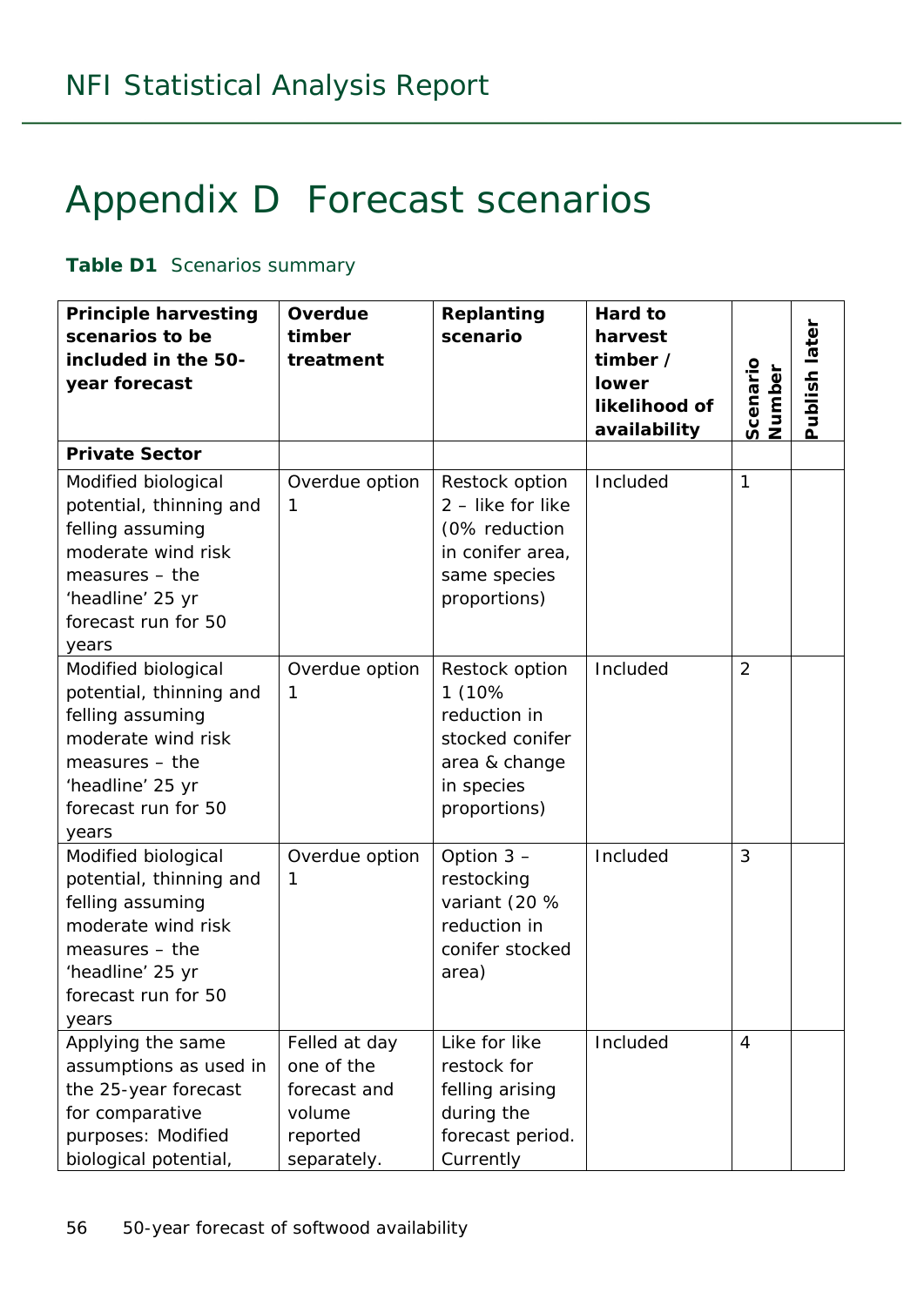# Appendix D Forecast scenarios

**Table D1** Scenarios summary

| Principle harvesting scenarios to be included in the 50-year forecast | Overdue timber treatment | Replanting scenario | Hard to harvest timber / lower likelihood of availability | Scenario Number | Publish later |
|---|---|---|---|---|---|
| **Private Sector** | | | | | |
| Modified biological potential, thinning and felling assuming moderate wind risk measures – the 'headline' 25 yr forecast run for 50 years | Overdue option 1 | Restock option 2 – like for like (0% reduction in conifer area, same species proportions) | Included | 1 | |
| Modified biological potential, thinning and felling assuming moderate wind risk measures – the 'headline' 25 yr forecast run for 50 years | Overdue option 1 | Restock option 1 (10% reduction in stocked conifer area & change in species proportions) | Included | 2 | |
| Modified biological potential, thinning and felling assuming moderate wind risk measures – the 'headline' 25 yr forecast run for 50 years | Overdue option 1 | Option 3 – restocking variant (20 % reduction in conifer stocked area) | Included | 3 | |
| Applying the same assumptions as used in the 25-year forecast for comparative purposes: Modified biological potential, | Felled at day one of the forecast and volume reported separately. | Like for like restock for felling arising during the forecast period. Currently | Included | 4 | |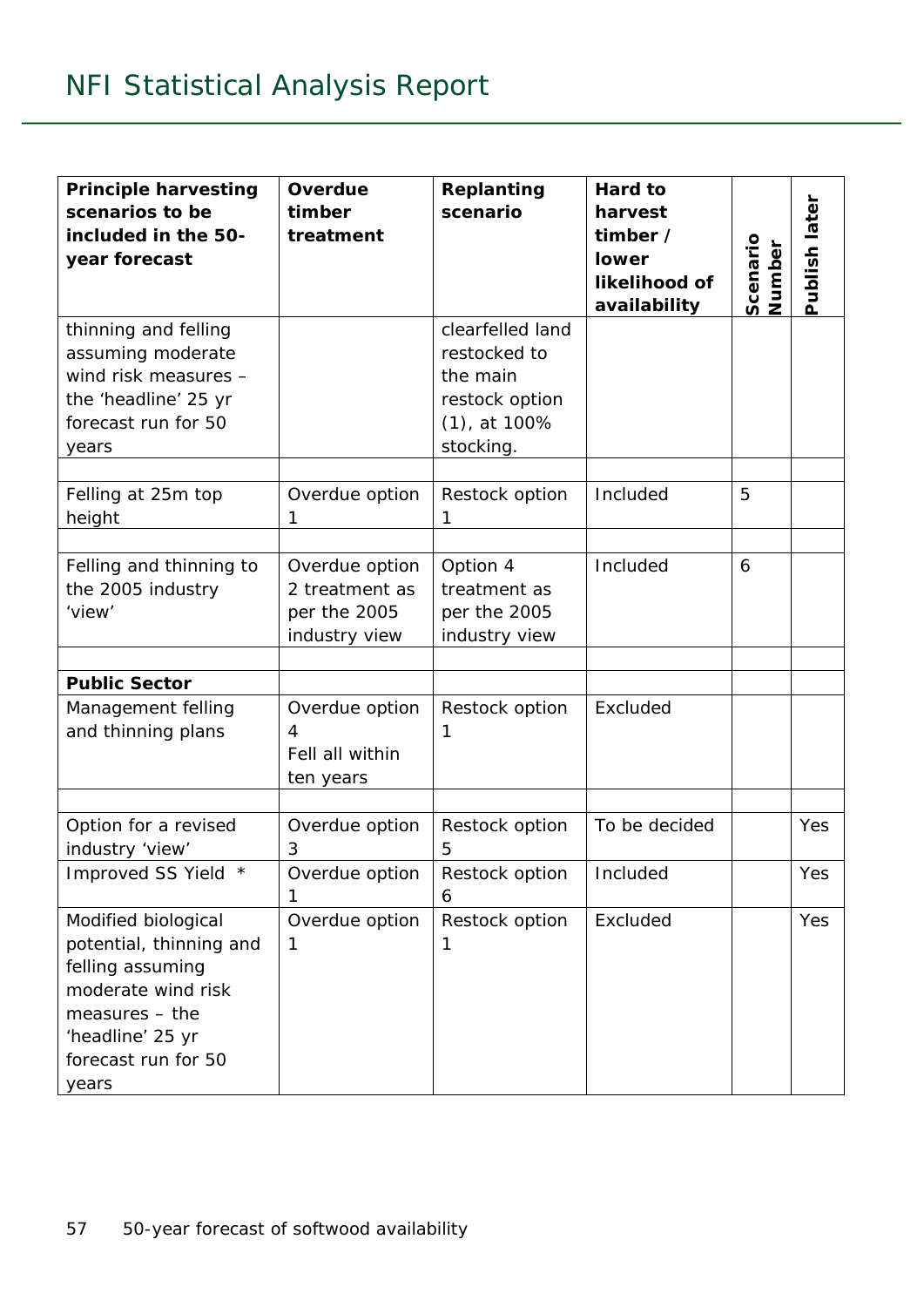| Principle harvesting scenarios to be included in the 50-year forecast | Overdue timber treatment | Replanting scenario | Hard to harvest timber / lower likelihood of availability | Scenario Number | Publish later |
|---|---|---|---|---|---|
| thinning and felling assuming moderate wind risk measures – the 'headline' 25 yr forecast run for 50 years | | clearfelled land restocked to the main restock option (1), at 100% stocking. | | | |
| | | | | | |
| Felling at 25m top height | Overdue option 1 | Restock option 1 | Included | 5 | |
| | | | | | |
| Felling and thinning to the 2005 industry 'view' | Overdue option 2 treatment as per the 2005 industry view | Option 4 treatment as per the 2005 industry view | Included | 6 | |
| | | | | | |
| **Public Sector** | | | | | |
| Management felling and thinning plans | Overdue option 4 Fell all within ten years | Restock option 1 | Excluded | | |
| | | | | | |
| Option for a revised industry 'view' | Overdue option 3 | Restock option 5 | To be decided | | Yes |
| Improved SS Yield * | Overdue option 1 | Restock option 6 | Included | | Yes |
| Modified biological potential, thinning and felling assuming moderate wind risk measures – the 'headline' 25 yr forecast run for 50 years | Overdue option 1 | Restock option 1 | Excluded | | Yes |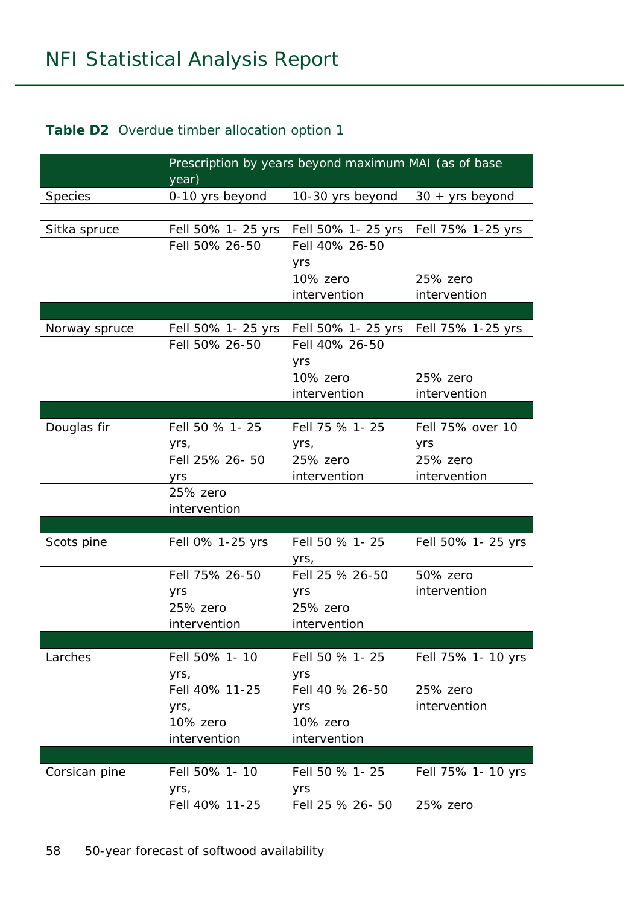**Table D2** Overdue timber allocation option 1

| | Prescription by years beyond maximum MAI (as of base year) | | |
|---|---|---|---|
| Species | 0-10 yrs beyond | 10-30 yrs beyond | 30 + yrs beyond |
| | | | |
| Sitka spruce | Fell 50% 1- 25 yrs | Fell 50% 1- 25 yrs | Fell 75% 1-25 yrs |
| | Fell 50% 26-50 | Fell 40% 26-50 yrs | |
| | | 10% zero intervention | 25% zero intervention |
| | | | |
| Norway spruce | Fell 50% 1- 25 yrs | Fell 50% 1- 25 yrs | Fell 75% 1-25 yrs |
| | Fell 50% 26-50 | Fell 40% 26-50 yrs | |
| | | 10% zero intervention | 25% zero intervention |
| | | | |
| Douglas fir | Fell 50 % 1- 25 yrs, | Fell 75 % 1- 25 yrs, | Fell 75% over 10 yrs |
| | Fell 25% 26- 50 yrs | 25% zero intervention | 25% zero intervention |
| | 25% zero intervention | | |
| | | | |
| Scots pine | Fell 0% 1-25 yrs | Fell 50 % 1- 25 yrs, | Fell 50% 1- 25 yrs |
| | Fell 75% 26-50 yrs | Fell 25 % 26-50 yrs | 50% zero intervention |
| | 25% zero intervention | 25% zero intervention | |
| | | | |
| Larches | Fell 50% 1- 10 yrs, | Fell 50 % 1- 25 yrs | Fell 75% 1- 10 yrs |
| | Fell 40% 11-25 yrs, | Fell 40 % 26-50 yrs | 25% zero intervention |
| | 10% zero intervention | 10% zero intervention | |
| | | | |
| Corsican pine | Fell 50% 1- 10 yrs, | Fell 50 % 1- 25 yrs | Fell 75% 1- 10 yrs |
| | Fell 40% 11-25 | Fell 25 % 26- 50 | 25% zero |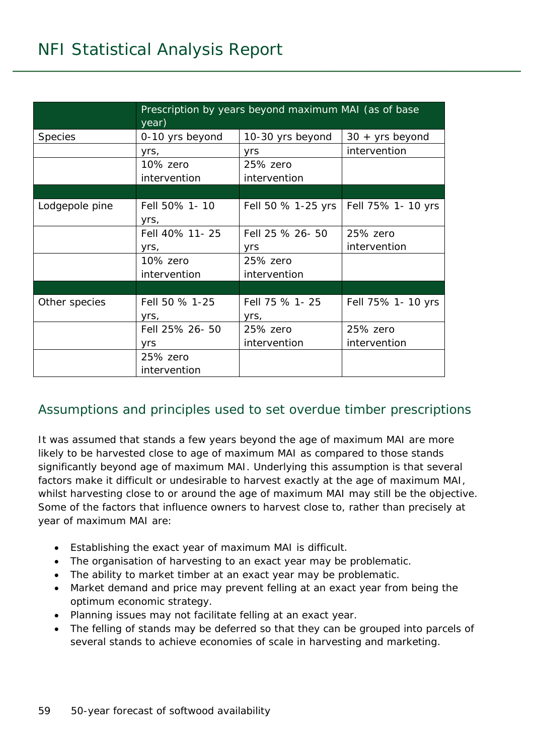| | Prescription by years beyond maximum MAI (as of base year) | | |
|---|---|---|---|
| Species | 0-10 yrs beyond | 10-30 yrs beyond | 30 + yrs beyond |
| | yrs, | yrs | intervention |
| | 10% zero intervention | 25% zero intervention | |
| | | | |
| Lodgepole pine | Fell 50% 1- 10 yrs, | Fell 50 % 1-25 yrs | Fell 75% 1- 10 yrs |
| | Fell 40% 11- 25 yrs, | Fell 25 % 26- 50 yrs | 25% zero intervention |
| | 10% zero intervention | 25% zero intervention | |
| | | | |
| Other species | Fell 50 % 1-25 yrs, | Fell 75 % 1- 25 yrs, | Fell 75% 1- 10 yrs |
| | Fell 25% 26- 50 yrs | 25% zero intervention | 25% zero intervention |
| | 25% zero intervention | | |

## Assumptions and principles used to set overdue timber prescriptions

It was assumed that stands a few years beyond the age of maximum MAI are more likely to be harvested close to age of maximum MAI as compared to those stands significantly beyond age of maximum MAI. Underlying this assumption is that several factors make it difficult or undesirable to harvest exactly at the age of maximum MAI, whilst harvesting close to or around the age of maximum MAI may still be the objective. Some of the factors that influence owners to harvest close to, rather than precisely at year of maximum MAI are:

- Establishing the exact year of maximum MAI is difficult.
- The organisation of harvesting to an exact year may be problematic.
- The ability to market timber at an exact year may be problematic.
- Market demand and price may prevent felling at an exact year from being the optimum economic strategy.
- Planning issues may not facilitate felling at an exact year.
- The felling of stands may be deferred so that they can be grouped into parcels of several stands to achieve economies of scale in harvesting and marketing.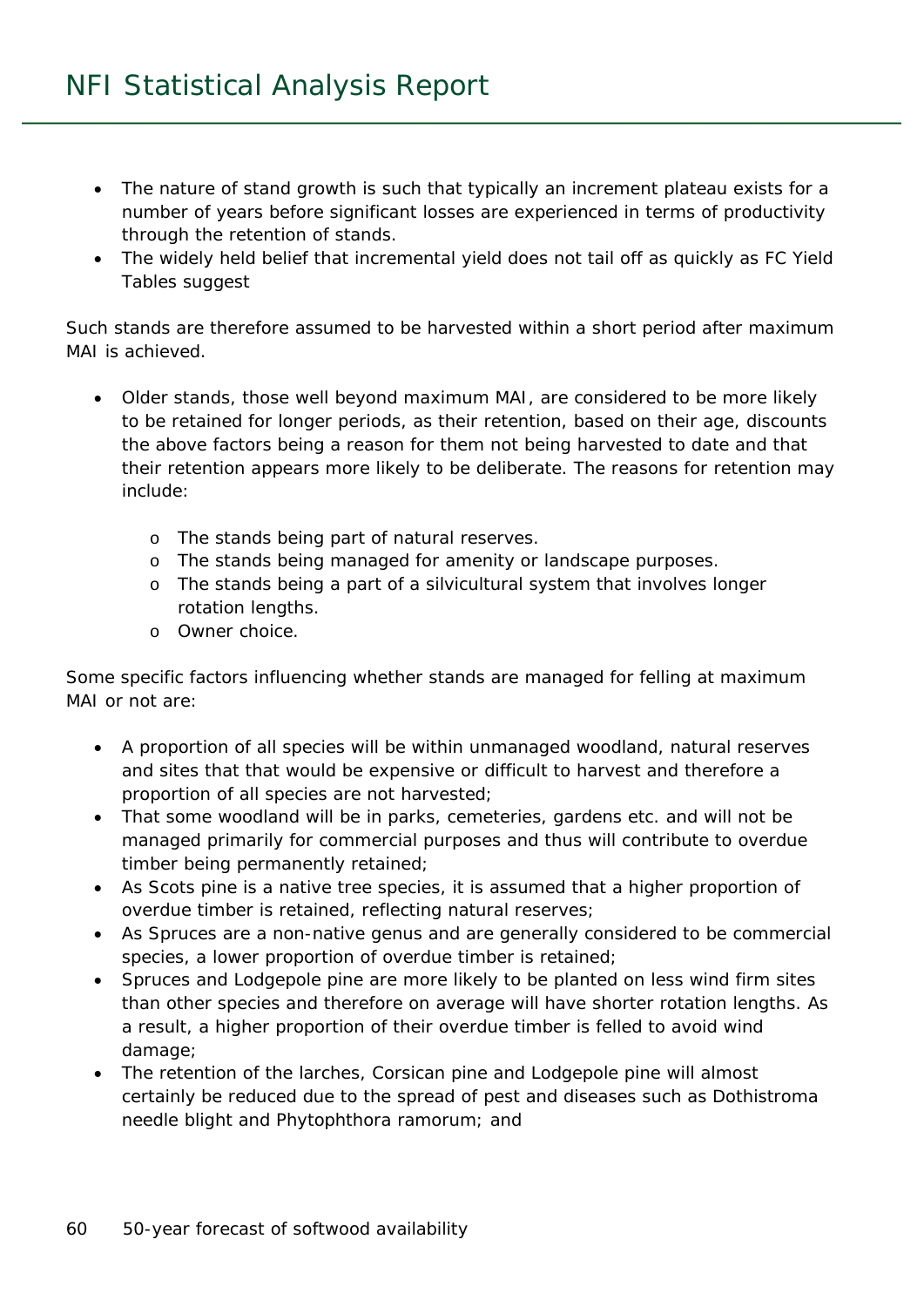- The nature of stand growth is such that typically an increment plateau exists for a number of years before significant losses are experienced in terms of productivity through the retention of stands.
- The widely held belief that incremental yield does not tail off as quickly as FC Yield Tables suggest

Such stands are therefore assumed to be harvested within a short period after maximum MAI is achieved.

- Older stands, those well beyond maximum MAI, are considered to be more likely to be retained for longer periods, as their retention, based on their age, discounts the above factors being a reason for them not being harvested to date and that their retention appears more likely to be deliberate. The reasons for retention may include:
    - The stands being part of natural reserves.
    - The stands being managed for amenity or landscape purposes.
    - The stands being a part of a silvicultural system that involves longer rotation lengths.
    - Owner choice.

Some specific factors influencing whether stands are managed for felling at maximum MAI or not are:

- A proportion of all species will be within unmanaged woodland, natural reserves and sites that that would be expensive or difficult to harvest and therefore a proportion of all species are not harvested;
- That some woodland will be in parks, cemeteries, gardens etc. and will not be managed primarily for commercial purposes and thus will contribute to overdue timber being permanently retained;
- As Scots pine is a native tree species, it is assumed that a higher proportion of overdue timber is retained, reflecting natural reserves;
- As Spruces are a non-native genus and are generally considered to be commercial species, a lower proportion of overdue timber is retained;
- Spruces and Lodgepole pine are more likely to be planted on less wind firm sites than other species and therefore on average will have shorter rotation lengths. As a result, a higher proportion of their overdue timber is felled to avoid wind damage;
- The retention of the larches, Corsican pine and Lodgepole pine will almost certainly be reduced due to the spread of pest and diseases such as Dothistroma needle blight and Phytophthora ramorum; and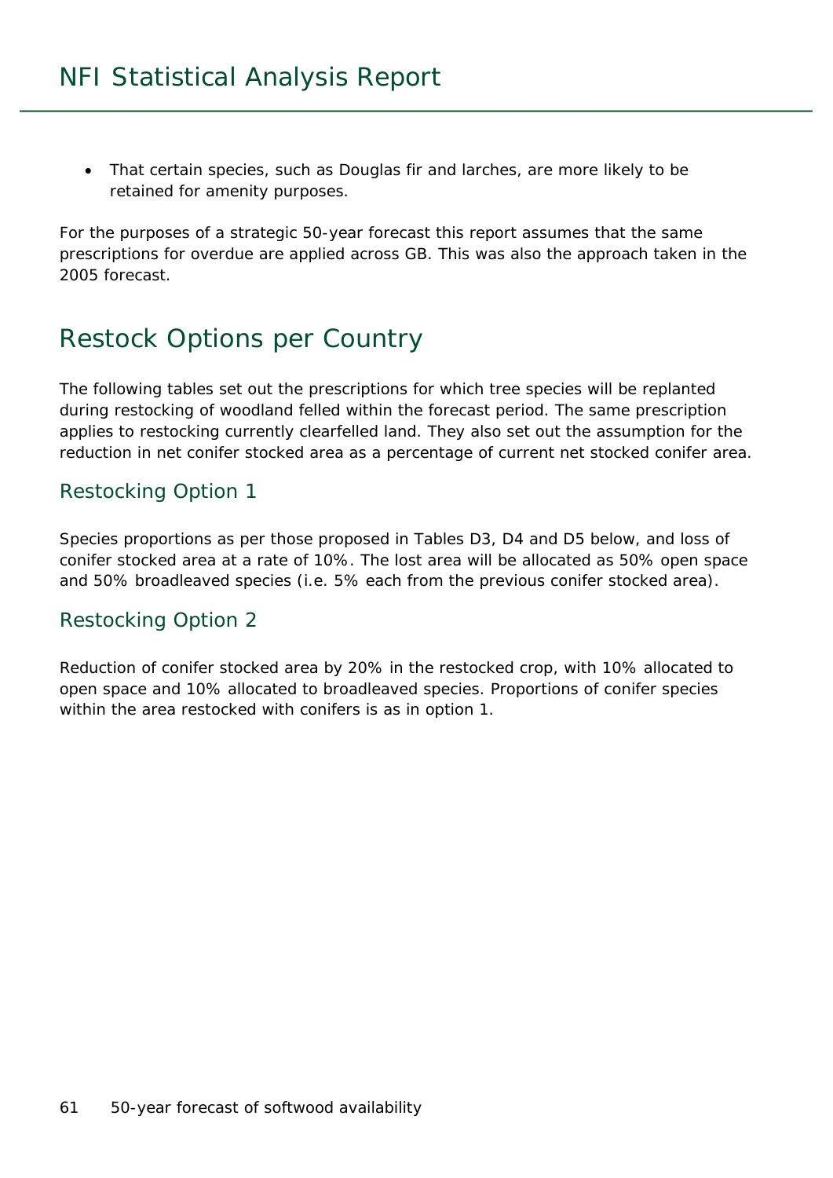- That certain species, such as Douglas fir and larches, are more likely to be retained for amenity purposes.

For the purposes of a strategic 50-year forecast this report assumes that the same prescriptions for overdue are applied across GB. This was also the approach taken in the 2005 forecast.

## Restock Options per Country

The following tables set out the prescriptions for which tree species will be replanted during restocking of woodland felled within the forecast period. The same prescription applies to restocking currently clearfelled land. They also set out the assumption for the reduction in net conifer stocked area as a percentage of current net stocked conifer area.

### Restocking Option 1

Species proportions as per those proposed in Tables D3, D4 and D5 below, and loss of conifer stocked area at a rate of 10%. The lost area will be allocated as 50% open space and 50% broadleaved species (i.e. 5% each from the previous conifer stocked area).

### Restocking Option 2

Reduction of conifer stocked area by 20% in the restocked crop, with 10% allocated to open space and 10% allocated to broadleaved species. Proportions of conifer species within the area restocked with conifers is as in option 1.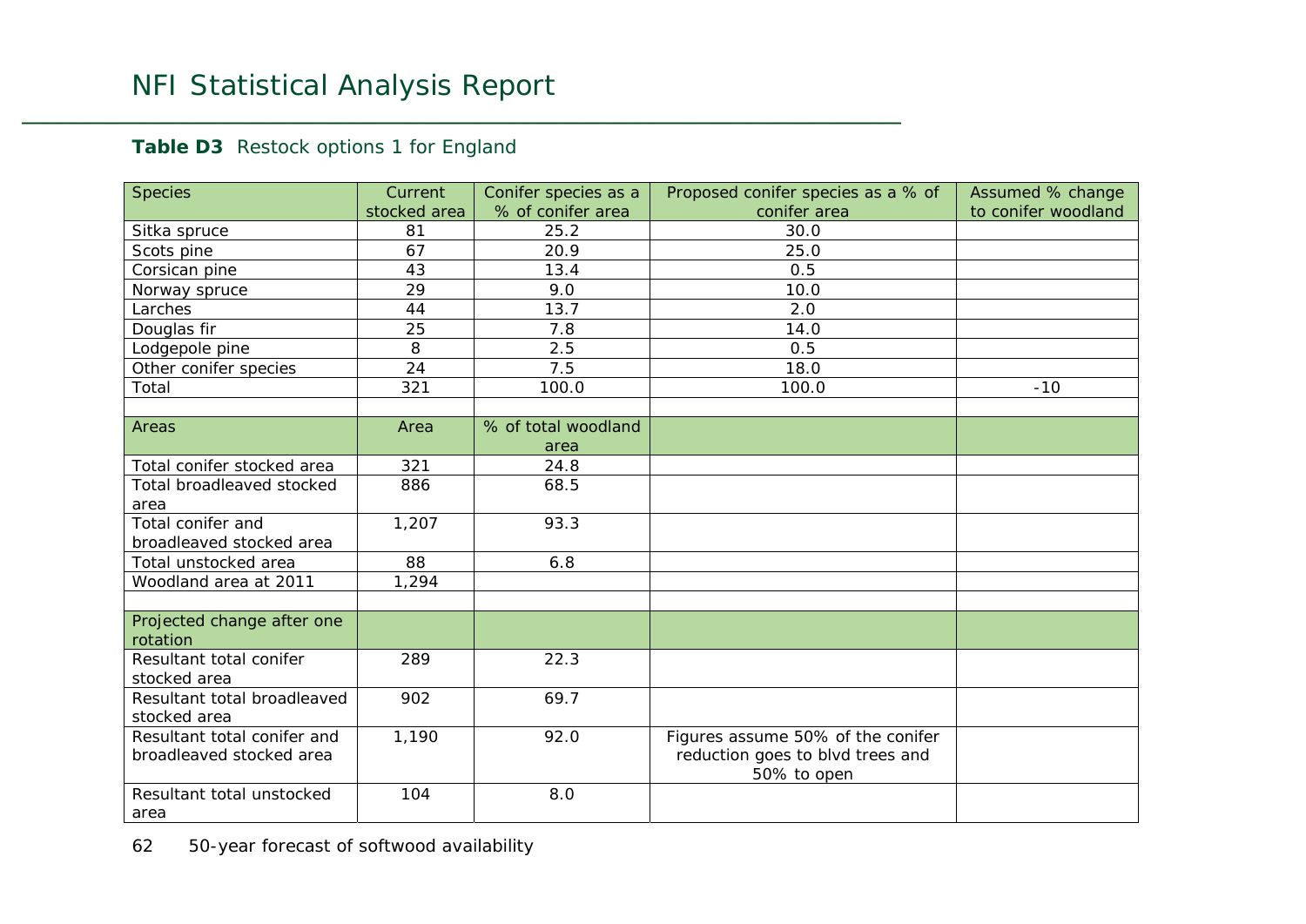**Table D3** Restock options 1 for England

| Species | Current stocked area | Conifer species as a % of conifer area | Proposed conifer species as a % of conifer area | Assumed % change to conifer woodland |
|---|---|---|---|---|
| Sitka spruce | 81 | 25.2 | 30.0 | |
| Scots pine | 67 | 20.9 | 25.0 | |
| Corsican pine | 43 | 13.4 | 0.5 | |
| Norway spruce | 29 | 9.0 | 10.0 | |
| Larches | 44 | 13.7 | 2.0 | |
| Douglas fir | 25 | 7.8 | 14.0 | |
| Lodgepole pine | 8 | 2.5 | 0.5 | |
| Other conifer species | 24 | 7.5 | 18.0 | |
| Total | 321 | 100.0 | 100.0 | -10 |
| | | | | |
| **Areas** | **Area** | **% of total woodland area** | | |
| Total conifer stocked area | 321 | 24.8 | | |
| Total broadleaved stocked area | 886 | 68.5 | | |
| Total conifer and broadleaved stocked area | 1,207 | 93.3 | | |
| Total unstocked area | 88 | 6.8 | | |
| Woodland area at 2011 | 1,294 | | | |
| | | | | |
| **Projected change after one rotation** | | | | |
| Resultant total conifer stocked area | 289 | 22.3 | | |
| Resultant total broadleaved stocked area | 902 | 69.7 | | |
| Resultant total conifer and broadleaved stocked area | 1,190 | 92.0 | Figures assume 50% of the conifer reduction goes to blvd trees and 50% to open | |
| Resultant total unstocked area | 104 | 8.0 | | |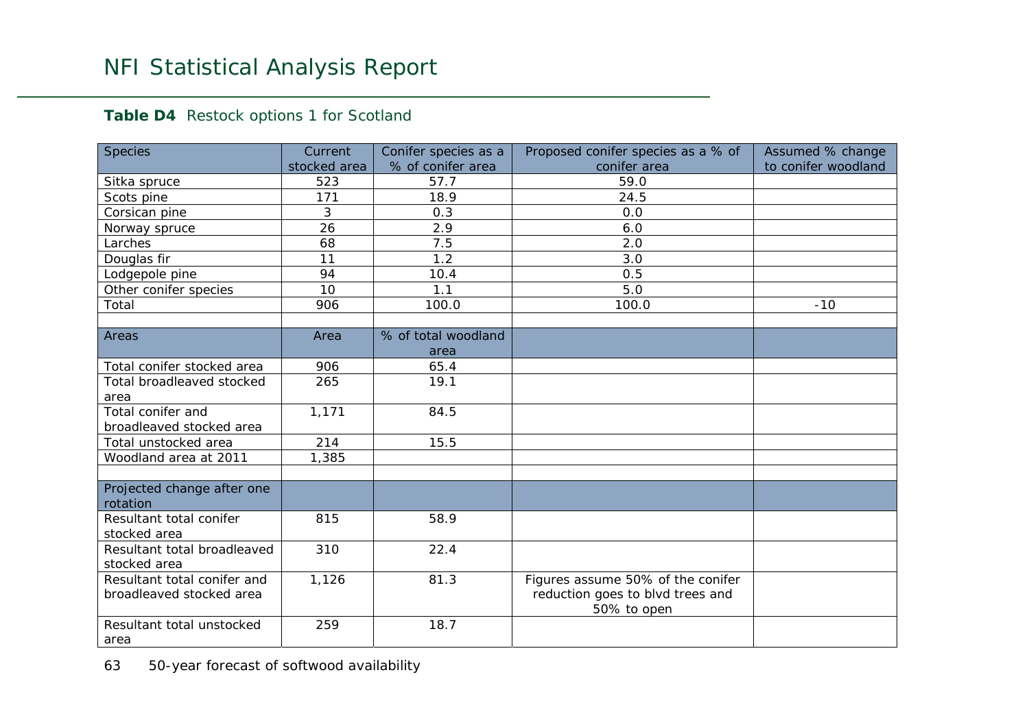**Table D4** Restock options 1 for Scotland

| Species | Current stocked area | Conifer species as a % of conifer area | Proposed conifer species as a % of conifer area | Assumed % change to conifer woodland |
|---|---|---|---|---|
| Sitka spruce | 523 | 57.7 | 59.0 | |
| Scots pine | 171 | 18.9 | 24.5 | |
| Corsican pine | 3 | 0.3 | 0.0 | |
| Norway spruce | 26 | 2.9 | 6.0 | |
| Larches | 68 | 7.5 | 2.0 | |
| Douglas fir | 11 | 1.2 | 3.0 | |
| Lodgepole pine | 94 | 10.4 | 0.5 | |
| Other conifer species | 10 | 1.1 | 5.0 | |
| Total | 906 | 100.0 | 100.0 | -10 |
| | | | | |
| **Areas** | **Area** | **% of total woodland area** | | |
| Total conifer stocked area | 906 | 65.4 | | |
| Total broadleaved stocked area | 265 | 19.1 | | |
| Total conifer and broadleaved stocked area | 1,171 | 84.5 | | |
| Total unstocked area | 214 | 15.5 | | |
| Woodland area at 2011 | 1,385 | | | |
| | | | | |
| **Projected change after one rotation** | | | | |
| Resultant total conifer stocked area | 815 | 58.9 | | |
| Resultant total broadleaved stocked area | 310 | 22.4 | | |
| Resultant total conifer and broadleaved stocked area | 1,126 | 81.3 | Figures assume 50% of the conifer reduction goes to blvd trees and 50% to open | |
| Resultant total unstocked area | 259 | 18.7 | | |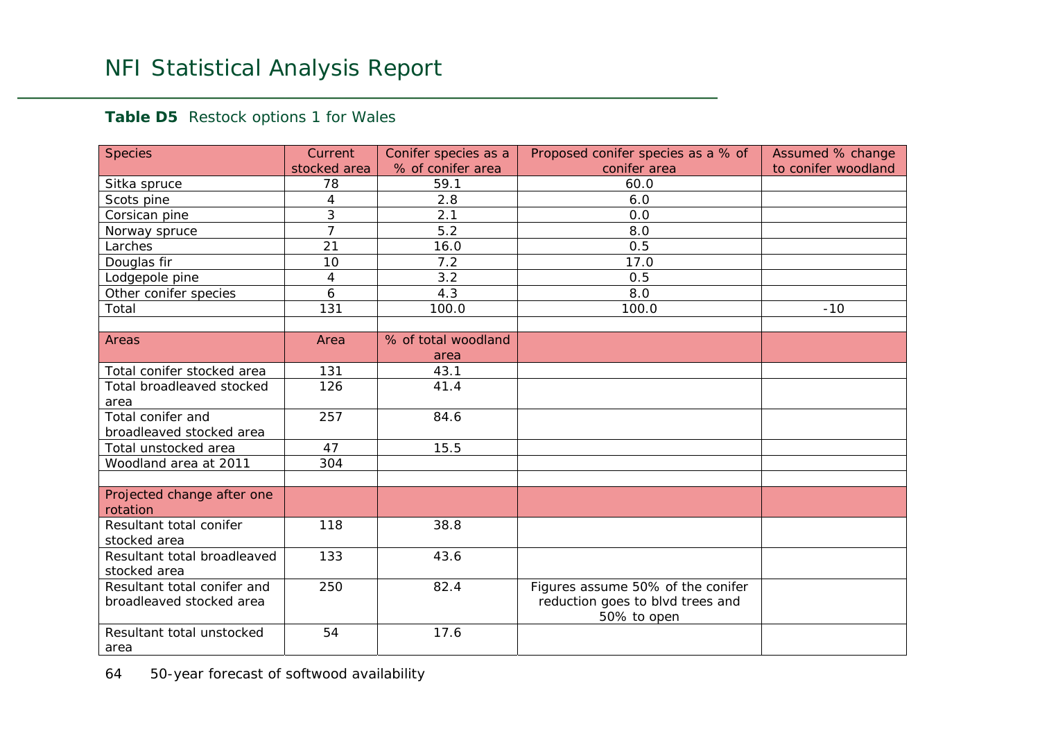**Table D5** Restock options 1 for Wales

| Species | Current stocked area | Conifer species as a % of conifer area | Proposed conifer species as a % of conifer area | Assumed % change to conifer woodland |
|---|---|---|---|---|
| Sitka spruce | 78 | 59.1 | 60.0 | |
| Scots pine | 4 | 2.8 | 6.0 | |
| Corsican pine | 3 | 2.1 | 0.0 | |
| Norway spruce | 7 | 5.2 | 8.0 | |
| Larches | 21 | 16.0 | 0.5 | |
| Douglas fir | 10 | 7.2 | 17.0 | |
| Lodgepole pine | 4 | 3.2 | 0.5 | |
| Other conifer species | 6 | 4.3 | 8.0 | |
| Total | 131 | 100.0 | 100.0 | -10 |
| | | | | |
| **Areas** | **Area** | **% of total woodland area** | | |
| Total conifer stocked area | 131 | 43.1 | | |
| Total broadleaved stocked area | 126 | 41.4 | | |
| Total conifer and broadleaved stocked area | 257 | 84.6 | | |
| Total unstocked area | 47 | 15.5 | | |
| Woodland area at 2011 | 304 | | | |
| | | | | |
| **Projected change after one rotation** | | | | |
| Resultant total conifer stocked area | 118 | 38.8 | | |
| Resultant total broadleaved stocked area | 133 | 43.6 | | |
| Resultant total conifer and broadleaved stocked area | 250 | 82.4 | Figures assume 50% of the conifer reduction goes to blvd trees and 50% to open | |
| Resultant total unstocked area | 54 | 17.6 | | |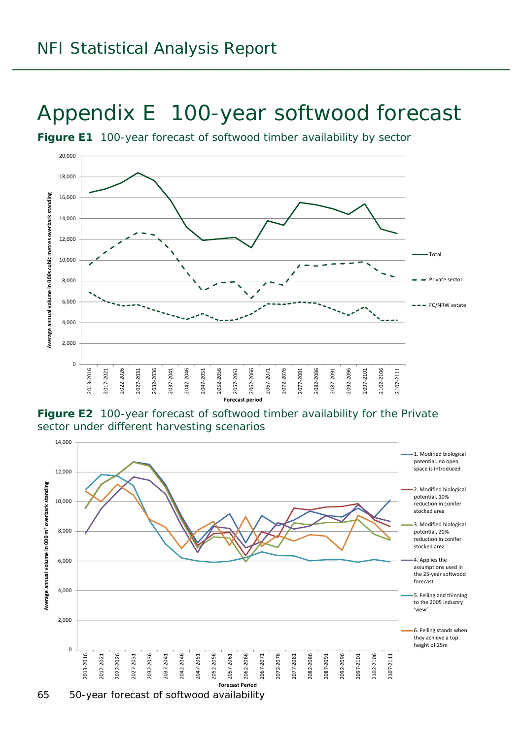# Appendix E 100-year softwood forecast

**Figure E1** 100-year forecast of softwood timber availability by sector

**Figure E2** 100-year forecast of softwood timber availability for the Private sector under different harvesting scenarios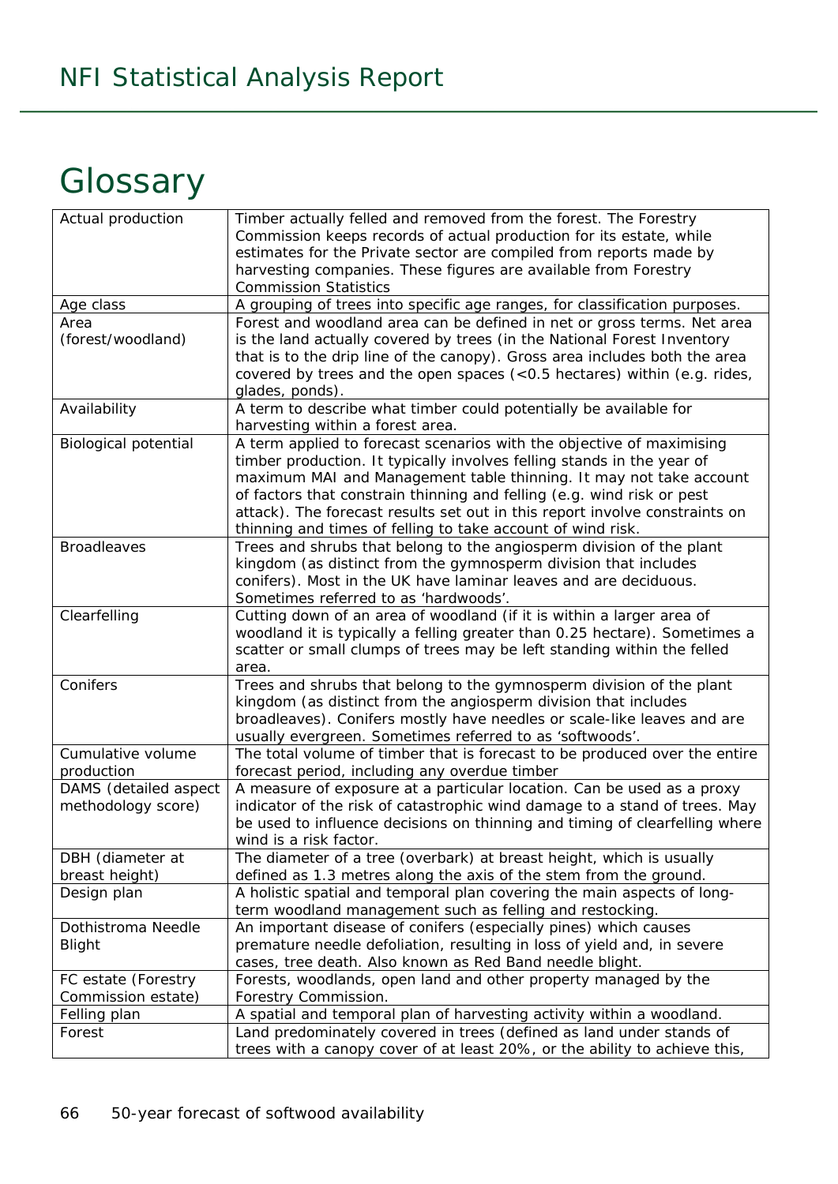# Glossary

| | |
|---|---|
| Actual production | Timber actually felled and removed from the forest. The Forestry Commission keeps records of actual production for its estate, while estimates for the Private sector are compiled from reports made by harvesting companies. These figures are available from Forestry Commission Statistics |
| Age class | A grouping of trees into specific age ranges, for classification purposes. |
| Area (forest/woodland) | Forest and woodland area can be defined in net or gross terms. Net area is the land actually covered by trees (in the National Forest Inventory that is to the drip line of the canopy). Gross area includes both the area covered by trees and the open spaces (<0.5 hectares) within (e.g. rides, glades, ponds). |
| Availability | A term to describe what timber could potentially be available for harvesting within a forest area. |
| Biological potential | A term applied to forecast scenarios with the objective of maximising timber production. It typically involves felling stands in the year of maximum MAI and Management table thinning. It may not take account of factors that constrain thinning and felling (e.g. wind risk or pest attack). The forecast results set out in this report involve constraints on thinning and times of felling to take account of wind risk. |
| Broadleaves | Trees and shrubs that belong to the angiosperm division of the plant kingdom (as distinct from the gymnosperm division that includes conifers). Most in the UK have laminar leaves and are deciduous. Sometimes referred to as 'hardwoods'. |
| Clearfelling | Cutting down of an area of woodland (if it is within a larger area of woodland it is typically a felling greater than 0.25 hectare). Sometimes a scatter or small clumps of trees may be left standing within the felled area. |
| Conifers | Trees and shrubs that belong to the gymnosperm division of the plant kingdom (as distinct from the angiosperm division that includes broadleaves). Conifers mostly have needles or scale-like leaves and are usually evergreen. Sometimes referred to as 'softwoods'. |
| Cumulative volume production | The total volume of timber that is forecast to be produced over the entire forecast period, including any overdue timber |
| DAMS (detailed aspect methodology score) | A measure of exposure at a particular location. Can be used as a proxy indicator of the risk of catastrophic wind damage to a stand of trees. May be used to influence decisions on thinning and timing of clearfelling where wind is a risk factor. |
| DBH (diameter at breast height) | The diameter of a tree (overbark) at breast height, which is usually defined as 1.3 metres along the axis of the stem from the ground. |
| Design plan | A holistic spatial and temporal plan covering the main aspects of long-term woodland management such as felling and restocking. |
| Dothistroma Needle Blight | An important disease of conifers (especially pines) which causes premature needle defoliation, resulting in loss of yield and, in severe cases, tree death. Also known as Red Band needle blight. |
| FC estate (Forestry Commission estate) | Forests, woodlands, open land and other property managed by the Forestry Commission. |
| Felling plan | A spatial and temporal plan of harvesting activity within a woodland. |
| Forest | Land predominately covered in trees (defined as land under stands of trees with a canopy cover of at least 20%, or the ability to achieve this, |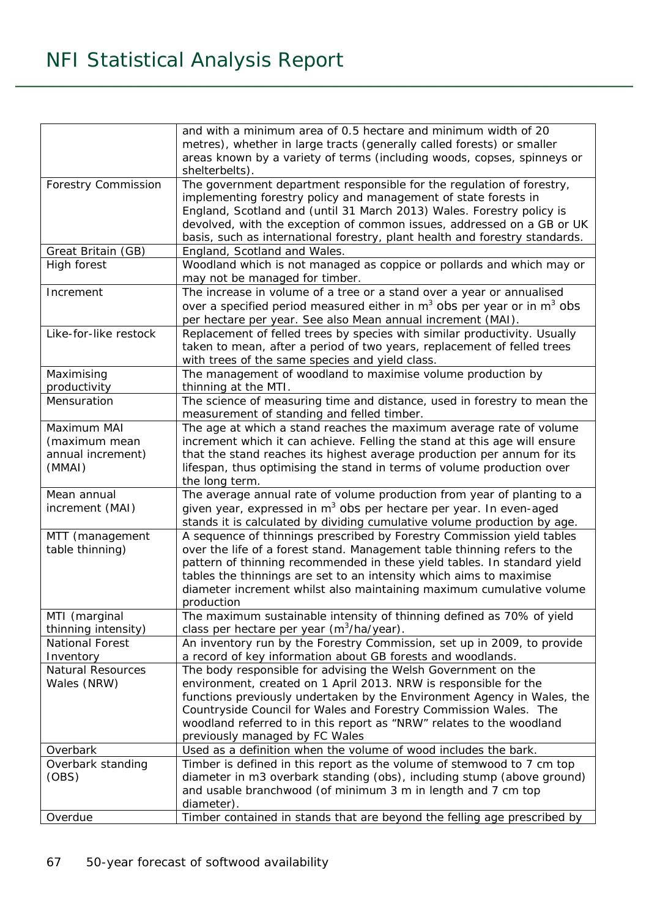| | |
|---|---|
| | and with a minimum area of 0.5 hectare and minimum width of 20 metres), whether in large tracts (generally called forests) or smaller areas known by a variety of terms (including woods, copses, spinneys or shelterbelts). |
| Forestry Commission | The government department responsible for the regulation of forestry, implementing forestry policy and management of state forests in England, Scotland and (until 31 March 2013) Wales. Forestry policy is devolved, with the exception of common issues, addressed on a GB or UK basis, such as international forestry, plant health and forestry standards. |
| Great Britain (GB) | England, Scotland and Wales. |
| High forest | Woodland which is not managed as coppice or pollards and which may or may not be managed for timber. |
| Increment | The increase in volume of a tree or a stand over a year or annualised over a specified period measured either in $m^3$ obs per year or in $m^3$ obs per hectare per year. See also Mean annual increment (MAI). |
| Like-for-like restock | Replacement of felled trees by species with similar productivity. Usually taken to mean, after a period of two years, replacement of felled trees with trees of the same species and yield class. |
| Maximising productivity | The management of woodland to maximise volume production by thinning at the MTI. |
| Mensuration | The science of measuring time and distance, used in forestry to mean the measurement of standing and felled timber. |
| Maximum MAI (maximum mean annual increment) (MMAI) | The age at which a stand reaches the maximum average rate of volume increment which it can achieve. Felling the stand at this age will ensure that the stand reaches its highest average production per annum for its lifespan, thus optimising the stand in terms of volume production over the long term. |
| Mean annual increment (MAI) | The average annual rate of volume production from year of planting to a given year, expressed in $m^3$ obs per hectare per year. In even-aged stands it is calculated by dividing cumulative volume production by age. |
| MTT (management table thinning) | A sequence of thinnings prescribed by Forestry Commission yield tables over the life of a forest stand. Management table thinning refers to the pattern of thinning recommended in these yield tables. In standard yield tables the thinnings are set to an intensity which aims to maximise diameter increment whilst also maintaining maximum cumulative volume production |
| MTI (marginal thinning intensity) | The maximum sustainable intensity of thinning defined as 70% of yield class per hectare per year ($m^3$/ha/year). |
| National Forest Inventory | An inventory run by the Forestry Commission, set up in 2009, to provide a record of key information about GB forests and woodlands. |
| Natural Resources Wales (NRW) | The body responsible for advising the Welsh Government on the environment, created on 1 April 2013. NRW is responsible for the functions previously undertaken by the Environment Agency in Wales, the Countryside Council for Wales and Forestry Commission Wales. The woodland referred to in this report as "NRW" relates to the woodland previously managed by FC Wales |
| Overbark | Used as a definition when the volume of wood includes the bark. |
| Overbark standing (OBS) | Timber is defined in this report as the volume of stemwood to 7 cm top diameter in m3 overbark standing (obs), including stump (above ground) and usable branchwood (of minimum 3 m in length and 7 cm top diameter). |
| Overdue | Timber contained in stands that are beyond the felling age prescribed by |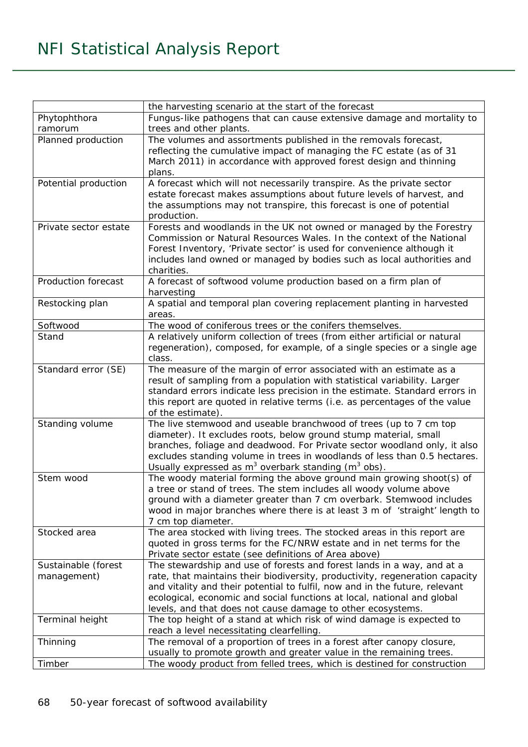| | |
|---|---|
| | the harvesting scenario at the start of the forecast |
| Phytophthora ramorum | Fungus-like pathogens that can cause extensive damage and mortality to trees and other plants. |
| Planned production | The volumes and assortments published in the removals forecast, reflecting the cumulative impact of managing the FC estate (as of 31 March 2011) in accordance with approved forest design and thinning plans. |
| Potential production | A forecast which will not necessarily transpire. As the private sector estate forecast makes assumptions about future levels of harvest, and the assumptions may not transpire, this forecast is one of potential production. |
| Private sector estate | Forests and woodlands in the UK not owned or managed by the Forestry Commission or Natural Resources Wales. In the context of the National Forest Inventory, 'Private sector' is used for convenience although it includes land owned or managed by bodies such as local authorities and charities. |
| Production forecast | A forecast of softwood volume production based on a firm plan of harvesting |
| Restocking plan | A spatial and temporal plan covering replacement planting in harvested areas. |
| Softwood | The wood of coniferous trees or the conifers themselves. |
| Stand | A relatively uniform collection of trees (from either artificial or natural regeneration), composed, for example, of a single species or a single age class. |
| Standard error (SE) | The measure of the margin of error associated with an estimate as a result of sampling from a population with statistical variability. Larger standard errors indicate less precision in the estimate. Standard errors in this report are quoted in relative terms (i.e. as percentages of the value of the estimate). |
| Standing volume | The live stemwood and useable branchwood of trees (up to 7 cm top diameter). It excludes roots, below ground stump material, small branches, foliage and deadwood. For Private sector woodland only, it also excludes standing volume in trees in woodlands of less than 0.5 hectares. Usually expressed as $m^3$ overbark standing ($m^3$ obs). |
| Stem wood | The woody material forming the above ground main growing shoot(s) of a tree or stand of trees. The stem includes all woody volume above ground with a diameter greater than 7 cm overbark. Stemwood includes wood in major branches where there is at least 3 m of 'straight' length to 7 cm top diameter. |
| Stocked area | The area stocked with living trees. The stocked areas in this report are quoted in gross terms for the FC/NRW estate and in net terms for the Private sector estate (see definitions of Area above) |
| Sustainable (forest management) | The stewardship and use of forests and forest lands in a way, and at a rate, that maintains their biodiversity, productivity, regeneration capacity and vitality and their potential to fulfil, now and in the future, relevant ecological, economic and social functions at local, national and global levels, and that does not cause damage to other ecosystems. |
| Terminal height | The top height of a stand at which risk of wind damage is expected to reach a level necessitating clearfelling. |
| Thinning | The removal of a proportion of trees in a forest after canopy closure, usually to promote growth and greater value in the remaining trees. |
| Timber | The woody product from felled trees, which is destined for construction |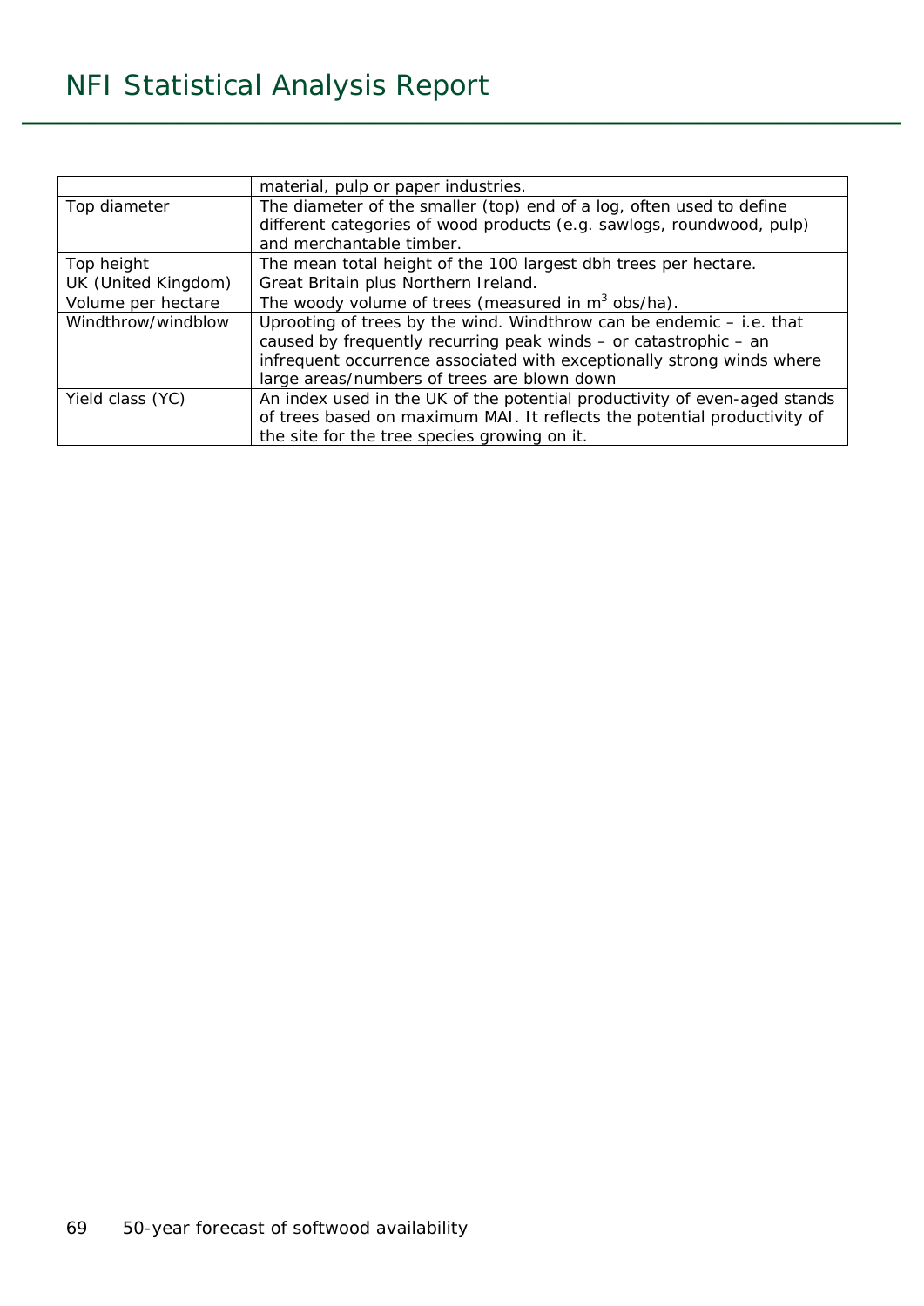| | |
|---|---|
| | material, pulp or paper industries. |
| Top diameter | The diameter of the smaller (top) end of a log, often used to define different categories of wood products (e.g. sawlogs, roundwood, pulp) and merchantable timber. |
| Top height | The mean total height of the 100 largest dbh trees per hectare. |
| UK (United Kingdom) | Great Britain plus Northern Ireland. |
| Volume per hectare | The woody volume of trees (measured in $m^3$ obs/ha). |
| Windthrow/windblow | Uprooting of trees by the wind. Windthrow can be endemic – i.e. that caused by frequently recurring peak winds – or catastrophic – an infrequent occurrence associated with exceptionally strong winds where large areas/numbers of trees are blown down |
| Yield class (YC) | An index used in the UK of the potential productivity of even-aged stands of trees based on maximum MAI. It reflects the potential productivity of the site for the tree species growing on it. |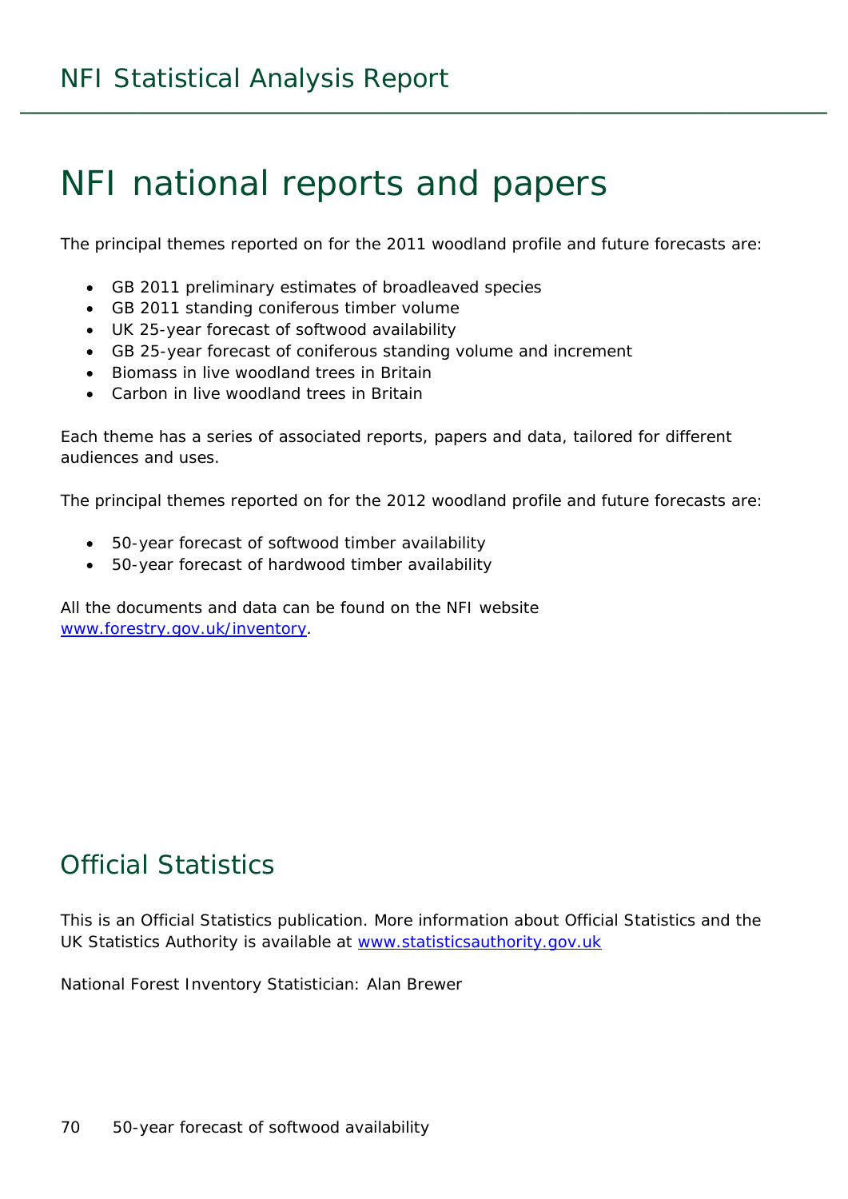# NFI national reports and papers

The principal themes reported on for the 2011 woodland profile and future forecasts are:

- GB 2011 preliminary estimates of broadleaved species
- GB 2011 standing coniferous timber volume
- UK 25-year forecast of softwood availability
- GB 25-year forecast of coniferous standing volume and increment
- Biomass in live woodland trees in Britain
- Carbon in live woodland trees in Britain

Each theme has a series of associated reports, papers and data, tailored for different audiences and uses.

The principal themes reported on for the 2012 woodland profile and future forecasts are:

- 50-year forecast of softwood timber availability
- 50-year forecast of hardwood timber availability

All the documents and data can be found on the NFI website www.forestry.gov.uk/inventory.

## Official Statistics

This is an Official Statistics publication. More information about Official Statistics and the UK Statistics Authority is available at www.statisticsauthority.gov.uk

National Forest Inventory Statistician: Alan Brewer